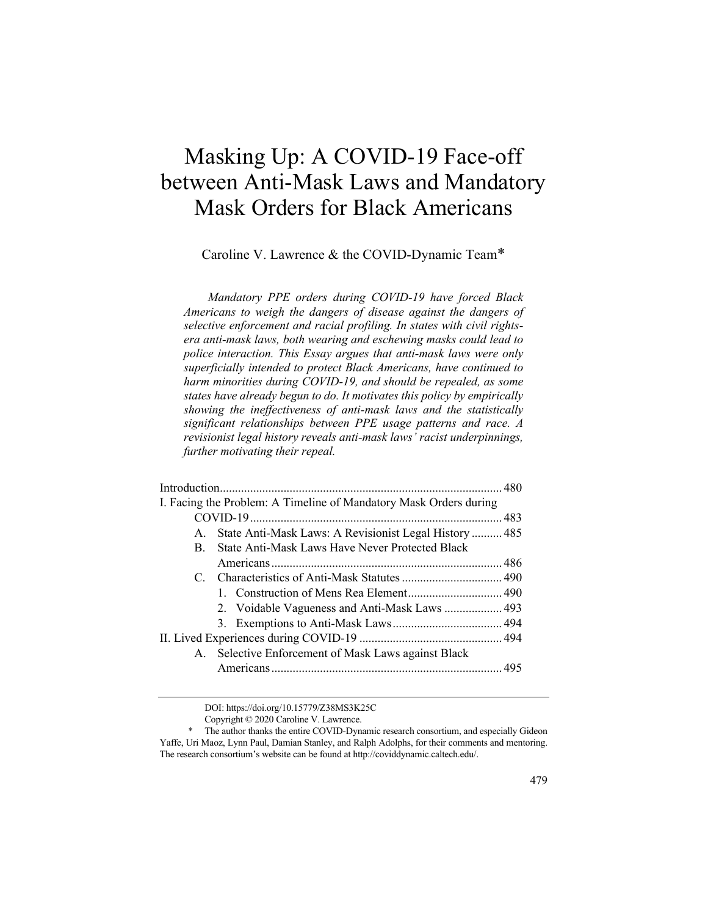# Masking Up: A COVID-19 Face-off between Anti-Mask Laws and Mandatory Mask Orders for Black Americans

Caroline V. Lawrence & the COVID-Dynamic Team*

*Mandatory PPE orders during COVID-19 have forced Black Americans to weigh the dangers of disease against the dangers of selective enforcement and racial profiling. In states with civil rights-era anti-mask laws, both wearing and eschewing masks could lead to police interaction. This Essay argues that anti-mask laws were only superficially intended to protect Black Americans, have continued to harm minorities during COVID-19, and should be repealed, as some states have already begun to do. It motivates this policy by empirically showing the ineffectiveness of anti-mask laws and the statistically significant relationships between PPE usage patterns and race. A revisionist legal history reveals anti-mask laws' racist underpinnings, further motivating their repeal.*

Introduction .......... 480

I. Facing the Problem: A Timeline of Mandatory Mask Orders during COVID-19 .......... 483

- A. State Anti-Mask Laws: A Revisionist Legal History .......... 485
- B. State Anti-Mask Laws Have Never Protected Black Americans .......... 486
- C. Characteristics of Anti-Mask Statutes .......... 490
  1. Construction of Mens Rea Element .......... 490
  2. Voidable Vagueness and Anti-Mask Laws .......... 493
  3. Exemptions to Anti-Mask Laws .......... 494

II. Lived Experiences during COVID-19 .......... 494

- A. Selective Enforcement of Mask Laws against Black Americans .......... 495

---

DOI: https://doi.org/10.15779/Z38MS3K25C

Copyright © 2020 Caroline V. Lawrence.

\* The author thanks the entire COVID-Dynamic research consortium, and especially Gideon Yaffe, Uri Maoz, Lynn Paul, Damian Stanley, and Ralph Adolphs, for their comments and mentoring. The research consortium's website can be found at http://coviddynamic.caltech.edu/.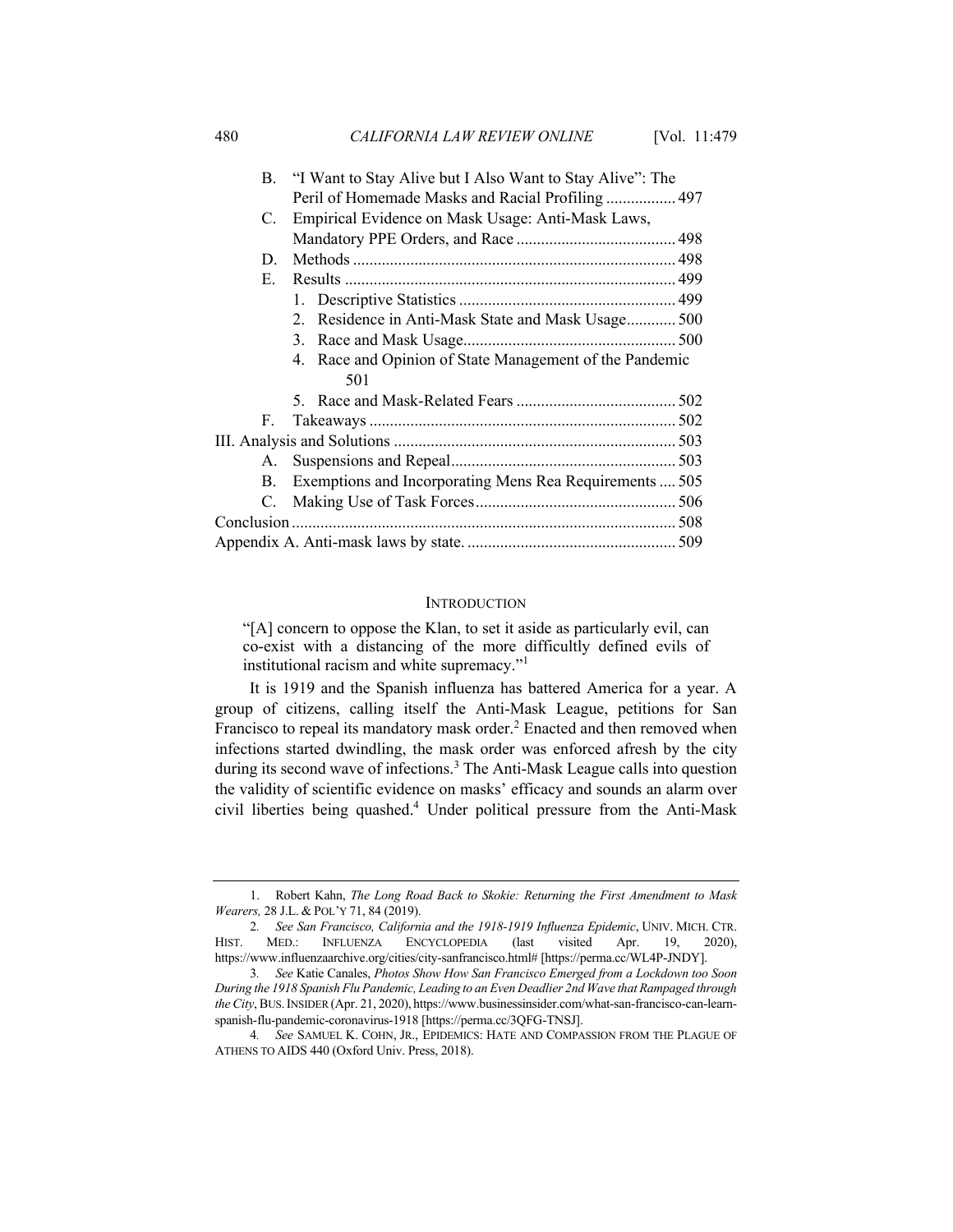B. "I Want to Stay Alive but I Also Want to Stay Alive": The Peril of Homemade Masks and Racial Profiling ................. 497
C. Empirical Evidence on Mask Usage: Anti-Mask Laws, Mandatory PPE Orders, and Race ....................................... 498
D. Methods ............................................................................... 498
E. Results ................................................................................. 499
1. Descriptive Statistics ..................................................... 499
2. Residence in Anti-Mask State and Mask Usage............ 500
3. Race and Mask Usage.................................................... 500
4. Race and Opinion of State Management of the Pandemic 501
5. Race and Mask-Related Fears ....................................... 502
F. Takeaways ........................................................................... 502
III. Analysis and Solutions ..................................................................... 503
A. Suspensions and Repeal....................................................... 503
B. Exemptions and Incorporating Mens Rea Requirements .... 505
C. Making Use of Task Forces................................................. 506
Conclusion ............................................................................................ 508
Appendix A. Anti-mask laws by state. .................................................. 509

## INTRODUCTION

> "[A] concern to oppose the Klan, to set it aside as particularly evil, can co-exist with a distancing of the more difficultly defined evils of institutional racism and white supremacy."[1]

It is 1919 and the Spanish influenza has battered America for a year. A group of citizens, calling itself the Anti-Mask League, petitions for San Francisco to repeal its mandatory mask order.[2] Enacted and then removed when infections started dwindling, the mask order was enforced afresh by the city during its second wave of infections.[3] The Anti-Mask League calls into question the validity of scientific evidence on masks' efficacy and sounds an alarm over civil liberties being quashed.[4] Under political pressure from the Anti-Mask

---

1. Robert Kahn, *The Long Road Back to Skokie: Returning the First Amendment to Mask Wearers,* 28 J.L. & POL'Y 71, 84 (2019).

2. *See San Francisco, California and the 1918-1919 Influenza Epidemic*, UNIV. MICH. CTR. HIST. MED.: INFLUENZA ENCYCLOPEDIA (last visited Apr. 19, 2020), https://www.influenzaarchive.org/cities/city-sanfrancisco.html# [https://perma.cc/WL4P-JNDY].

3. *See* Katie Canales, *Photos Show How San Francisco Emerged from a Lockdown too Soon During the 1918 Spanish Flu Pandemic, Leading to an Even Deadlier 2nd Wave that Rampaged through the City*, BUS. INSIDER (Apr. 21, 2020), https://www.businessinsider.com/what-san-francisco-can-learn-spanish-flu-pandemic-coronavirus-1918 [https://perma.cc/3QFG-TNSJ].

4. *See* SAMUEL K. COHN, JR., EPIDEMICS: HATE AND COMPASSION FROM THE PLAGUE OF ATHENS TO AIDS 440 (Oxford Univ. Press, 2018).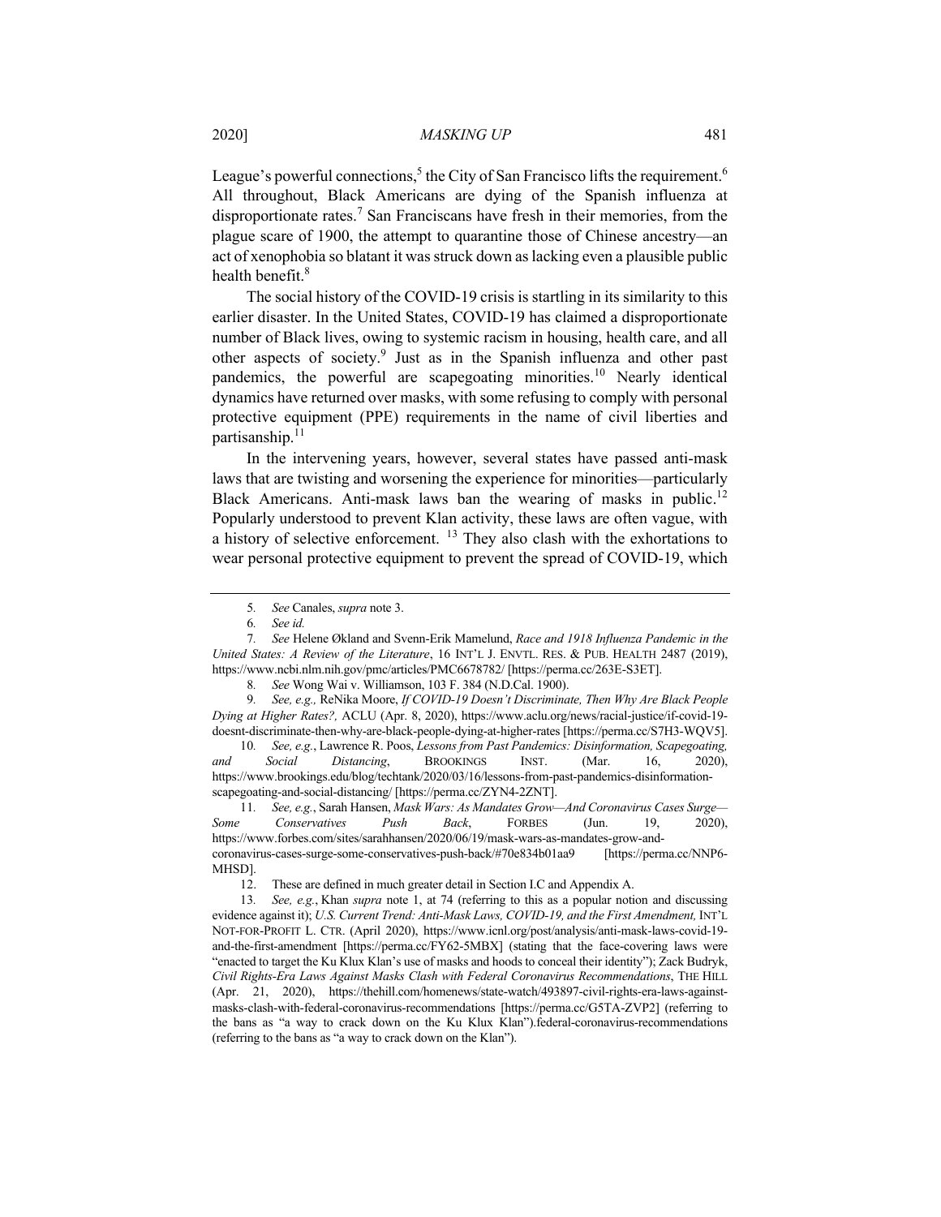League's powerful connections,[5] the City of San Francisco lifts the requirement.[6] All throughout, Black Americans are dying of the Spanish influenza at disproportionate rates.[7] San Franciscans have fresh in their memories, from the plague scare of 1900, the attempt to quarantine those of Chinese ancestry—an act of xenophobia so blatant it was struck down as lacking even a plausible public health benefit.[8]

The social history of the COVID-19 crisis is startling in its similarity to this earlier disaster. In the United States, COVID-19 has claimed a disproportionate number of Black lives, owing to systemic racism in housing, health care, and all other aspects of society.[9] Just as in the Spanish influenza and other past pandemics, the powerful are scapegoating minorities.[10] Nearly identical dynamics have returned over masks, with some refusing to comply with personal protective equipment (PPE) requirements in the name of civil liberties and partisanship.[11]

In the intervening years, however, several states have passed anti-mask laws that are twisting and worsening the experience for minorities—particularly Black Americans. Anti-mask laws ban the wearing of masks in public.[12] Popularly understood to prevent Klan activity, these laws are often vague, with a history of selective enforcement.[13] They also clash with the exhortations to wear personal protective equipment to prevent the spread of COVID-19, which

---

5. *See* Canales, *supra* note 3.

6. *See id.*

7. *See* Helene Økland and Svenn-Erik Mamelund, *Race and 1918 Influenza Pandemic in the United States: A Review of the Literature*, 16 INT'L J. ENVTL. RES. & PUB. HEALTH 2487 (2019), https://www.ncbi.nlm.nih.gov/pmc/articles/PMC6678782/ [https://perma.cc/263E-S3ET].

8. *See* Wong Wai v. Williamson, 103 F. 384 (N.D.Cal. 1900).

9. *See, e.g.,* ReNika Moore, *If COVID-19 Doesn't Discriminate, Then Why Are Black People Dying at Higher Rates?,* ACLU (Apr. 8, 2020), https://www.aclu.org/news/racial-justice/if-covid-19-doesnt-discriminate-then-why-are-black-people-dying-at-higher-rates [https://perma.cc/S7H3-WQV5].

10. *See, e.g.*, Lawrence R. Poos, *Lessons from Past Pandemics: Disinformation, Scapegoating, and Social Distancing*, BROOKINGS INST. (Mar. 16, 2020), https://www.brookings.edu/blog/techtank/2020/03/16/lessons-from-past-pandemics-disinformation-scapegoating-and-social-distancing/ [https://perma.cc/ZYN4-2ZNT].

11. *See, e.g.*, Sarah Hansen, *Mask Wars: As Mandates Grow—And Coronavirus Cases Surge—Some Conservatives Push Back*, FORBES (Jun. 19, 2020), https://www.forbes.com/sites/sarahhansen/2020/06/19/mask-wars-as-mandates-grow-and-coronavirus-cases-surge-some-conservatives-push-back/#70e834b01aa9 [https://perma.cc/NNP6-MHSD].

12. These are defined in much greater detail in Section I.C and Appendix A.

13. *See, e.g.*, Khan *supra* note 1, at 74 (referring to this as a popular notion and discussing evidence against it); *U.S. Current Trend: Anti-Mask Laws, COVID-19, and the First Amendment,* INT'L NOT-FOR-PROFIT L. CTR. (April 2020), https://www.icnl.org/post/analysis/anti-mask-laws-covid-19-and-the-first-amendment [https://perma.cc/FY62-5MBX] (stating that the face-covering laws were "enacted to target the Ku Klux Klan's use of masks and hoods to conceal their identity"); Zack Budryk, *Civil Rights-Era Laws Against Masks Clash with Federal Coronavirus Recommendations*, THE HILL (Apr. 21, 2020), https://thehill.com/homenews/state-watch/493897-civil-rights-era-laws-against-masks-clash-with-federal-coronavirus-recommendations [https://perma.cc/G5TA-ZVP2] (referring to the bans as "a way to crack down on the Ku Klux Klan").federal-coronavirus-recommendations (referring to the bans as "a way to crack down on the Klan").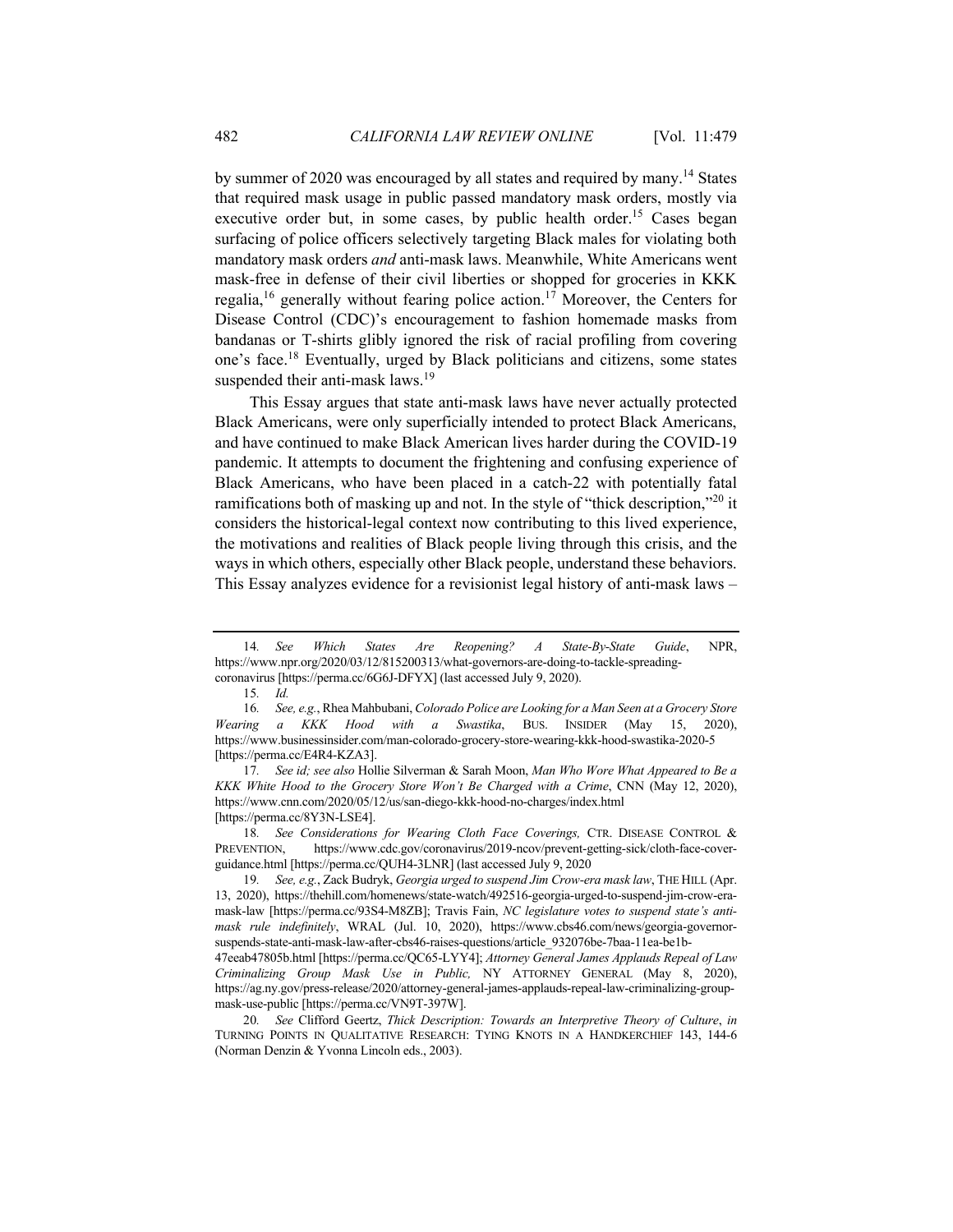by summer of 2020 was encouraged by all states and required by many.[14] States that required mask usage in public passed mandatory mask orders, mostly via executive order but, in some cases, by public health order.[15] Cases began surfacing of police officers selectively targeting Black males for violating both mandatory mask orders *and* anti-mask laws. Meanwhile, White Americans went mask-free in defense of their civil liberties or shopped for groceries in KKK regalia,[16] generally without fearing police action.[17] Moreover, the Centers for Disease Control (CDC)'s encouragement to fashion homemade masks from bandanas or T-shirts glibly ignored the risk of racial profiling from covering one's face.[18] Eventually, urged by Black politicians and citizens, some states suspended their anti-mask laws.[19]

This Essay argues that state anti-mask laws have never actually protected Black Americans, were only superficially intended to protect Black Americans, and have continued to make Black American lives harder during the COVID-19 pandemic. It attempts to document the frightening and confusing experience of Black Americans, who have been placed in a catch-22 with potentially fatal ramifications both of masking up and not. In the style of "thick description,"[20] it considers the historical-legal context now contributing to this lived experience, the motivations and realities of Black people living through this crisis, and the ways in which others, especially other Black people, understand these behaviors. This Essay analyzes evidence for a revisionist legal history of anti-mask laws –

---

14. *See Which States Are Reopening? A State-By-State Guide*, NPR, https://www.npr.org/2020/03/12/815200313/what-governors-are-doing-to-tackle-spreading-coronavirus [https://perma.cc/6G6J-DFYX] (last accessed July 9, 2020).

15. *Id.*

16. *See, e.g.*, Rhea Mahbubani, *Colorado Police are Looking for a Man Seen at a Grocery Store Wearing a KKK Hood with a Swastika*, BUS. INSIDER (May 15, 2020), https://www.businessinsider.com/man-colorado-grocery-store-wearing-kkk-hood-swastika-2020-5 [https://perma.cc/E4R4-KZA3].

17. *See id; see also* Hollie Silverman & Sarah Moon, *Man Who Wore What Appeared to Be a KKK White Hood to the Grocery Store Won't Be Charged with a Crime*, CNN (May 12, 2020), https://www.cnn.com/2020/05/12/us/san-diego-kkk-hood-no-charges/index.html [https://perma.cc/8Y3N-LSE4].

18. *See Considerations for Wearing Cloth Face Coverings,* CTR. DISEASE CONTROL & PREVENTION, https://www.cdc.gov/coronavirus/2019-ncov/prevent-getting-sick/cloth-face-cover-guidance.html [https://perma.cc/QUH4-3LNR] (last accessed July 9, 2020

19. *See, e.g.*, Zack Budryk, *Georgia urged to suspend Jim Crow-era mask law*, THE HILL (Apr. 13, 2020), https://thehill.com/homenews/state-watch/492516-georgia-urged-to-suspend-jim-crow-era-mask-law [https://perma.cc/93S4-M8ZB]; Travis Fain, *NC legislature votes to suspend state's anti-mask rule indefinitely*, WRAL (Jul. 10, 2020), https://www.cbs46.com/news/georgia-governor-suspends-state-anti-mask-law-after-cbs46-raises-questions/article_932076be-7baa-11ea-be1b-47eeab47805b.html [https://perma.cc/QC65-LYY4]; *Attorney General James Applauds Repeal of Law Criminalizing Group Mask Use in Public,* NY ATTORNEY GENERAL (May 8, 2020), https://ag.ny.gov/press-release/2020/attorney-general-james-applauds-repeal-law-criminalizing-group-mask-use-public [https://perma.cc/VN9T-397W].

20. *See* Clifford Geertz, *Thick Description: Towards an Interpretive Theory of Culture*, *in* TURNING POINTS IN QUALITATIVE RESEARCH: TYING KNOTS IN A HANDKERCHIEF 143, 144-6 (Norman Denzin & Yvonna Lincoln eds., 2003).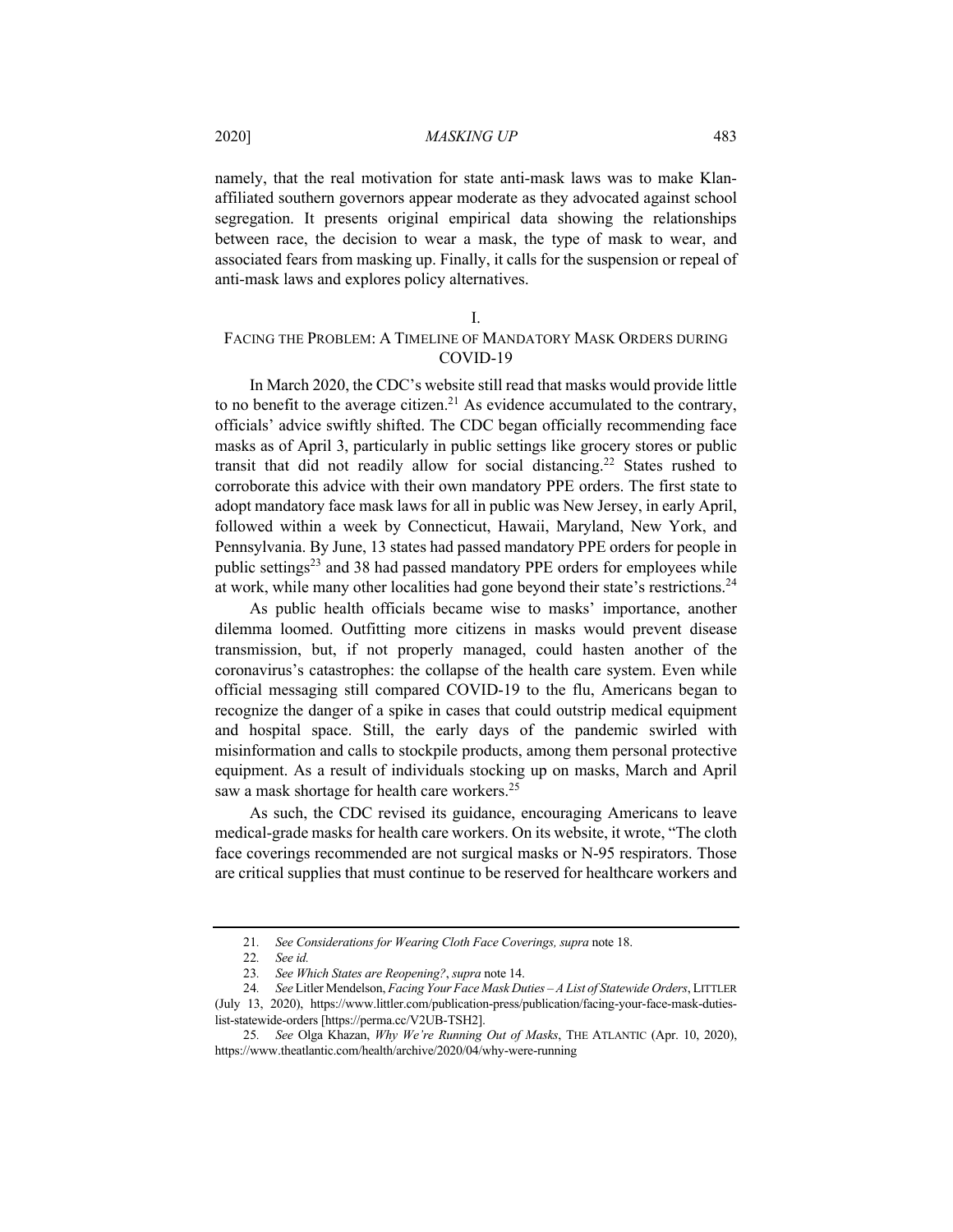namely, that the real motivation for state anti-mask laws was to make Klan-affiliated southern governors appear moderate as they advocated against school segregation. It presents original empirical data showing the relationships between race, the decision to wear a mask, the type of mask to wear, and associated fears from masking up. Finally, it calls for the suspension or repeal of anti-mask laws and explores policy alternatives.

## I.
## FACING THE PROBLEM: A TIMELINE OF MANDATORY MASK ORDERS DURING COVID-19

In March 2020, the CDC's website still read that masks would provide little to no benefit to the average citizen.[21] As evidence accumulated to the contrary, officials' advice swiftly shifted. The CDC began officially recommending face masks as of April 3, particularly in public settings like grocery stores or public transit that did not readily allow for social distancing.[22] States rushed to corroborate this advice with their own mandatory PPE orders. The first state to adopt mandatory face mask laws for all in public was New Jersey, in early April, followed within a week by Connecticut, Hawaii, Maryland, New York, and Pennsylvania. By June, 13 states had passed mandatory PPE orders for people in public settings[23] and 38 had passed mandatory PPE orders for employees while at work, while many other localities had gone beyond their state's restrictions.[24]

As public health officials became wise to masks' importance, another dilemma loomed. Outfitting more citizens in masks would prevent disease transmission, but, if not properly managed, could hasten another of the coronavirus's catastrophes: the collapse of the health care system. Even while official messaging still compared COVID-19 to the flu, Americans began to recognize the danger of a spike in cases that could outstrip medical equipment and hospital space. Still, the early days of the pandemic swirled with misinformation and calls to stockpile products, among them personal protective equipment. As a result of individuals stocking up on masks, March and April saw a mask shortage for health care workers.[25]

As such, the CDC revised its guidance, encouraging Americans to leave medical-grade masks for health care workers. On its website, it wrote, "The cloth face coverings recommended are not surgical masks or N-95 respirators. Those are critical supplies that must continue to be reserved for healthcare workers and

---

21. *See Considerations for Wearing Cloth Face Coverings*, *supra* note 18.

22. *See id.*

23. *See Which States are Reopening?*, *supra* note 14.

24. *See* Littler Mendelson, *Facing Your Face Mask Duties – A List of Statewide Orders*, LITTLER (July 13, 2020), https://www.littler.com/publication-press/publication/facing-your-face-mask-duties-list-statewide-orders [https://perma.cc/V2UB-TSH2].

25. *See* Olga Khazan, *Why We're Running Out of Masks*, THE ATLANTIC (Apr. 10, 2020), https://www.theatlantic.com/health/archive/2020/04/why-were-running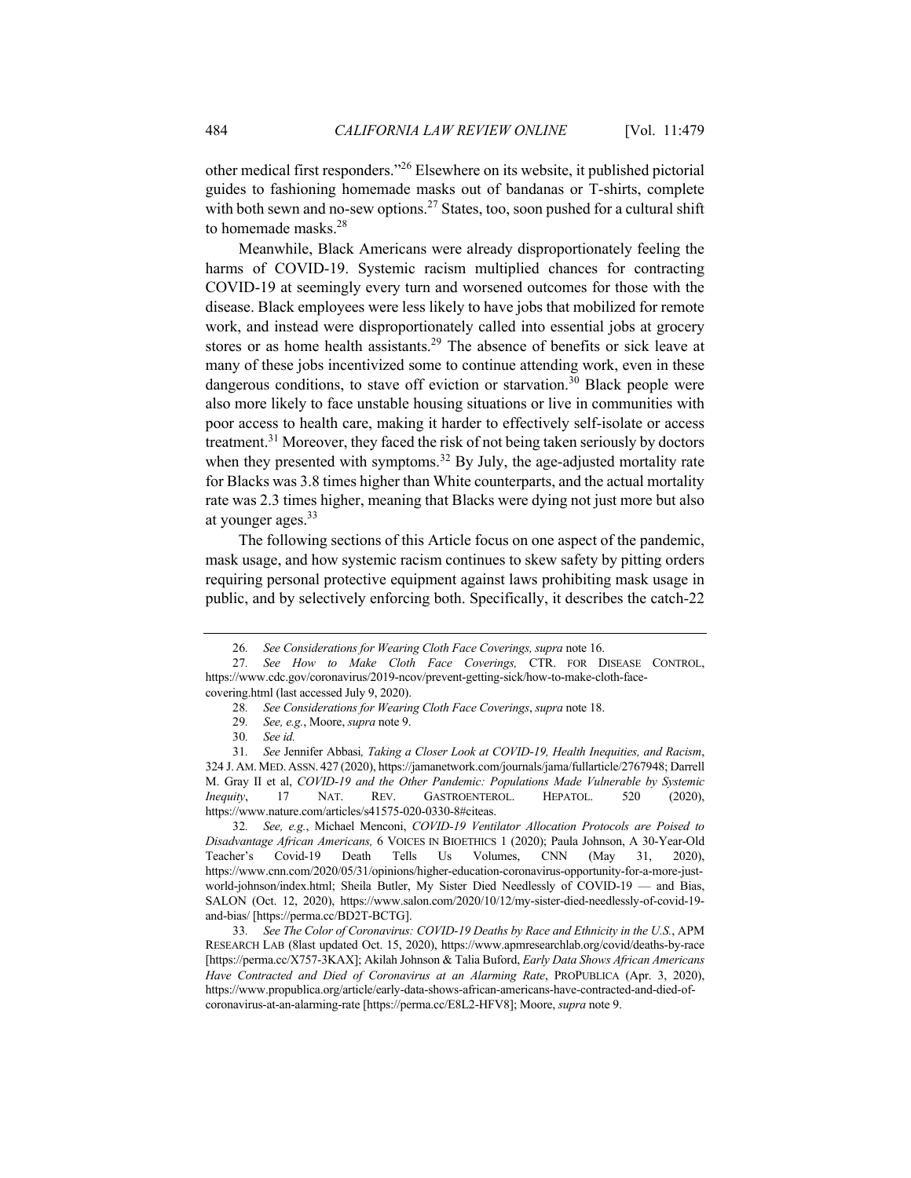other medical first responders."[26] Elsewhere on its website, it published pictorial guides to fashioning homemade masks out of bandanas or T-shirts, complete with both sewn and no-sew options.[27] States, too, soon pushed for a cultural shift to homemade masks.[28]

Meanwhile, Black Americans were already disproportionately feeling the harms of COVID-19. Systemic racism multiplied chances for contracting COVID-19 at seemingly every turn and worsened outcomes for those with the disease. Black employees were less likely to have jobs that mobilized for remote work, and instead were disproportionately called into essential jobs at grocery stores or as home health assistants.[29] The absence of benefits or sick leave at many of these jobs incentivized some to continue attending work, even in these dangerous conditions, to stave off eviction or starvation.[30] Black people were also more likely to face unstable housing situations or live in communities with poor access to health care, making it harder to effectively self-isolate or access treatment.[31] Moreover, they faced the risk of not being taken seriously by doctors when they presented with symptoms.[32] By July, the age-adjusted mortality rate for Blacks was 3.8 times higher than White counterparts, and the actual mortality rate was 2.3 times higher, meaning that Blacks were dying not just more but also at younger ages.[33]

The following sections of this Article focus on one aspect of the pandemic, mask usage, and how systemic racism continues to skew safety by pitting orders requiring personal protective equipment against laws prohibiting mask usage in public, and by selectively enforcing both. Specifically, it describes the catch-22

---

26. *See Considerations for Wearing Cloth Face Coverings, supra* note 16.

27. *See How to Make Cloth Face Coverings,* CTR. FOR DISEASE CONTROL, https://www.cdc.gov/coronavirus/2019-ncov/prevent-getting-sick/how-to-make-cloth-face-covering.html (last accessed July 9, 2020).

28. *See Considerations for Wearing Cloth Face Coverings*, *supra* note 18.

29. *See, e.g.*, Moore, *supra* note 9.

30. *See id.*

31. *See* Jennifer Abbasi*, Taking a Closer Look at COVID-19, Health Inequities, and Racism*, 324 J. AM. MED. ASSN. 427 (2020), https://jamanetwork.com/journals/jama/fullarticle/2767948; Darrell M. Gray II et al, *COVID-19 and the Other Pandemic: Populations Made Vulnerable by Systemic Inequity*, 17 NAT. REV. GASTROENTEROL. HEPATOL. 520 (2020), https://www.nature.com/articles/s41575-020-0330-8#citeas.

32. *See, e.g.*, Michael Menconi, *COVID-19 Ventilator Allocation Protocols are Poised to Disadvantage African Americans,* 6 VOICES IN BIOETHICS 1 (2020); Paula Johnson, A 30-Year-Old Teacher's Covid-19 Death Tells Us Volumes, CNN (May 31, 2020), https://www.cnn.com/2020/05/31/opinions/higher-education-coronavirus-opportunity-for-a-more-just-world-johnson/index.html; Sheila Butler, My Sister Died Needlessly of COVID-19 — and Bias, SALON (Oct. 12, 2020), https://www.salon.com/2020/10/12/my-sister-died-needlessly-of-covid-19-and-bias/ [https://perma.cc/BD2T-BCTG].

33. *See The Color of Coronavirus: COVID-19 Deaths by Race and Ethnicity in the U.S.*, APM RESEARCH LAB (8last updated Oct. 15, 2020), https://www.apmresearchlab.org/covid/deaths-by-race [https://perma.cc/X757-3KAX]; Akilah Johnson & Talia Buford, *Early Data Shows African Americans Have Contracted and Died of Coronavirus at an Alarming Rate*, PROPUBLICA (Apr. 3, 2020), https://www.propublica.org/article/early-data-shows-african-americans-have-contracted-and-died-of-coronavirus-at-an-alarming-rate [https://perma.cc/E8L2-HFV8]; Moore, *supra* note 9.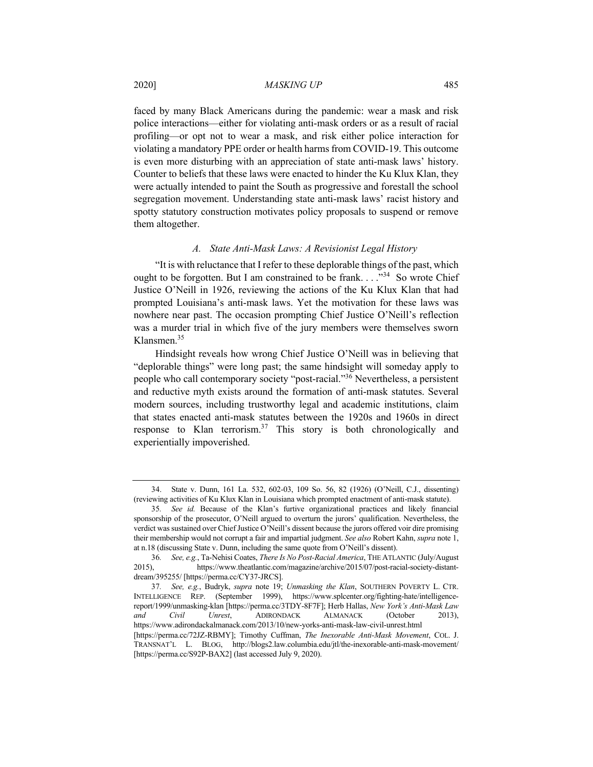faced by many Black Americans during the pandemic: wear a mask and risk police interactions—either for violating anti-mask orders or as a result of racial profiling—or opt not to wear a mask, and risk either police interaction for violating a mandatory PPE order or health harms from COVID-19. This outcome is even more disturbing with an appreciation of state anti-mask laws' history. Counter to beliefs that these laws were enacted to hinder the Ku Klux Klan, they were actually intended to paint the South as progressive and forestall the school segregation movement. Understanding state anti-mask laws' racist history and spotty statutory construction motivates policy proposals to suspend or remove them altogether.

### *A. State Anti-Mask Laws: A Revisionist Legal History*

"It is with reluctance that I refer to these deplorable things of the past, which ought to be forgotten. But I am constrained to be frank. . . ."[34] So wrote Chief Justice O'Neill in 1926, reviewing the actions of the Ku Klux Klan that had prompted Louisiana's anti-mask laws. Yet the motivation for these laws was nowhere near past. The occasion prompting Chief Justice O'Neill's reflection was a murder trial in which five of the jury members were themselves sworn Klansmen.[35]

Hindsight reveals how wrong Chief Justice O'Neill was in believing that "deplorable things" were long past; the same hindsight will someday apply to people who call contemporary society "post-racial."[36] Nevertheless, a persistent and reductive myth exists around the formation of anti-mask statutes. Several modern sources, including trustworthy legal and academic institutions, claim that states enacted anti-mask statutes between the 1920s and 1960s in direct response to Klan terrorism.[37] This story is both chronologically and experientially impoverished.

---

34. State v. Dunn, 161 La. 532, 602-03, 109 So. 56, 82 (1926) (O'Neill, C.J., dissenting) (reviewing activities of Ku Klux Klan in Louisiana which prompted enactment of anti-mask statute).

35. *See id.* Because of the Klan's furtive organizational practices and likely financial sponsorship of the prosecutor, O'Neill argued to overturn the jurors' qualification. Nevertheless, the verdict was sustained over Chief Justice O'Neill's dissent because the jurors offered voir dire promising their membership would not corrupt a fair and impartial judgment. *See also* Robert Kahn, *supra* note 1, at n.18 (discussing State v. Dunn, including the same quote from O'Neill's dissent).

36. *See, e.g.*, Ta-Nehisi Coates, *There Is No Post-Racial America*, THE ATLANTIC (July/August 2015), https://www.theatlantic.com/magazine/archive/2015/07/post-racial-society-distant-dream/395255/ [https://perma.cc/CY37-JRCS].

37. *See, e.g.*, Budryk, *supra* note 19; *Unmasking the Klan*, SOUTHERN POVERTY L. CTR. INTELLIGENCE REP. (September 1999), https://www.splcenter.org/fighting-hate/intelligence-report/1999/unmasking-klan [https://perma.cc/3TDY-8F7F]; Herb Hallas, *New York's Anti-Mask Law and Civil Unrest*, ADIRONDACK ALMANACK (October 2013), https://www.adirondackalmanack.com/2013/10/new-yorks-anti-mask-law-civil-unrest.html [https://perma.cc/72JZ-RBMY]; Timothy Cuffman, *The Inexorable Anti-Mask Movement*, COL. J. TRANSNAT'L L. BLOG, http://blogs2.law.columbia.edu/jtl/the-inexorable-anti-mask-movement/ [https://perma.cc/S92P-BAX2] (last accessed July 9, 2020).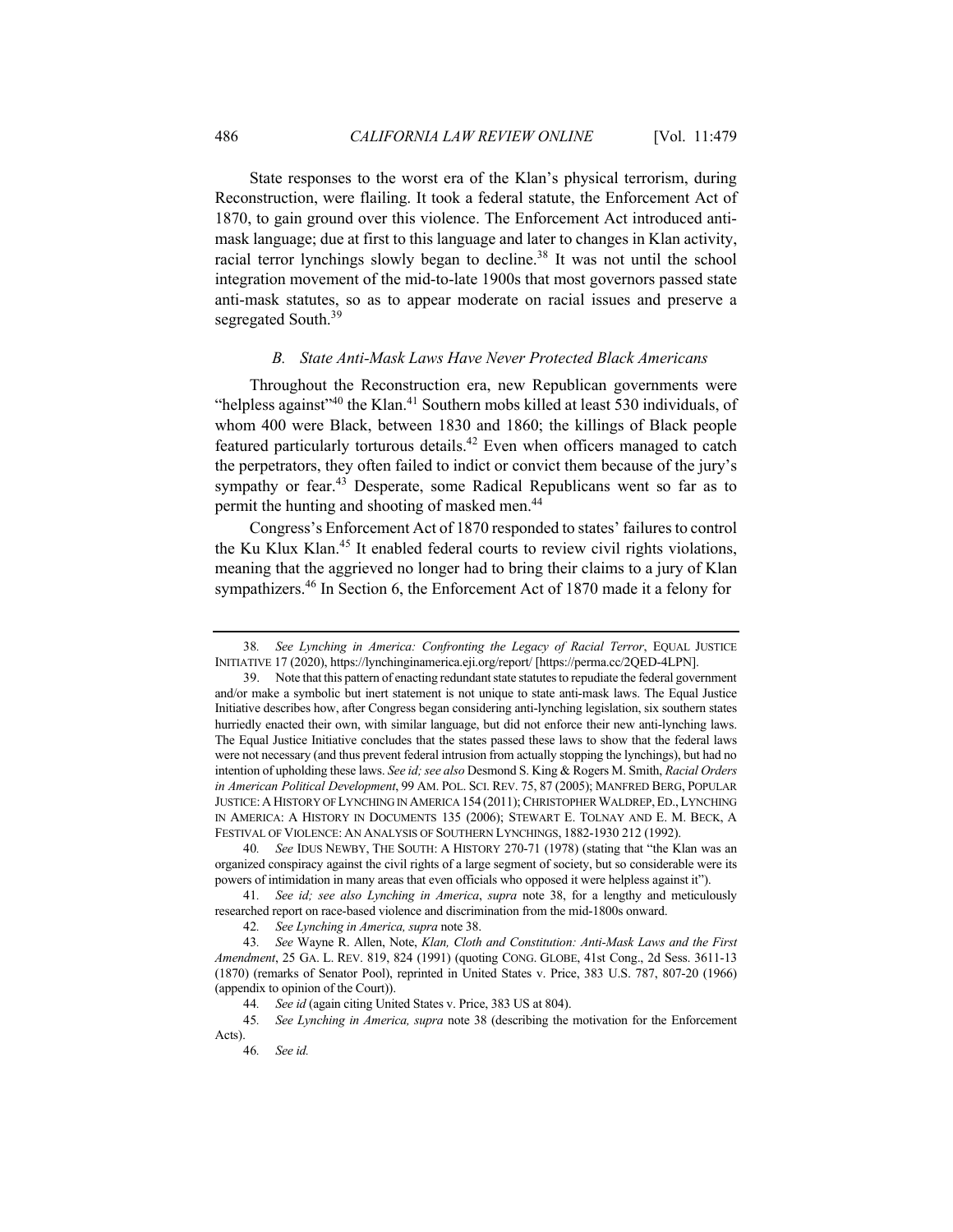State responses to the worst era of the Klan's physical terrorism, during Reconstruction, were flailing. It took a federal statute, the Enforcement Act of 1870, to gain ground over this violence. The Enforcement Act introduced anti-mask language; due at first to this language and later to changes in Klan activity, racial terror lynchings slowly began to decline.[38] It was not until the school integration movement of the mid-to-late 1900s that most governors passed state anti-mask statutes, so as to appear moderate on racial issues and preserve a segregated South.[39]

### *B. State Anti-Mask Laws Have Never Protected Black Americans*

Throughout the Reconstruction era, new Republican governments were "helpless against"[40] the Klan.[41] Southern mobs killed at least 530 individuals, of whom 400 were Black, between 1830 and 1860; the killings of Black people featured particularly torturous details.[42] Even when officers managed to catch the perpetrators, they often failed to indict or convict them because of the jury's sympathy or fear.[43] Desperate, some Radical Republicans went so far as to permit the hunting and shooting of masked men.[44]

Congress's Enforcement Act of 1870 responded to states' failures to control the Ku Klux Klan.[45] It enabled federal courts to review civil rights violations, meaning that the aggrieved no longer had to bring their claims to a jury of Klan sympathizers.[46] In Section 6, the Enforcement Act of 1870 made it a felony for

---

38. *See Lynching in America: Confronting the Legacy of Racial Terror*, EQUAL JUSTICE INITIATIVE 17 (2020), https://lynchinginamerica.eji.org/report/ [https://perma.cc/2QED-4LPN].

39. Note that this pattern of enacting redundant state statutes to repudiate the federal government and/or make a symbolic but inert statement is not unique to state anti-mask laws. The Equal Justice Initiative describes how, after Congress began considering anti-lynching legislation, six southern states hurriedly enacted their own, with similar language, but did not enforce their new anti-lynching laws. The Equal Justice Initiative concludes that the states passed these laws to show that the federal laws were not necessary (and thus prevent federal intrusion from actually stopping the lynchings), but had no intention of upholding these laws. *See id; see also* Desmond S. King & Rogers M. Smith, *Racial Orders in American Political Development*, 99 AM. POL. SCI. REV. 75, 87 (2005); MANFRED BERG, POPULAR JUSTICE: A HISTORY OF LYNCHING IN AMERICA 154 (2011); CHRISTOPHER WALDREP, ED., LYNCHING IN AMERICA: A HISTORY IN DOCUMENTS 135 (2006); STEWART E. TOLNAY AND E. M. BECK, A FESTIVAL OF VIOLENCE: AN ANALYSIS OF SOUTHERN LYNCHINGS, 1882-1930 212 (1992).

40. *See* IDUS NEWBY, THE SOUTH: A HISTORY 270-71 (1978) (stating that "the Klan was an organized conspiracy against the civil rights of a large segment of society, but so considerable were its powers of intimidation in many areas that even officials who opposed it were helpless against it").

41. *See id; see also Lynching in America*, *supra* note 38, for a lengthy and meticulously researched report on race-based violence and discrimination from the mid-1800s onward.

42. *See Lynching in America, supra* note 38.

43. *See* Wayne R. Allen, Note, *Klan, Cloth and Constitution: Anti-Mask Laws and the First Amendment*, 25 GA. L. REV. 819, 824 (1991) (quoting CONG. GLOBE, 41st Cong., 2d Sess. 3611-13 (1870) (remarks of Senator Pool), reprinted in United States v. Price, 383 U.S. 787, 807-20 (1966) (appendix to opinion of the Court)).

44. *See id* (again citing United States v. Price, 383 US at 804).

45. *See Lynching in America, supra* note 38 (describing the motivation for the Enforcement Acts).

46. *See id.*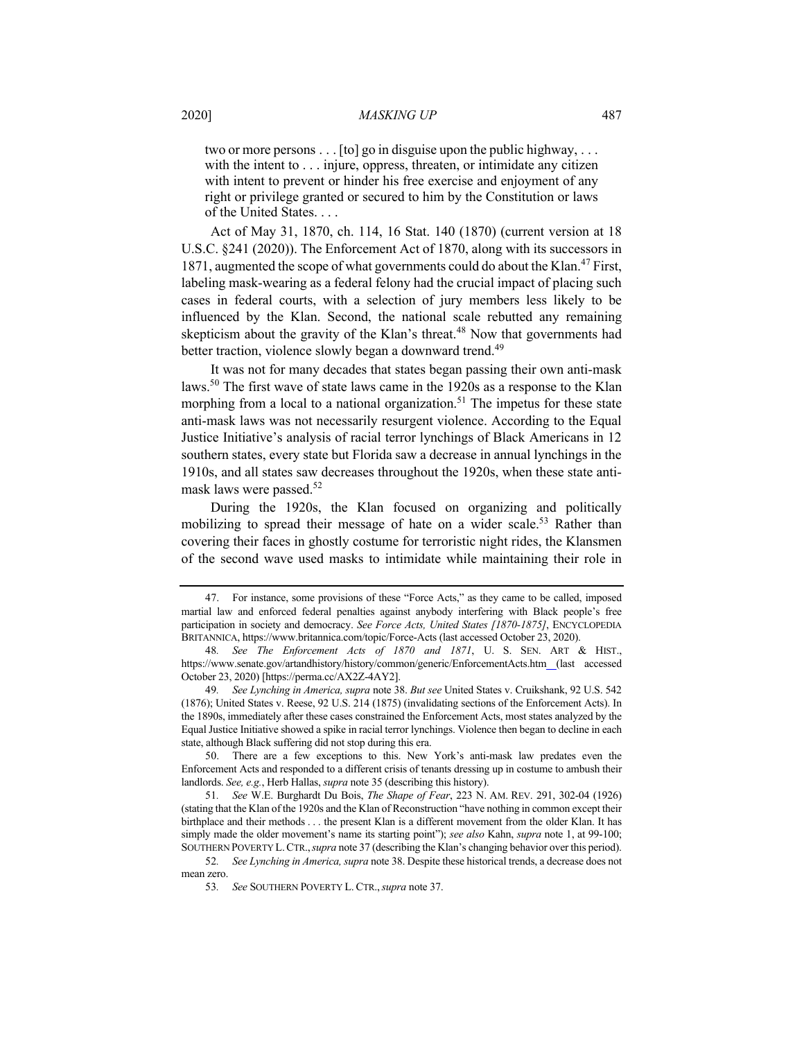> two or more persons . . . [to] go in disguise upon the public highway, . . . with the intent to . . . injure, oppress, threaten, or intimidate any citizen with intent to prevent or hinder his free exercise and enjoyment of any right or privilege granted or secured to him by the Constitution or laws of the United States. . . .

Act of May 31, 1870, ch. 114, 16 Stat. 140 (1870) (current version at 18 U.S.C. §241 (2020)). The Enforcement Act of 1870, along with its successors in 1871, augmented the scope of what governments could do about the Klan.[47] First, labeling mask-wearing as a federal felony had the crucial impact of placing such cases in federal courts, with a selection of jury members less likely to be influenced by the Klan. Second, the national scale rebutted any remaining skepticism about the gravity of the Klan's threat.[48] Now that governments had better traction, violence slowly began a downward trend.[49]

It was not for many decades that states began passing their own anti-mask laws.[50] The first wave of state laws came in the 1920s as a response to the Klan morphing from a local to a national organization.[51] The impetus for these state anti-mask laws was not necessarily resurgent violence. According to the Equal Justice Initiative's analysis of racial terror lynchings of Black Americans in 12 southern states, every state but Florida saw a decrease in annual lynchings in the 1910s, and all states saw decreases throughout the 1920s, when these state anti-mask laws were passed.[52]

During the 1920s, the Klan focused on organizing and politically mobilizing to spread their message of hate on a wider scale.[53] Rather than covering their faces in ghostly costume for terroristic night rides, the Klansmen of the second wave used masks to intimidate while maintaining their role in

---

47. For instance, some provisions of these "Force Acts," as they came to be called, imposed martial law and enforced federal penalties against anybody interfering with Black people's free participation in society and democracy. *See Force Acts, United States [1870-1875]*, ENCYCLOPEDIA BRITANNICA, https://www.britannica.com/topic/Force-Acts (last accessed October 23, 2020).

48. *See The Enforcement Acts of 1870 and 1871*, U. S. SEN. ART & HIST., https://www.senate.gov/artandhistory/history/common/generic/EnforcementActs.htm (last accessed October 23, 2020) [https://perma.cc/AX2Z-4AY2].

49. *See Lynching in America, supra* note 38. *But see* United States v. Cruikshank, 92 U.S. 542 (1876); United States v. Reese, 92 U.S. 214 (1875) (invalidating sections of the Enforcement Acts). In the 1890s, immediately after these cases constrained the Enforcement Acts, most states analyzed by the Equal Justice Initiative showed a spike in racial terror lynchings. Violence then began to decline in each state, although Black suffering did not stop during this era.

50. There are a few exceptions to this. New York's anti-mask law predates even the Enforcement Acts and responded to a different crisis of tenants dressing up in costume to ambush their landlords. *See, e.g.*, Herb Hallas, *supra* note 35 (describing this history).

51. *See* W.E. Burghardt Du Bois, *The Shape of Fear*, 223 N. AM. REV. 291, 302-04 (1926) (stating that the Klan of the 1920s and the Klan of Reconstruction "have nothing in common except their birthplace and their methods . . . the present Klan is a different movement from the older Klan. It has simply made the older movement's name its starting point"); *see also* Kahn, *supra* note 1, at 99-100; SOUTHERN POVERTY L. CTR., *supra* note 37 (describing the Klan's changing behavior over this period).

52. *See Lynching in America, supra* note 38. Despite these historical trends, a decrease does not mean zero.

53. *See* SOUTHERN POVERTY L. CTR., *supra* note 37.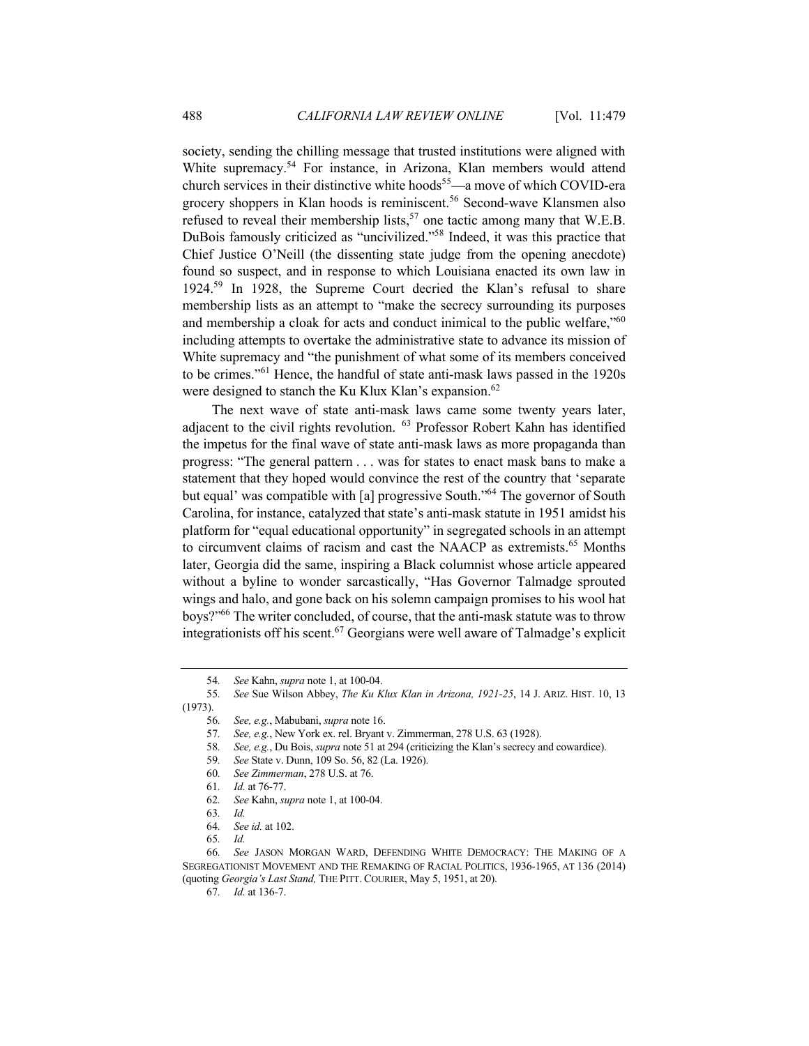society, sending the chilling message that trusted institutions were aligned with White supremacy.[54] For instance, in Arizona, Klan members would attend church services in their distinctive white hoods[55]—a move of which COVID-era grocery shoppers in Klan hoods is reminiscent.[56] Second-wave Klansmen also refused to reveal their membership lists,[57] one tactic among many that W.E.B. DuBois famously criticized as "uncivilized."[58] Indeed, it was this practice that Chief Justice O'Neill (the dissenting state judge from the opening anecdote) found so suspect, and in response to which Louisiana enacted its own law in 1924.[59] In 1928, the Supreme Court decried the Klan's refusal to share membership lists as an attempt to "make the secrecy surrounding its purposes and membership a cloak for acts and conduct inimical to the public welfare,"[60] including attempts to overtake the administrative state to advance its mission of White supremacy and "the punishment of what some of its members conceived to be crimes."[61] Hence, the handful of state anti-mask laws passed in the 1920s were designed to stanch the Ku Klux Klan's expansion.[62]

The next wave of state anti-mask laws came some twenty years later, adjacent to the civil rights revolution. [63] Professor Robert Kahn has identified the impetus for the final wave of state anti-mask laws as more propaganda than progress: "The general pattern . . . was for states to enact mask bans to make a statement that they hoped would convince the rest of the country that 'separate but equal' was compatible with [a] progressive South."[64] The governor of South Carolina, for instance, catalyzed that state's anti-mask statute in 1951 amidst his platform for "equal educational opportunity" in segregated schools in an attempt to circumvent claims of racism and cast the NAACP as extremists.[65] Months later, Georgia did the same, inspiring a Black columnist whose article appeared without a byline to wonder sarcastically, "Has Governor Talmadge sprouted wings and halo, and gone back on his solemn campaign promises to his wool hat boys?"[66] The writer concluded, of course, that the anti-mask statute was to throw integrationists off his scent.[67] Georgians were well aware of Talmadge's explicit

---

54. *See* Kahn, *supra* note 1, at 100-04.

55. *See* Sue Wilson Abbey, *The Ku Klux Klan in Arizona, 1921-25*, 14 J. ARIZ. HIST. 10, 13 (1973).

56. *See, e.g.*, Mabubani, *supra* note 16.

57. *See, e.g.*, New York ex. rel. Bryant v. Zimmerman, 278 U.S. 63 (1928).

58. *See, e.g.*, Du Bois, *supra* note 51 at 294 (criticizing the Klan's secrecy and cowardice).

59. *See* State v. Dunn, 109 So. 56, 82 (La. 1926).

60. *See Zimmerman*, 278 U.S. at 76.

61. *Id.* at 76-77.

62. *See* Kahn, *supra* note 1, at 100-04.

63. *Id.*

64. *See id.* at 102.

65. *Id.*

66. *See* JASON MORGAN WARD, DEFENDING WHITE DEMOCRACY: THE MAKING OF A SEGREGATIONIST MOVEMENT AND THE REMAKING OF RACIAL POLITICS, 1936-1965, AT 136 (2014) (quoting *Georgia's Last Stand,* THE PITT. COURIER, May 5, 1951, at 20).

67. *Id.* at 136-7.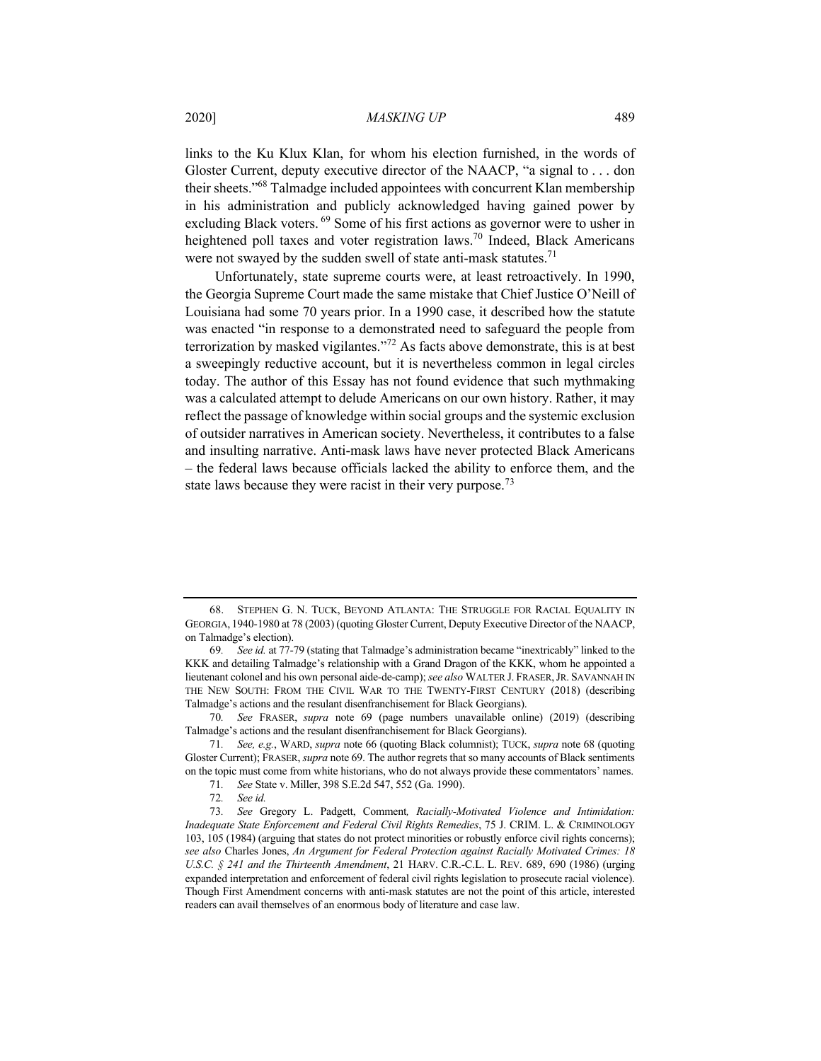links to the Ku Klux Klan, for whom his election furnished, in the words of Gloster Current, deputy executive director of the NAACP, "a signal to . . . don their sheets."[68] Talmadge included appointees with concurrent Klan membership in his administration and publicly acknowledged having gained power by excluding Black voters.[69] Some of his first actions as governor were to usher in heightened poll taxes and voter registration laws.[70] Indeed, Black Americans were not swayed by the sudden swell of state anti-mask statutes.[71]

Unfortunately, state supreme courts were, at least retroactively. In 1990, the Georgia Supreme Court made the same mistake that Chief Justice O'Neill of Louisiana had some 70 years prior. In a 1990 case, it described how the statute was enacted "in response to a demonstrated need to safeguard the people from terrorization by masked vigilantes."[72] As facts above demonstrate, this is at best a sweepingly reductive account, but it is nevertheless common in legal circles today. The author of this Essay has not found evidence that such mythmaking was a calculated attempt to delude Americans on our own history. Rather, it may reflect the passage of knowledge within social groups and the systemic exclusion of outsider narratives in American society. Nevertheless, it contributes to a false and insulting narrative. Anti-mask laws have never protected Black Americans – the federal laws because officials lacked the ability to enforce them, and the state laws because they were racist in their very purpose.[73]

---

68. STEPHEN G. N. TUCK, BEYOND ATLANTA: THE STRUGGLE FOR RACIAL EQUALITY IN GEORGIA, 1940-1980 at 78 (2003) (quoting Gloster Current, Deputy Executive Director of the NAACP, on Talmadge's election).

69. *See id.* at 77-79 (stating that Talmadge's administration became "inextricably" linked to the KKK and detailing Talmadge's relationship with a Grand Dragon of the KKK, whom he appointed a lieutenant colonel and his own personal aide-de-camp); *see also* WALTER J. FRASER, JR. SAVANNAH IN THE NEW SOUTH: FROM THE CIVIL WAR TO THE TWENTY-FIRST CENTURY (2018) (describing Talmadge's actions and the resulant disenfranchisement for Black Georgians).

70. *See* FRASER, *supra* note 69 (page numbers unavailable online) (2019) (describing Talmadge's actions and the resulant disenfranchisement for Black Georgians).

71. *See, e.g.*, WARD, *supra* note 66 (quoting Black columnist); TUCK, *supra* note 68 (quoting Gloster Current); FRASER, *supra* note 69. The author regrets that so many accounts of Black sentiments on the topic must come from white historians, who do not always provide these commentators' names.

71. *See* State v. Miller, 398 S.E.2d 547, 552 (Ga. 1990).

72. *See id.*

73. *See* Gregory L. Padgett, Comment*, Racially-Motivated Violence and Intimidation: Inadequate State Enforcement and Federal Civil Rights Remedies*, 75 J. CRIM. L. & CRIMINOLOGY 103, 105 (1984) (arguing that states do not protect minorities or robustly enforce civil rights concerns); *see also* Charles Jones, *An Argument for Federal Protection against Racially Motivated Crimes: 18 U.S.C. § 241 and the Thirteenth Amendment*, 21 HARV. C.R.-C.L. L. REV. 689, 690 (1986) (urging expanded interpretation and enforcement of federal civil rights legislation to prosecute racial violence). Though First Amendment concerns with anti-mask statutes are not the point of this article, interested readers can avail themselves of an enormous body of literature and case law.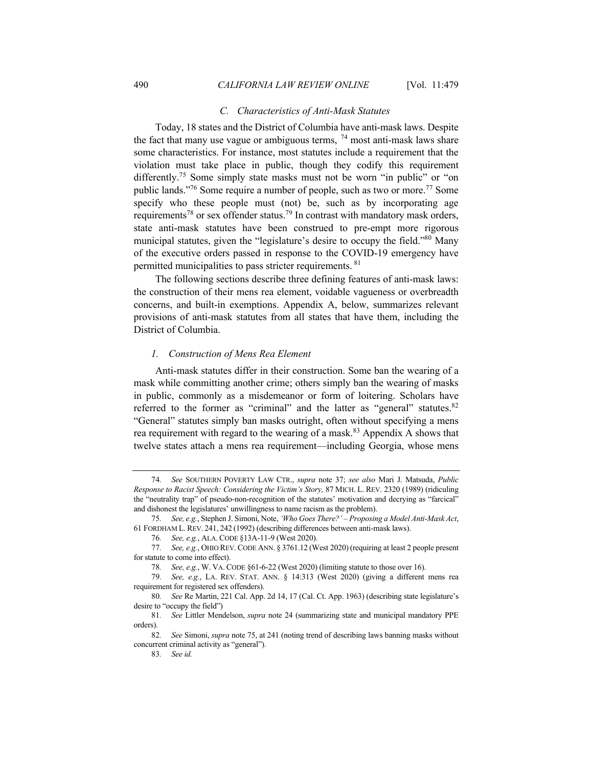### C. Characteristics of Anti-Mask Statutes

Today, 18 states and the District of Columbia have anti-mask laws. Despite the fact that many use vague or ambiguous terms, [74] most anti-mask laws share some characteristics. For instance, most statutes include a requirement that the violation must take place in public, though they codify this requirement differently.[75] Some simply state masks must not be worn "in public" or "on public lands."[76] Some require a number of people, such as two or more.[77] Some specify who these people must (not) be, such as by incorporating age requirements[78] or sex offender status.[79] In contrast with mandatory mask orders, state anti-mask statutes have been construed to pre-empt more rigorous municipal statutes, given the "legislature's desire to occupy the field."[80] Many of the executive orders passed in response to the COVID-19 emergency have permitted municipalities to pass stricter requirements. [81]

The following sections describe three defining features of anti-mask laws: the construction of their mens rea element, voidable vagueness or overbreadth concerns, and built-in exemptions. Appendix A, below, summarizes relevant provisions of anti-mask statutes from all states that have them, including the District of Columbia.

#### 1. Construction of Mens Rea Element

Anti-mask statutes differ in their construction. Some ban the wearing of a mask while committing another crime; others simply ban the wearing of masks in public, commonly as a misdemeanor or form of loitering. Scholars have referred to the former as "criminal" and the latter as "general" statutes.[82] "General" statutes simply ban masks outright, often without specifying a mens rea requirement with regard to the wearing of a mask.[83] Appendix A shows that twelve states attach a mens rea requirement—including Georgia, whose mens

---

74. *See* SOUTHERN POVERTY LAW CTR., *supra* note 37; *see also* Mari J. Matsuda, *Public Response to Racist Speech: Considering the Victim's Story,* 87 MICH. L. REV. 2320 (1989) (ridiculing the "neutrality trap" of pseudo-non-recognition of the statutes' motivation and decrying as "farcical" and dishonest the legislatures' unwillingness to name racism as the problem).

75. *See, e.g.*, Stephen J. Simoni, Note, *'Who Goes There?' – Proposing a Model Anti-Mask Act*, 61 FORDHAM L. REV. 241, 242 (1992) (describing differences between anti-mask laws).

76. *See, e.g.*, ALA. CODE §13A-11-9 (West 2020).

77. *See, e.g.*, OHIO REV. CODE ANN. § 3761.12 (West 2020) (requiring at least 2 people present for statute to come into effect).

78. *See, e.g.*, W. VA. CODE §61-6-22 (West 2020) (limiting statute to those over 16).

79. *See, e.g.*, LA. REV. STAT. ANN. § 14:313 (West 2020) (giving a different mens rea requirement for registered sex offenders).

80. *See* Re Martin, 221 Cal. App. 2d 14, 17 (Cal. Ct. App. 1963) (describing state legislature's desire to "occupy the field")

81. *See* Littler Mendelson, *supra* note 24 (summarizing state and municipal mandatory PPE orders).

82. *See* Simoni, *supra* note 75, at 241 (noting trend of describing laws banning masks without concurrent criminal activity as "general").

83. *See id.*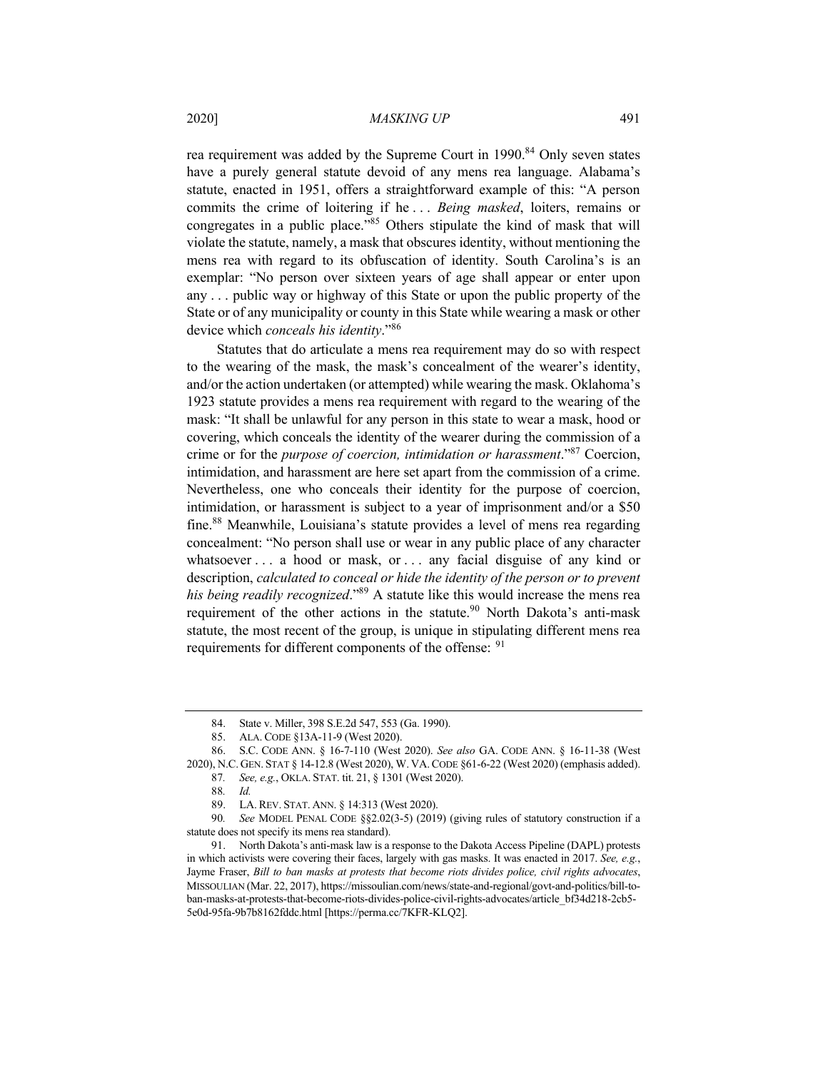rea requirement was added by the Supreme Court in 1990.[84] Only seven states have a purely general statute devoid of any mens rea language. Alabama's statute, enacted in 1951, offers a straightforward example of this: "A person commits the crime of loitering if he . . . *Being masked*, loiters, remains or congregates in a public place."[85] Others stipulate the kind of mask that will violate the statute, namely, a mask that obscures identity, without mentioning the mens rea with regard to its obfuscation of identity. South Carolina's is an exemplar: "No person over sixteen years of age shall appear or enter upon any . . . public way or highway of this State or upon the public property of the State or of any municipality or county in this State while wearing a mask or other device which *conceals his identity*."[86]

Statutes that do articulate a mens rea requirement may do so with respect to the wearing of the mask, the mask's concealment of the wearer's identity, and/or the action undertaken (or attempted) while wearing the mask. Oklahoma's 1923 statute provides a mens rea requirement with regard to the wearing of the mask: "It shall be unlawful for any person in this state to wear a mask, hood or covering, which conceals the identity of the wearer during the commission of a crime or for the *purpose of coercion, intimidation or harassment*."[87] Coercion, intimidation, and harassment are here set apart from the commission of a crime. Nevertheless, one who conceals their identity for the purpose of coercion, intimidation, or harassment is subject to a year of imprisonment and/or a $50 fine.[88] Meanwhile, Louisiana's statute provides a level of mens rea regarding concealment: "No person shall use or wear in any public place of any character whatsoever . . . a hood or mask, or . . . any facial disguise of any kind or description, *calculated to conceal or hide the identity of the person or to prevent his being readily recognized*."[89] A statute like this would increase the mens rea requirement of the other actions in the statute.[90] North Dakota's anti-mask statute, the most recent of the group, is unique in stipulating different mens rea requirements for different components of the offense: [91]

---

84. State v. Miller, 398 S.E.2d 547, 553 (Ga. 1990).

85. ALA. CODE §13A-11-9 (West 2020).

86. S.C. CODE ANN. § 16-7-110 (West 2020). *See also* GA. CODE ANN. § 16-11-38 (West 2020), N.C. GEN. STAT § 14-12.8 (West 2020), W. VA. CODE §61-6-22 (West 2020) (emphasis added).

87. *See, e.g.*, OKLA. STAT. tit. 21, § 1301 (West 2020).

88. *Id.*

89. LA. REV. STAT. ANN. § 14:313 (West 2020).

90. *See* MODEL PENAL CODE §§2.02(3-5) (2019) (giving rules of statutory construction if a statute does not specify its mens rea standard).

91. North Dakota's anti-mask law is a response to the Dakota Access Pipeline (DAPL) protests in which activists were covering their faces, largely with gas masks. It was enacted in 2017. *See, e.g.*, Jayme Fraser, *Bill to ban masks at protests that become riots divides police, civil rights advocates*, MISSOULIAN (Mar. 22, 2017), https://missoulian.com/news/state-and-regional/govt-and-politics/bill-to-ban-masks-at-protests-that-become-riots-divides-police-civil-rights-advocates/article_bf34d218-2cb5-5e0d-95fa-9b7b8162fddc.html [https://perma.cc/7KFR-KLQ2].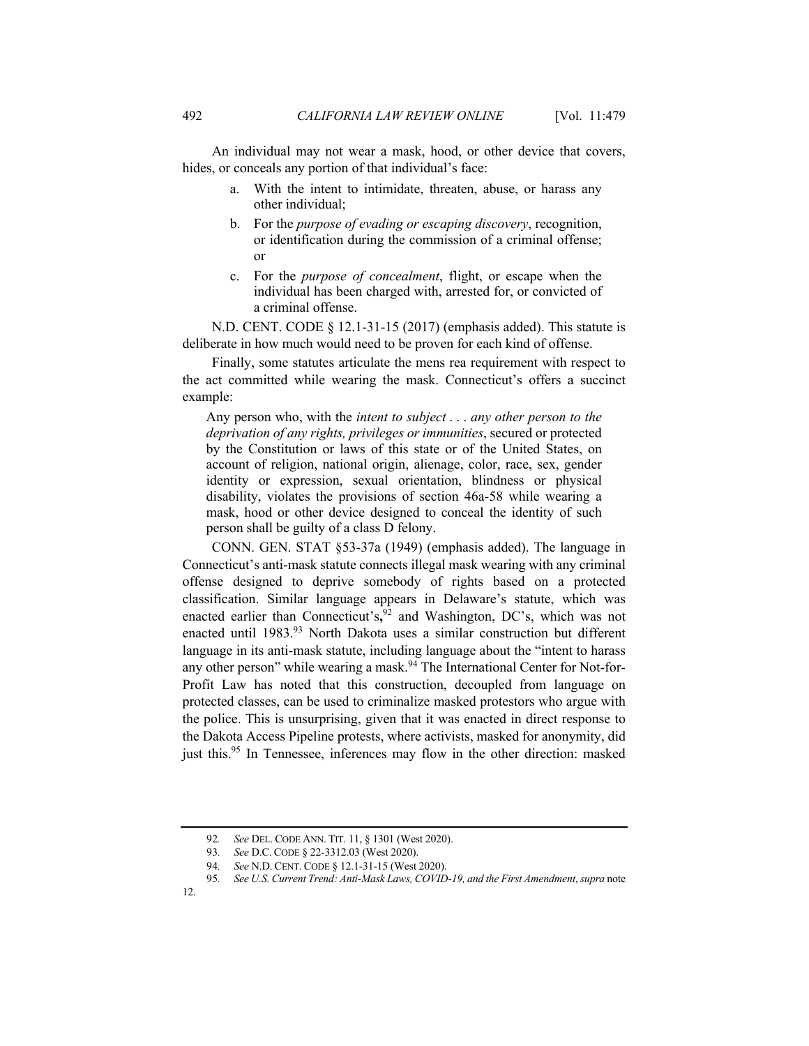An individual may not wear a mask, hood, or other device that covers, hides, or conceals any portion of that individual's face:

> a. With the intent to intimidate, threaten, abuse, or harass any other individual;
>
> b. For the *purpose of evading or escaping discovery*, recognition, or identification during the commission of a criminal offense; or
>
> c. For the *purpose of concealment*, flight, or escape when the individual has been charged with, arrested for, or convicted of a criminal offense.

N.D. CENT. CODE § 12.1-31-15 (2017) (emphasis added). This statute is deliberate in how much would need to be proven for each kind of offense.

Finally, some statutes articulate the mens rea requirement with respect to the act committed while wearing the mask. Connecticut's offers a succinct example:

> Any person who, with the *intent to subject . . . any other person to the deprivation of any rights, privileges or immunities*, secured or protected by the Constitution or laws of this state or of the United States, on account of religion, national origin, alienage, color, race, sex, gender identity or expression, sexual orientation, blindness or physical disability, violates the provisions of section 46a-58 while wearing a mask, hood or other device designed to conceal the identity of such person shall be guilty of a class D felony.

CONN. GEN. STAT §53-37a (1949) (emphasis added). The language in Connecticut's anti-mask statute connects illegal mask wearing with any criminal offense designed to deprive somebody of rights based on a protected classification. Similar language appears in Delaware's statute, which was enacted earlier than Connecticut's,[92] and Washington, DC's, which was not enacted until 1983.[93] North Dakota uses a similar construction but different language in its anti-mask statute, including language about the "intent to harass any other person" while wearing a mask.[94] The International Center for Not-for-Profit Law has noted that this construction, decoupled from language on protected classes, can be used to criminalize masked protestors who argue with the police. This is unsurprising, given that it was enacted in direct response to the Dakota Access Pipeline protests, where activists, masked for anonymity, did just this.[95] In Tennessee, inferences may flow in the other direction: masked

---

92. *See* DEL. CODE ANN. TIT. 11, § 1301 (West 2020).

93. *See* D.C. CODE § 22-3312.03 (West 2020).

94. *See* N.D. CENT. CODE § 12.1-31-15 (West 2020).

95. *See U.S. Current Trend: Anti-Mask Laws, COVID-19, and the First Amendment*, *supra* note 12.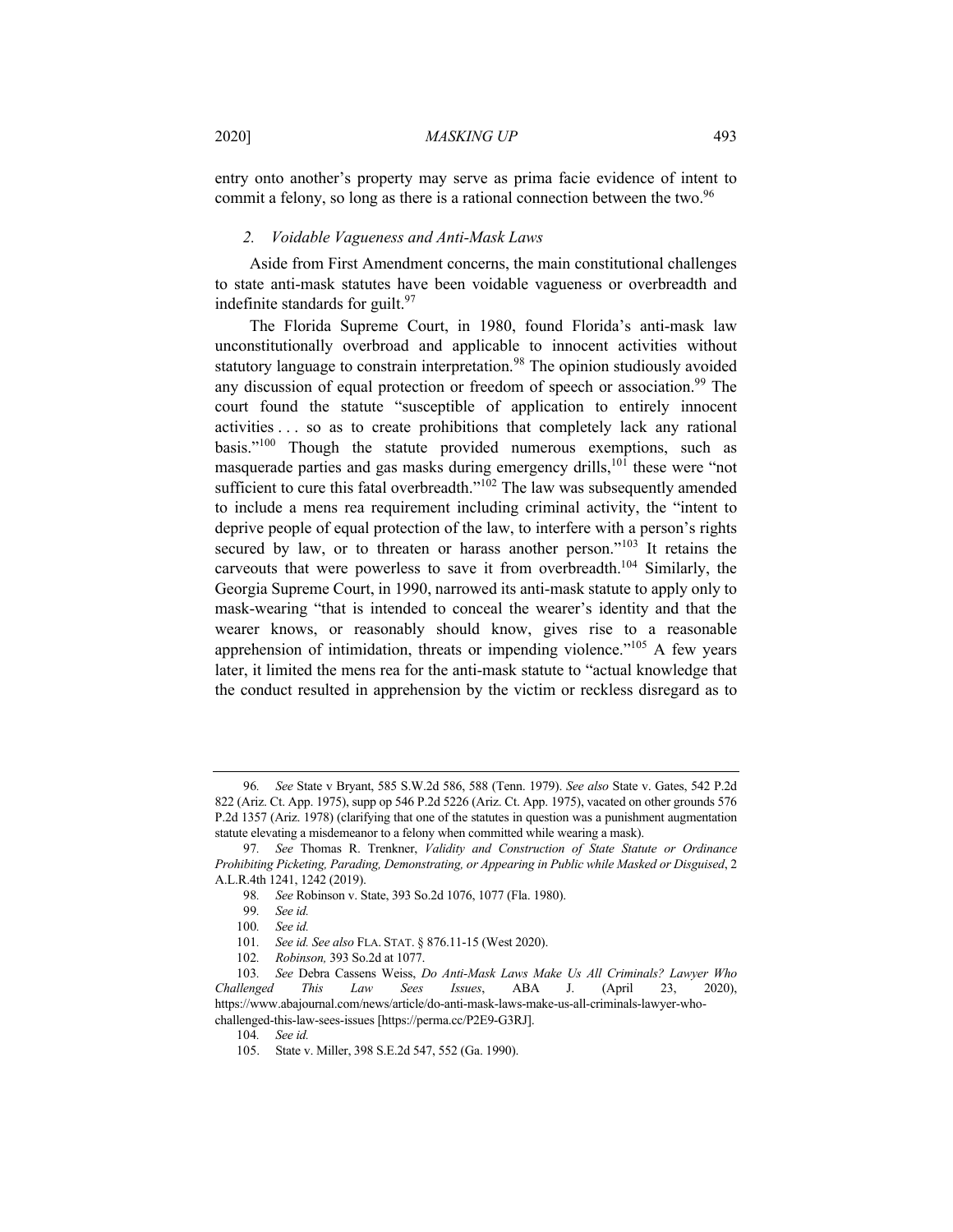entry onto another's property may serve as prima facie evidence of intent to commit a felony, so long as there is a rational connection between the two.[96]

### *2. Voidable Vagueness and Anti-Mask Laws*

Aside from First Amendment concerns, the main constitutional challenges to state anti-mask statutes have been voidable vagueness or overbreadth and indefinite standards for guilt.[97]

The Florida Supreme Court, in 1980, found Florida's anti-mask law unconstitutionally overbroad and applicable to innocent activities without statutory language to constrain interpretation.[98] The opinion studiously avoided any discussion of equal protection or freedom of speech or association.[99] The court found the statute "susceptible of application to entirely innocent activities . . . so as to create prohibitions that completely lack any rational basis."[100] Though the statute provided numerous exemptions, such as masquerade parties and gas masks during emergency drills,[101] these were "not sufficient to cure this fatal overbreadth."[102] The law was subsequently amended to include a mens rea requirement including criminal activity, the "intent to deprive people of equal protection of the law, to interfere with a person's rights secured by law, or to threaten or harass another person."[103] It retains the carveouts that were powerless to save it from overbreadth.[104] Similarly, the Georgia Supreme Court, in 1990, narrowed its anti-mask statute to apply only to mask-wearing "that is intended to conceal the wearer's identity and that the wearer knows, or reasonably should know, gives rise to a reasonable apprehension of intimidation, threats or impending violence."[105] A few years later, it limited the mens rea for the anti-mask statute to "actual knowledge that the conduct resulted in apprehension by the victim or reckless disregard as to

---

96. *See* State v Bryant, 585 S.W.2d 586, 588 (Tenn. 1979). *See also* State v. Gates, 542 P.2d 822 (Ariz. Ct. App. 1975), supp op 546 P.2d 5226 (Ariz. Ct. App. 1975), vacated on other grounds 576 P.2d 1357 (Ariz. 1978) (clarifying that one of the statutes in question was a punishment augmentation statute elevating a misdemeanor to a felony when committed while wearing a mask).

97. *See* Thomas R. Trenkner, *Validity and Construction of State Statute or Ordinance Prohibiting Picketing, Parading, Demonstrating, or Appearing in Public while Masked or Disguised*, 2 A.L.R.4th 1241, 1242 (2019).

98. *See* Robinson v. State, 393 So.2d 1076, 1077 (Fla. 1980).

99. *See id.*

100. *See id.*

101. *See id. See also* FLA. STAT. § 876.11-15 (West 2020).

102. *Robinson,* 393 So.2d at 1077.

103. *See* Debra Cassens Weiss, *Do Anti-Mask Laws Make Us All Criminals? Lawyer Who Challenged This Law Sees Issues*, ABA J. (April 23, 2020), https://www.abajournal.com/news/article/do-anti-mask-laws-make-us-all-criminals-lawyer-who-challenged-this-law-sees-issues [https://perma.cc/P2E9-G3RJ].

104. *See id.*

105. State v. Miller, 398 S.E.2d 547, 552 (Ga. 1990).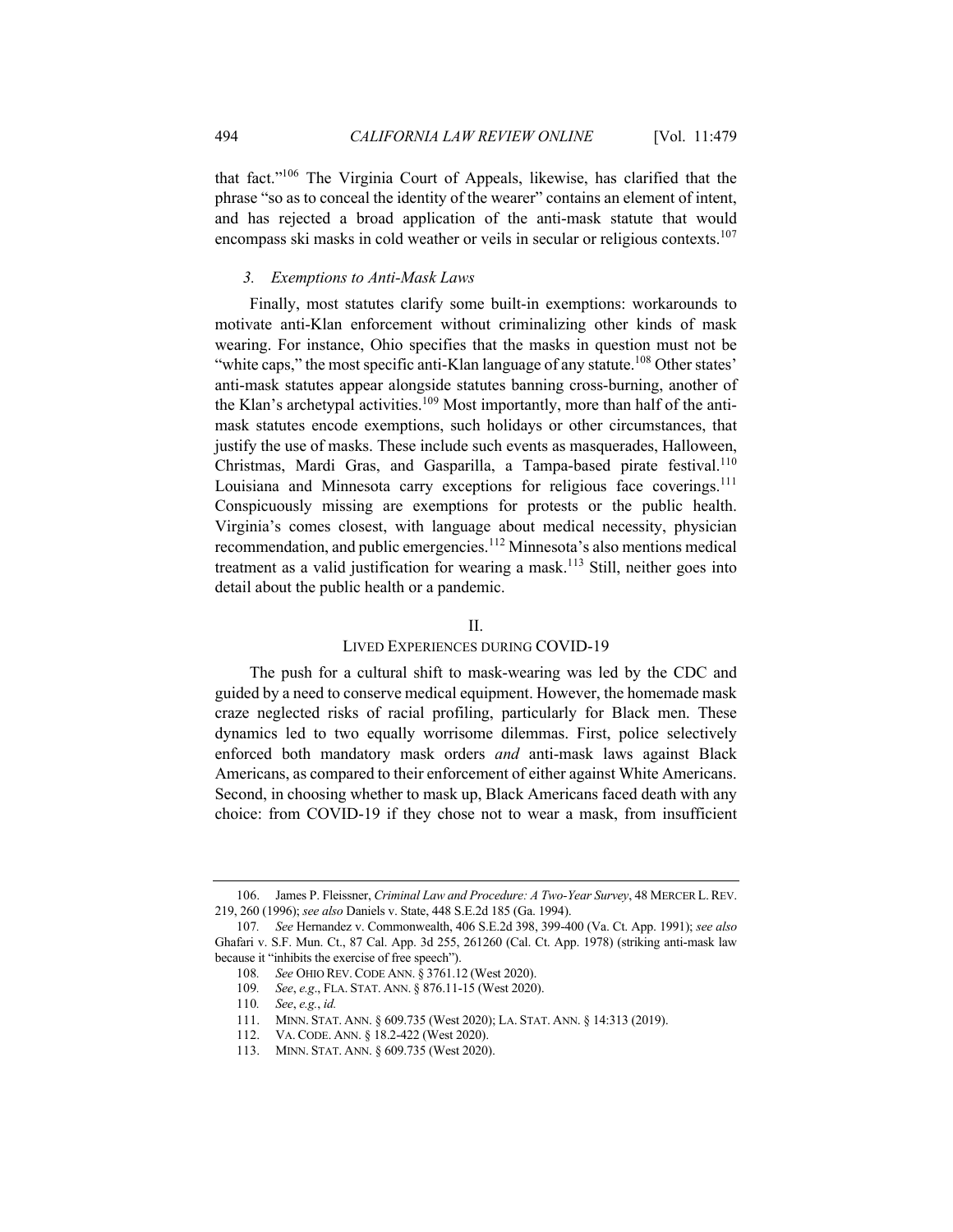that fact."[106] The Virginia Court of Appeals, likewise, has clarified that the phrase "so as to conceal the identity of the wearer" contains an element of intent, and has rejected a broad application of the anti-mask statute that would encompass ski masks in cold weather or veils in secular or religious contexts.[107]

### *3. Exemptions to Anti-Mask Laws*

Finally, most statutes clarify some built-in exemptions: workarounds to motivate anti-Klan enforcement without criminalizing other kinds of mask wearing. For instance, Ohio specifies that the masks in question must not be "white caps," the most specific anti-Klan language of any statute.[108] Other states' anti-mask statutes appear alongside statutes banning cross-burning, another of the Klan's archetypal activities.[109] Most importantly, more than half of the anti-mask statutes encode exemptions, such holidays or other circumstances, that justify the use of masks. These include such events as masquerades, Halloween, Christmas, Mardi Gras, and Gasparilla, a Tampa-based pirate festival.[110] Louisiana and Minnesota carry exceptions for religious face coverings.[111] Conspicuously missing are exemptions for protests or the public health. Virginia's comes closest, with language about medical necessity, physician recommendation, and public emergencies.[112] Minnesota's also mentions medical treatment as a valid justification for wearing a mask.[113] Still, neither goes into detail about the public health or a pandemic.

## II.
## LIVED EXPERIENCES DURING COVID-19

The push for a cultural shift to mask-wearing was led by the CDC and guided by a need to conserve medical equipment. However, the homemade mask craze neglected risks of racial profiling, particularly for Black men. These dynamics led to two equally worrisome dilemmas. First, police selectively enforced both mandatory mask orders *and* anti-mask laws against Black Americans, as compared to their enforcement of either against White Americans. Second, in choosing whether to mask up, Black Americans faced death with any choice: from COVID-19 if they chose not to wear a mask, from insufficient

---

106. James P. Fleissner, *Criminal Law and Procedure: A Two-Year Survey*, 48 MERCER L. REV. 219, 260 (1996); *see also* Daniels v. State, 448 S.E.2d 185 (Ga. 1994).

107. *See* Hernandez v. Commonwealth, 406 S.E.2d 398, 399-400 (Va. Ct. App. 1991); *see also* Ghafari v. S.F. Mun. Ct., 87 Cal. App. 3d 255, 261260 (Cal. Ct. App. 1978) (striking anti-mask law because it "inhibits the exercise of free speech").

108. *See* OHIO REV. CODE ANN. § 3761.12 (West 2020).

109. *See*, *e.g.*, FLA. STAT. ANN. § 876.11-15 (West 2020).

110. *See*, *e.g.*, *id.*

111. MINN. STAT. ANN. § 609.735 (West 2020); LA. STAT. ANN. § 14:313 (2019).

112. VA. CODE. ANN. § 18.2-422 (West 2020).

113. MINN. STAT. ANN. § 609.735 (West 2020).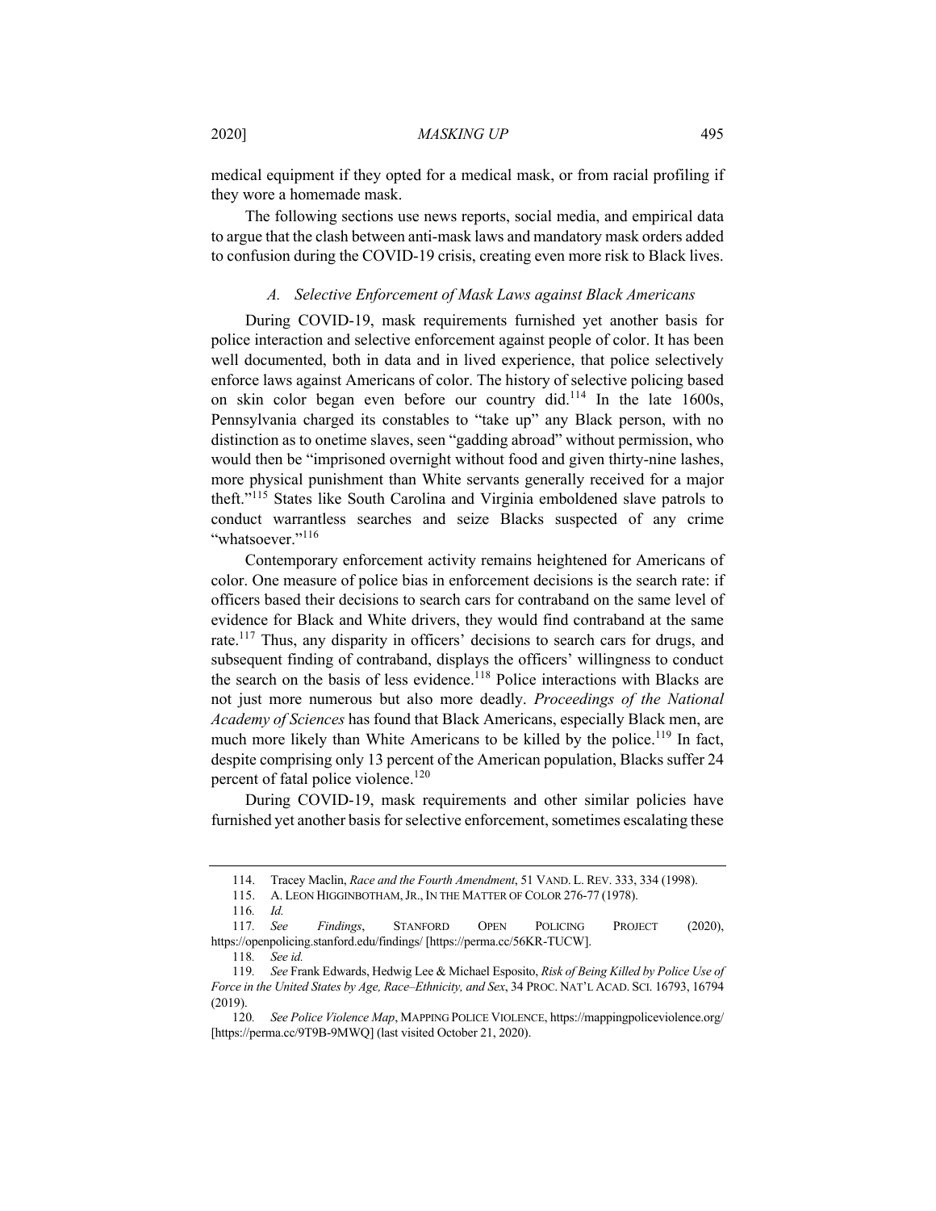medical equipment if they opted for a medical mask, or from racial profiling if they wore a homemade mask.

The following sections use news reports, social media, and empirical data to argue that the clash between anti-mask laws and mandatory mask orders added to confusion during the COVID-19 crisis, creating even more risk to Black lives.

### *A. Selective Enforcement of Mask Laws against Black Americans*

During COVID-19, mask requirements furnished yet another basis for police interaction and selective enforcement against people of color. It has been well documented, both in data and in lived experience, that police selectively enforce laws against Americans of color. The history of selective policing based on skin color began even before our country did.[114] In the late 1600s, Pennsylvania charged its constables to "take up" any Black person, with no distinction as to onetime slaves, seen "gadding abroad" without permission, who would then be "imprisoned overnight without food and given thirty-nine lashes, more physical punishment than White servants generally received for a major theft."[115] States like South Carolina and Virginia emboldened slave patrols to conduct warrantless searches and seize Blacks suspected of any crime "whatsoever."[116]

Contemporary enforcement activity remains heightened for Americans of color. One measure of police bias in enforcement decisions is the search rate: if officers based their decisions to search cars for contraband on the same level of evidence for Black and White drivers, they would find contraband at the same rate.[117] Thus, any disparity in officers' decisions to search cars for drugs, and subsequent finding of contraband, displays the officers' willingness to conduct the search on the basis of less evidence.[118] Police interactions with Blacks are not just more numerous but also more deadly. *Proceedings of the National Academy of Sciences* has found that Black Americans, especially Black men, are much more likely than White Americans to be killed by the police.[119] In fact, despite comprising only 13 percent of the American population, Blacks suffer 24 percent of fatal police violence.[120]

During COVID-19, mask requirements and other similar policies have furnished yet another basis for selective enforcement, sometimes escalating these

---

114. Tracey Maclin, *Race and the Fourth Amendment*, 51 VAND. L. REV. 333, 334 (1998).

115. A. LEON HIGGINBOTHAM, JR., IN THE MATTER OF COLOR 276-77 (1978).

116. *Id.*

117. *See Findings*, STANFORD OPEN POLICING PROJECT (2020), https://openpolicing.stanford.edu/findings/ [https://perma.cc/56KR-TUCW].

118. *See id.*

119. *See* Frank Edwards, Hedwig Lee & Michael Esposito, *Risk of Being Killed by Police Use of Force in the United States by Age, Race–Ethnicity, and Sex*, 34 PROC. NAT'L ACAD. SCI. 16793, 16794 (2019).

120. *See Police Violence Map*, MAPPING POLICE VIOLENCE, https://mappingpoliceviolence.org/ [https://perma.cc/9T9B-9MWQ] (last visited October 21, 2020).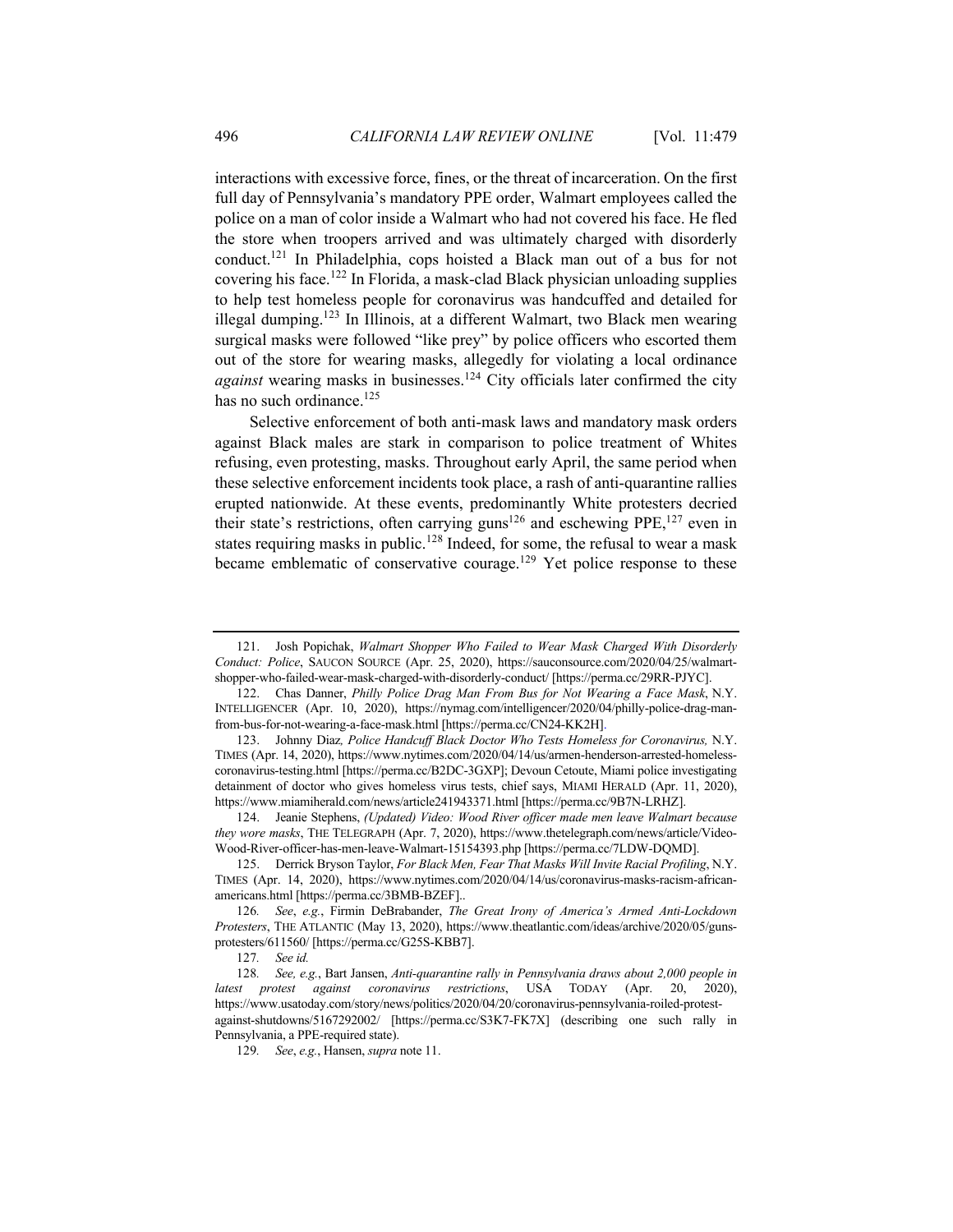interactions with excessive force, fines, or the threat of incarceration. On the first full day of Pennsylvania's mandatory PPE order, Walmart employees called the police on a man of color inside a Walmart who had not covered his face. He fled the store when troopers arrived and was ultimately charged with disorderly conduct.[121] In Philadelphia, cops hoisted a Black man out of a bus for not covering his face.[122] In Florida, a mask-clad Black physician unloading supplies to help test homeless people for coronavirus was handcuffed and detailed for illegal dumping.[123] In Illinois, at a different Walmart, two Black men wearing surgical masks were followed "like prey" by police officers who escorted them out of the store for wearing masks, allegedly for violating a local ordinance *against* wearing masks in businesses.[124] City officials later confirmed the city has no such ordinance.[125]

Selective enforcement of both anti-mask laws and mandatory mask orders against Black males are stark in comparison to police treatment of Whites refusing, even protesting, masks. Throughout early April, the same period when these selective enforcement incidents took place, a rash of anti-quarantine rallies erupted nationwide. At these events, predominantly White protesters decried their state's restrictions, often carrying guns[126] and eschewing PPE,[127] even in states requiring masks in public.[128] Indeed, for some, the refusal to wear a mask became emblematic of conservative courage.[129] Yet police response to these

---

121. Josh Popichak, *Walmart Shopper Who Failed to Wear Mask Charged With Disorderly Conduct: Police*, SAUCON SOURCE (Apr. 25, 2020), https://sauconsource.com/2020/04/25/walmart-shopper-who-failed-wear-mask-charged-with-disorderly-conduct/ [https://perma.cc/29RR-PJYC].

122. Chas Danner, *Philly Police Drag Man From Bus for Not Wearing a Face Mask*, N.Y. INTELLIGENCER (Apr. 10, 2020), https://nymag.com/intelligencer/2020/04/philly-police-drag-man-from-bus-for-not-wearing-a-face-mask.html [https://perma.cc/CN24-KK2H].

123. Johnny Diaz, *Police Handcuff Black Doctor Who Tests Homeless for Coronavirus,* N.Y. TIMES (Apr. 14, 2020), https://www.nytimes.com/2020/04/14/us/armen-henderson-arrested-homeless-coronavirus-testing.html [https://perma.cc/B2DC-3GXP]; Devoun Cetoute, Miami police investigating detainment of doctor who gives homeless virus tests, chief says, MIAMI HERALD (Apr. 11, 2020), https://www.miamiherald.com/news/article241943371.html [https://perma.cc/9B7N-LRHZ].

124. Jeanie Stephens, *(Updated) Video: Wood River officer made men leave Walmart because they wore masks*, THE TELEGRAPH (Apr. 7, 2020), https://www.thetelegraph.com/news/article/Video-Wood-River-officer-has-men-leave-Walmart-15154393.php [https://perma.cc/7LDW-DQMD].

125. Derrick Bryson Taylor, *For Black Men, Fear That Masks Will Invite Racial Profiling*, N.Y. TIMES (Apr. 14, 2020), https://www.nytimes.com/2020/04/14/us/coronavirus-masks-racism-african-americans.html [https://perma.cc/3BMB-BZEF]..

126. *See*, *e.g.*, Firmin DeBrabander, *The Great Irony of America's Armed Anti-Lockdown Protesters*, THE ATLANTIC (May 13, 2020), https://www.theatlantic.com/ideas/archive/2020/05/guns-protesters/611560/ [https://perma.cc/G25S-KBB7].

127. *See id.*

128. *See, e.g.*, Bart Jansen, *Anti-quarantine rally in Pennsylvania draws about 2,000 people in latest protest against coronavirus restrictions*, USA TODAY (Apr. 20, 2020), https://www.usatoday.com/story/news/politics/2020/04/20/coronavirus-pennsylvania-roiled-protest-against-shutdowns/5167292002/ [https://perma.cc/S3K7-FK7X] (describing one such rally in Pennsylvania, a PPE-required state).

129. *See*, *e.g.*, Hansen, *supra* note 11.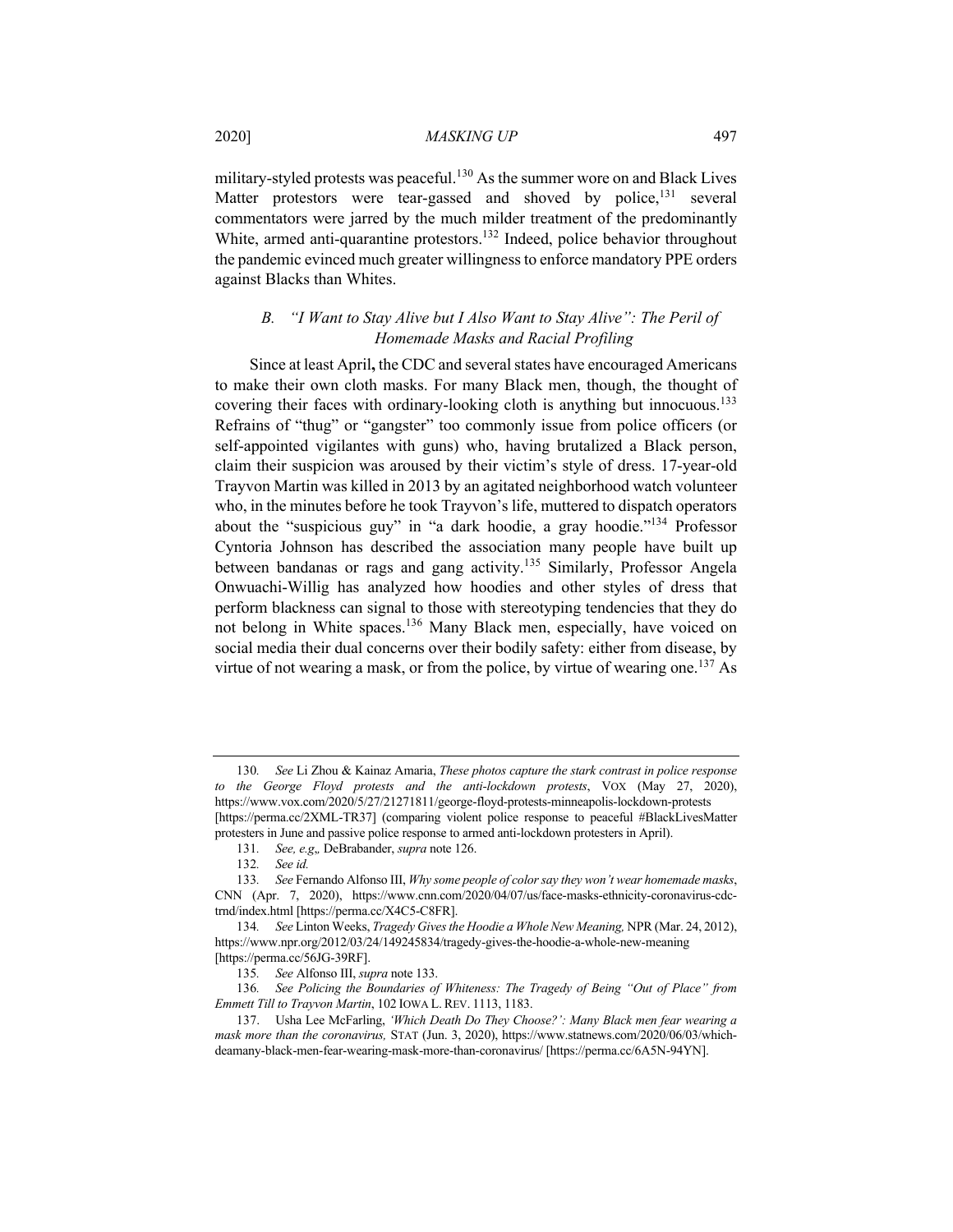military-styled protests was peaceful.[130] As the summer wore on and Black Lives Matter protestors were tear-gassed and shoved by police,[131] several commentators were jarred by the much milder treatment of the predominantly White, armed anti-quarantine protestors.[132] Indeed, police behavior throughout the pandemic evinced much greater willingness to enforce mandatory PPE orders against Blacks than Whites.

### B. *"I Want to Stay Alive but I Also Want to Stay Alive": The Peril of Homemade Masks and Racial Profiling*

Since at least April**,** the CDC and several states have encouraged Americans to make their own cloth masks. For many Black men, though, the thought of covering their faces with ordinary-looking cloth is anything but innocuous.[133] Refrains of "thug" or "gangster" too commonly issue from police officers (or self-appointed vigilantes with guns) who, having brutalized a Black person, claim their suspicion was aroused by their victim's style of dress. 17-year-old Trayvon Martin was killed in 2013 by an agitated neighborhood watch volunteer who, in the minutes before he took Trayvon's life, muttered to dispatch operators about the "suspicious guy" in "a dark hoodie, a gray hoodie."[134] Professor Cyntoria Johnson has described the association many people have built up between bandanas or rags and gang activity.[135] Similarly, Professor Angela Onwuachi-Willig has analyzed how hoodies and other styles of dress that perform blackness can signal to those with stereotyping tendencies that they do not belong in White spaces.[136] Many Black men, especially, have voiced on social media their dual concerns over their bodily safety: either from disease, by virtue of not wearing a mask, or from the police, by virtue of wearing one.[137] As

---

130. *See* Li Zhou & Kainaz Amaria, *These photos capture the stark contrast in police response to the George Floyd protests and the anti-lockdown protests*, VOX (May 27, 2020), https://www.vox.com/2020/5/27/21271811/george-floyd-protests-minneapolis-lockdown-protests [https://perma.cc/2XML-TR37] (comparing violent police response to peaceful #BlackLivesMatter protesters in June and passive police response to armed anti-lockdown protesters in April).

131. *See, e.g*„ DeBrabander, *supra* note 126.

132. *See id.*

133. *See* Fernando Alfonso III, *Why some people of color say they won't wear homemade masks*, CNN (Apr. 7, 2020), https://www.cnn.com/2020/04/07/us/face-masks-ethnicity-coronavirus-cdc-trnd/index.html [https://perma.cc/X4C5-C8FR].

134. *See* Linton Weeks, *Tragedy Gives the Hoodie a Whole New Meaning,* NPR (Mar. 24, 2012), https://www.npr.org/2012/03/24/149245834/tragedy-gives-the-hoodie-a-whole-new-meaning [https://perma.cc/56JG-39RF].

135. *See* Alfonso III, *supra* note 133.

136. *See Policing the Boundaries of Whiteness: The Tragedy of Being "Out of Place" from Emmett Till to Trayvon Martin*, 102 IOWA L. REV. 1113, 1183.

137. Usha Lee McFarling, *'Which Death Do They Choose?': Many Black men fear wearing a mask more than the coronavirus,* STAT (Jun. 3, 2020), https://www.statnews.com/2020/06/03/which-deamany-black-men-fear-wearing-mask-more-than-coronavirus/ [https://perma.cc/6A5N-94YN].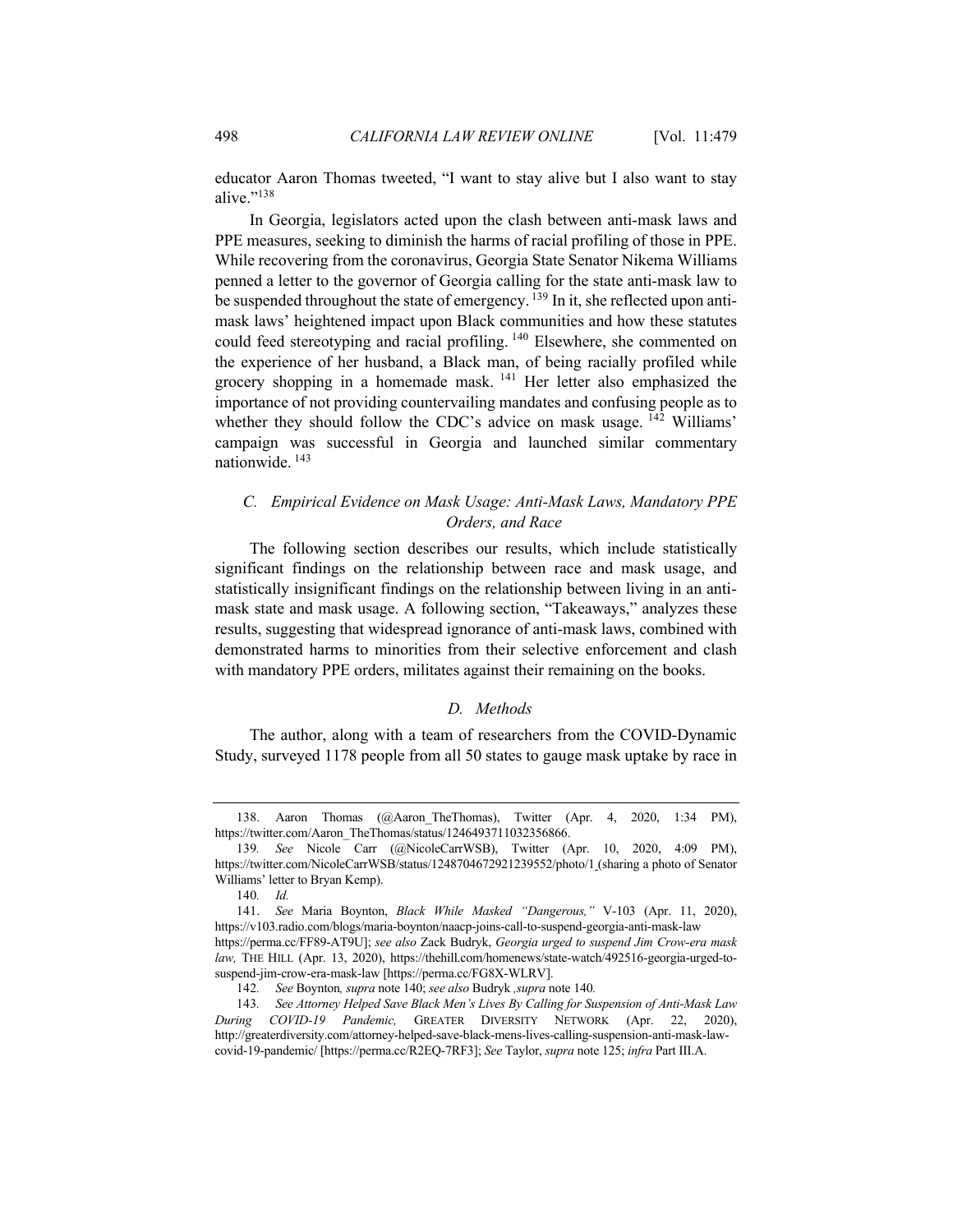educator Aaron Thomas tweeted, "I want to stay alive but I also want to stay alive."[138]

In Georgia, legislators acted upon the clash between anti-mask laws and PPE measures, seeking to diminish the harms of racial profiling of those in PPE. While recovering from the coronavirus, Georgia State Senator Nikema Williams penned a letter to the governor of Georgia calling for the state anti-mask law to be suspended throughout the state of emergency.[139] In it, she reflected upon anti-mask laws' heightened impact upon Black communities and how these statutes could feed stereotyping and racial profiling.[140] Elsewhere, she commented on the experience of her husband, a Black man, of being racially profiled while grocery shopping in a homemade mask.[141] Her letter also emphasized the importance of not providing countervailing mandates and confusing people as to whether they should follow the CDC's advice on mask usage.[142] Williams' campaign was successful in Georgia and launched similar commentary nationwide.[143]

### *C. Empirical Evidence on Mask Usage: Anti-Mask Laws, Mandatory PPE Orders, and Race*

The following section describes our results, which include statistically significant findings on the relationship between race and mask usage, and statistically insignificant findings on the relationship between living in an anti-mask state and mask usage. A following section, "Takeaways," analyzes these results, suggesting that widespread ignorance of anti-mask laws, combined with demonstrated harms to minorities from their selective enforcement and clash with mandatory PPE orders, militates against their remaining on the books.

### *D. Methods*

The author, along with a team of researchers from the COVID-Dynamic Study, surveyed 1178 people from all 50 states to gauge mask uptake by race in

---

138. Aaron Thomas (@Aaron_TheThomas), Twitter (Apr. 4, 2020, 1:34 PM), https://twitter.com/Aaron_TheThomas/status/1246493711032356866.

139. *See* Nicole Carr (@NicoleCarrWSB), Twitter (Apr. 10, 2020, 4:09 PM), https://twitter.com/NicoleCarrWSB/status/1248704672921239552/photo/1 (sharing a photo of Senator Williams' letter to Bryan Kemp).

140. *Id.*

141. *See* Maria Boynton, *Black While Masked "Dangerous,"* V-103 (Apr. 11, 2020), https://v103.radio.com/blogs/maria-boynton/naacp-joins-call-to-suspend-georgia-anti-mask-law https://perma.cc/FF89-AT9U]; *see also* Zack Budryk, *Georgia urged to suspend Jim Crow-era mask law,* THE HILL (Apr. 13, 2020), https://thehill.com/homenews/state-watch/492516-georgia-urged-to-suspend-jim-crow-era-mask-law [https://perma.cc/FG8X-WLRV].

142. *See* Boynton*, supra* note 140; *see also* Budryk *,supra* note 140*.*

143. *See Attorney Helped Save Black Men's Lives By Calling for Suspension of Anti-Mask Law During COVID-19 Pandemic,* GREATER DIVERSITY NETWORK (Apr. 22, 2020), http://greaterdiversity.com/attorney-helped-save-black-mens-lives-calling-suspension-anti-mask-law-covid-19-pandemic/ [https://perma.cc/R2EQ-7RF3]; *See* Taylor, *supra* note 125; *infra* Part III.A.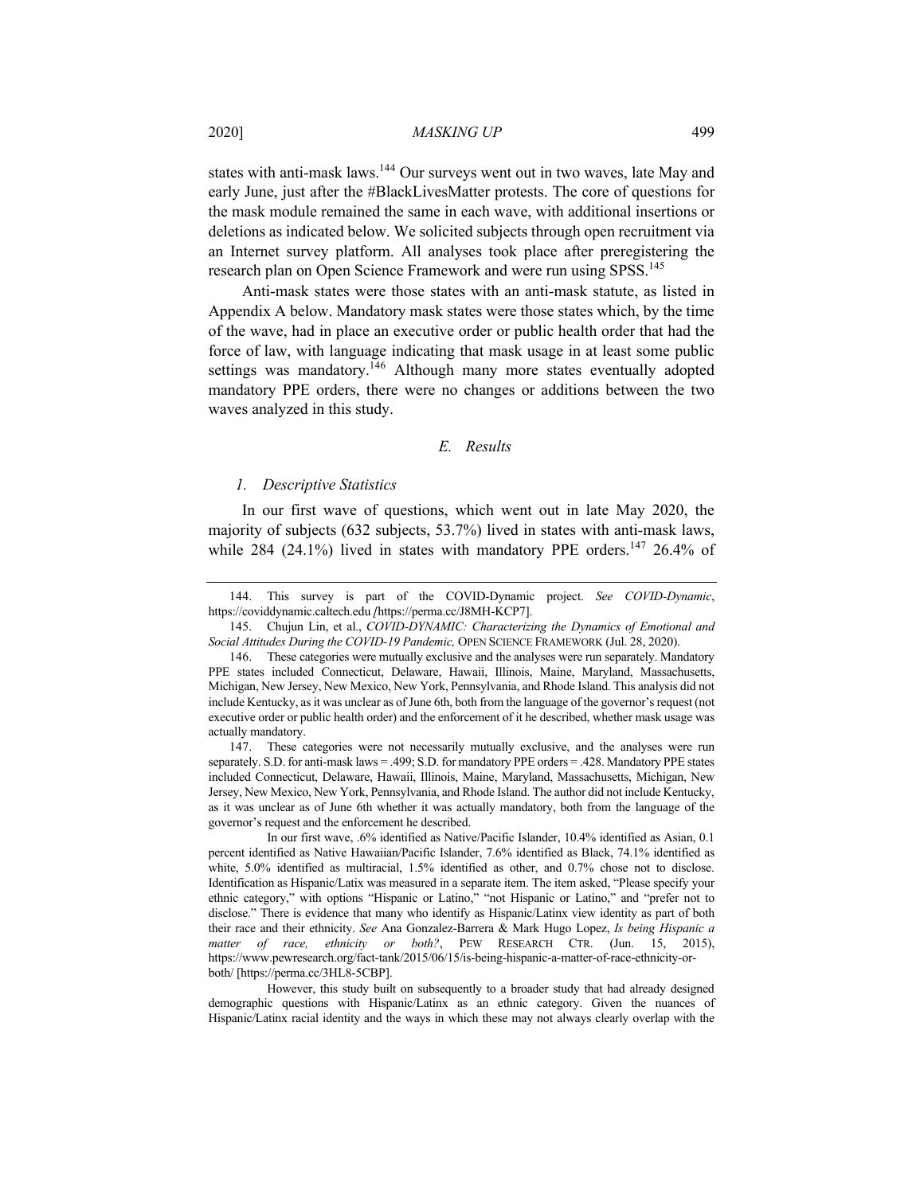states with anti-mask laws.[144] Our surveys went out in two waves, late May and early June, just after the #BlackLivesMatter protests. The core of questions for the mask module remained the same in each wave, with additional insertions or deletions as indicated below. We solicited subjects through open recruitment via an Internet survey platform. All analyses took place after preregistering the research plan on Open Science Framework and were run using SPSS.[145]

Anti-mask states were those states with an anti-mask statute, as listed in Appendix A below. Mandatory mask states were those states which, by the time of the wave, had in place an executive order or public health order that had the force of law, with language indicating that mask usage in at least some public settings was mandatory.[146] Although many more states eventually adopted mandatory PPE orders, there were no changes or additions between the two waves analyzed in this study.

### *E. Results*

#### *1. Descriptive Statistics*

In our first wave of questions, which went out in late May 2020, the majority of subjects (632 subjects, 53.7%) lived in states with anti-mask laws, while 284 (24.1%) lived in states with mandatory PPE orders.[147] 26.4% of

---

144. This survey is part of the COVID-Dynamic project. *See COVID-Dynamic*, https://coviddynamic.caltech.edu [https://perma.cc/J8MH-KCP7].

145. Chujun Lin, et al., *COVID-DYNAMIC: Characterizing the Dynamics of Emotional and Social Attitudes During the COVID-19 Pandemic,* OPEN SCIENCE FRAMEWORK (Jul. 28, 2020).

146. These categories were mutually exclusive and the analyses were run separately. Mandatory PPE states included Connecticut, Delaware, Hawaii, Illinois, Maine, Maryland, Massachusetts, Michigan, New Jersey, New Mexico, New York, Pennsylvania, and Rhode Island. This analysis did not include Kentucky, as it was unclear as of June 6th, both from the language of the governor's request (not executive order or public health order) and the enforcement of it he described, whether mask usage was actually mandatory.

147. These categories were not necessarily mutually exclusive, and the analyses were run separately. S.D. for anti-mask laws = .499; S.D. for mandatory PPE orders = .428. Mandatory PPE states included Connecticut, Delaware, Hawaii, Illinois, Maine, Maryland, Massachusetts, Michigan, New Jersey, New Mexico, New York, Pennsylvania, and Rhode Island. The author did not include Kentucky, as it was unclear as of June 6th whether it was actually mandatory, both from the language of the governor's request and the enforcement he described.

In our first wave, .6% identified as Native/Pacific Islander, 10.4% identified as Asian, 0.1 percent identified as Native Hawaiian/Pacific Islander, 7.6% identified as Black, 74.1% identified as white, 5.0% identified as multiracial, 1.5% identified as other, and 0.7% chose not to disclose. Identification as Hispanic/Latix was measured in a separate item. The item asked, "Please specify your ethnic category," with options "Hispanic or Latino," "not Hispanic or Latino," and "prefer not to disclose." There is evidence that many who identify as Hispanic/Latinx view identity as part of both their race and their ethnicity. *See* Ana Gonzalez-Barrera & Mark Hugo Lopez, *Is being Hispanic a matter of race, ethnicity or both?*, PEW RESEARCH CTR. (Jun. 15, 2015), https://www.pewresearch.org/fact-tank/2015/06/15/is-being-hispanic-a-matter-of-race-ethnicity-or-both/ [https://perma.cc/3HL8-5CBP].

However, this study built on subsequently to a broader study that had already designed demographic questions with Hispanic/Latinx as an ethnic category. Given the nuances of Hispanic/Latinx racial identity and the ways in which these may not always clearly overlap with the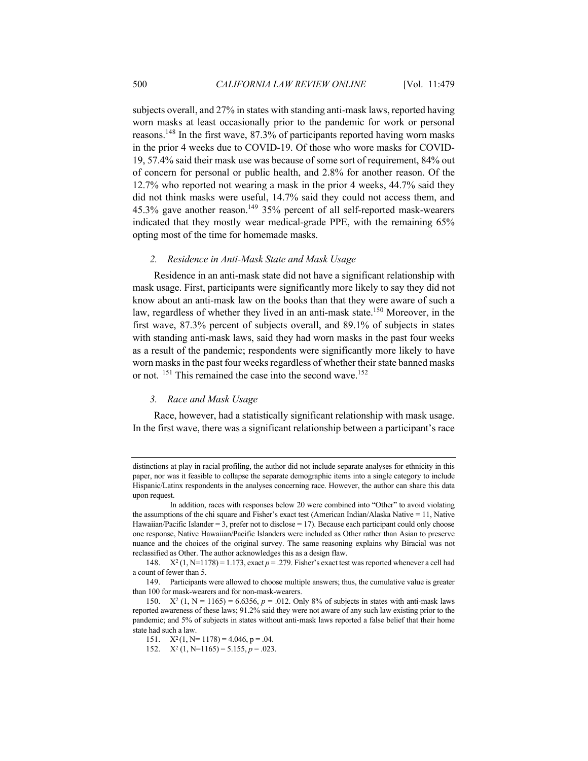subjects overall, and 27% in states with standing anti-mask laws, reported having worn masks at least occasionally prior to the pandemic for work or personal reasons.[148] In the first wave, 87.3% of participants reported having worn masks in the prior 4 weeks due to COVID-19. Of those who wore masks for COVID-19, 57.4% said their mask use was because of some sort of requirement, 84% out of concern for personal or public health, and 2.8% for another reason. Of the 12.7% who reported not wearing a mask in the prior 4 weeks, 44.7% said they did not think masks were useful, 14.7% said they could not access them, and 45.3% gave another reason.[149] 35% percent of all self-reported mask-wearers indicated that they mostly wear medical-grade PPE, with the remaining 65% opting most of the time for homemade masks.

### *2. Residence in Anti-Mask State and Mask Usage*

Residence in an anti-mask state did not have a significant relationship with mask usage. First, participants were significantly more likely to say they did not know about an anti-mask law on the books than that they were aware of such a law, regardless of whether they lived in an anti-mask state.[150] Moreover, in the first wave, 87.3% percent of subjects overall, and 89.1% of subjects in states with standing anti-mask laws, said they had worn masks in the past four weeks as a result of the pandemic; respondents were significantly more likely to have worn masks in the past four weeks regardless of whether their state banned masks or not. [151] This remained the case into the second wave.[152]

### *3. Race and Mask Usage*

Race, however, had a statistically significant relationship with mask usage. In the first wave, there was a significant relationship between a participant's race

---

distinctions at play in racial profiling, the author did not include separate analyses for ethnicity in this paper, nor was it feasible to collapse the separate demographic items into a single category to include Hispanic/Latinx respondents in the analyses concerning race. However, the author can share this data upon request.

In addition, races with responses below 20 were combined into "Other" to avoid violating the assumptions of the chi square and Fisher's exact test (American Indian/Alaska Native = 11, Native Hawaiian/Pacific Islander = 3, prefer not to disclose = 17). Because each participant could only choose one response, Native Hawaiian/Pacific Islanders were included as Other rather than Asian to preserve nuance and the choices of the original survey. The same reasoning explains why Biracial was not reclassified as Other. The author acknowledges this as a design flaw.

148. $X^2$ (1, N=1178) = 1.173, exact $p$ = .279. Fisher's exact test was reported whenever a cell had a count of fewer than 5.

149. Participants were allowed to choose multiple answers; thus, the cumulative value is greater than 100 for mask-wearers and for non-mask-wearers.

150. $X^2$ (1, N = 1165) = 6.6356, $p$ = .012. Only 8% of subjects in states with anti-mask laws reported awareness of these laws; 91.2% said they were not aware of any such law existing prior to the pandemic; and 5% of subjects in states without anti-mask laws reported a false belief that their home state had such a law.

151. $X^2$ (1, N= 1178) = 4.046, p = .04.

152. $X^2$ (1, N=1165) = 5.155, $p$ = .023.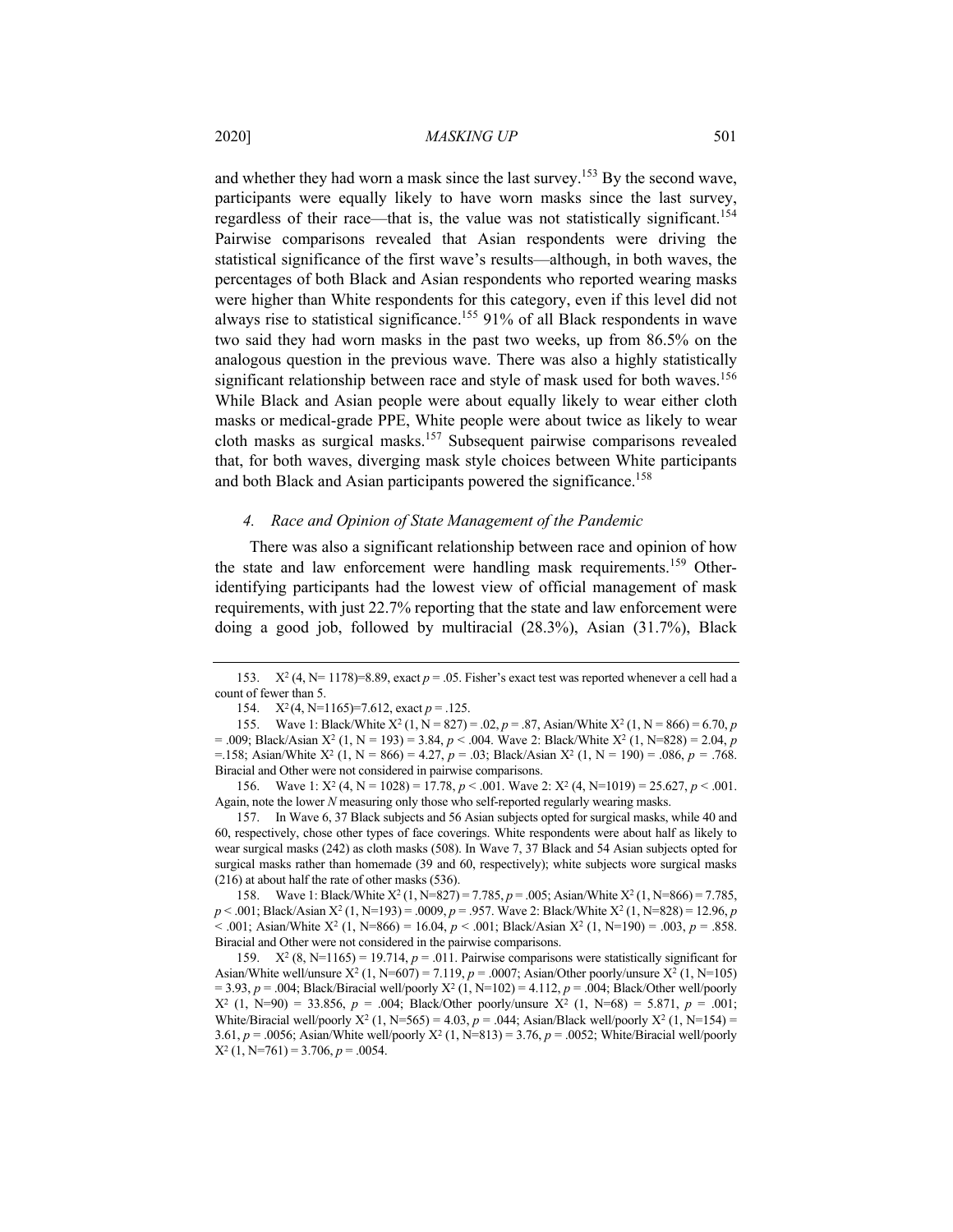and whether they had worn a mask since the last survey.[153] By the second wave, participants were equally likely to have worn masks since the last survey, regardless of their race—that is, the value was not statistically significant.[154] Pairwise comparisons revealed that Asian respondents were driving the statistical significance of the first wave's results—although, in both waves, the percentages of both Black and Asian respondents who reported wearing masks were higher than White respondents for this category, even if this level did not always rise to statistical significance.[155] 91% of all Black respondents in wave two said they had worn masks in the past two weeks, up from 86.5% on the analogous question in the previous wave. There was also a highly statistically significant relationship between race and style of mask used for both waves.[156] While Black and Asian people were about equally likely to wear either cloth masks or medical-grade PPE, White people were about twice as likely to wear cloth masks as surgical masks.[157] Subsequent pairwise comparisons revealed that, for both waves, diverging mask style choices between White participants and both Black and Asian participants powered the significance.[158]

#### *4. Race and Opinion of State Management of the Pandemic*

There was also a significant relationship between race and opinion of how the state and law enforcement were handling mask requirements.[159] Other-identifying participants had the lowest view of official management of mask requirements, with just 22.7% reporting that the state and law enforcement were doing a good job, followed by multiracial (28.3%), Asian (31.7%), Black

---

153. $X^2$ (4, N= 1178)=8.89, exact $p = .05$. Fisher's exact test was reported whenever a cell had a count of fewer than 5.

154. $X^2$ (4, N=1165)=7.612, exact $p = .125$.

155. Wave 1: Black/White $X^2$ (1, N = 827) = .02, $p = .87$, Asian/White $X^2$ (1, N = 866) = 6.70, $p = .009$; Black/Asian $X^2$ (1, N = 193) = 3.84, $p < .004$. Wave 2: Black/White $X^2$ (1, N=828) = 2.04, $p = .158$; Asian/White $X^2$ (1, N = 866) = 4.27, $p = .03$; Black/Asian $X^2$ (1, N = 190) = .086, $p = .768$. Biracial and Other were not considered in pairwise comparisons.

156. Wave 1: $X^2$ (4, N = 1028) = 17.78, $p < .001$. Wave 2: $X^2$ (4, N=1019) = 25.627, $p < .001$. Again, note the lower *N* measuring only those who self-reported regularly wearing masks.

157. In Wave 6, 37 Black subjects and 56 Asian subjects opted for surgical masks, while 40 and 60, respectively, chose other types of face coverings. White respondents were about half as likely to wear surgical masks (242) as cloth masks (508). In Wave 7, 37 Black and 54 Asian subjects opted for surgical masks rather than homemade (39 and 60, respectively); white subjects wore surgical masks (216) at about half the rate of other masks (536).

158. Wave 1: Black/White $X^2$ (1, N=827) = 7.785, $p = .005$; Asian/White $X^2$ (1, N=866) = 7.785, $p < .001$; Black/Asian $X^2$ (1, N=193) = .0009, $p = .957$. Wave 2: Black/White $X^2$ (1, N=828) = 12.96, $p < .001$; Asian/White $X^2$ (1, N=866) = 16.04, $p < .001$; Black/Asian $X^2$ (1, N=190) = .003, $p = .858$. Biracial and Other were not considered in the pairwise comparisons.

159. $X^2$ (8, N=1165) = 19.714, $p = .011$. Pairwise comparisons were statistically significant for Asian/White well/unsure $X^2$ (1, N=607) = 7.119, $p = .0007$; Asian/Other poorly/unsure $X^2$ (1, N=105) = 3.93, $p = .004$; Black/Biracial well/poorly $X^2$ (1, N=102) = 4.112, $p = .004$; Black/Other well/poorly $X^2$ (1, N=90) = 33.856, $p = .004$; Black/Other poorly/unsure $X^2$ (1, N=68) = 5.871, $p = .001$; White/Biracial well/poorly $X^2$ (1, N=565) = 4.03, $p = .044$; Asian/Black well/poorly $X^2$ (1, N=154) = 3.61, $p = .0056$; Asian/White well/poorly $X^2$ (1, N=813) = 3.76, $p = .0052$; White/Biracial well/poorly $X^2$ (1, N=761) = 3.706, $p = .0054$.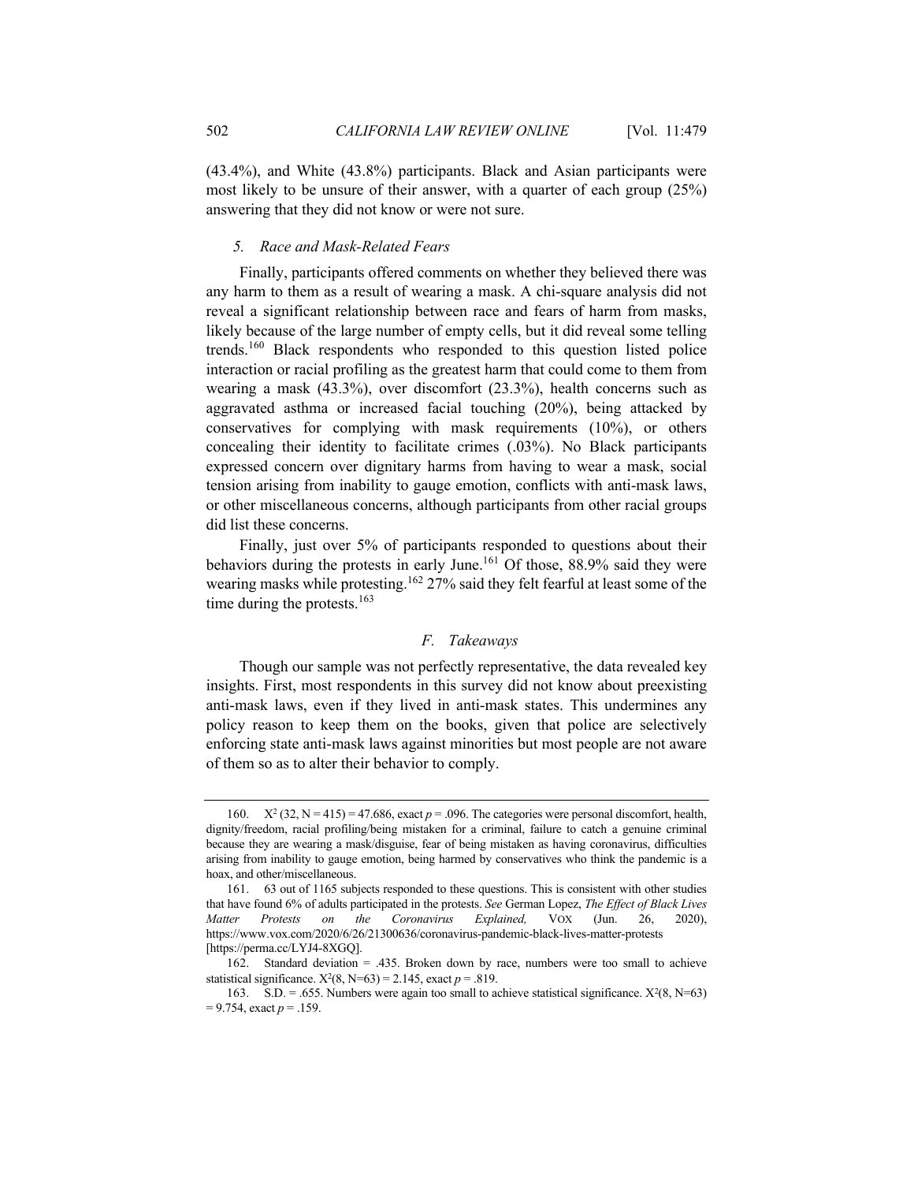(43.4%), and White (43.8%) participants. Black and Asian participants were most likely to be unsure of their answer, with a quarter of each group (25%) answering that they did not know or were not sure.

#### *5. Race and Mask-Related Fears*

Finally, participants offered comments on whether they believed there was any harm to them as a result of wearing a mask. A chi-square analysis did not reveal a significant relationship between race and fears of harm from masks, likely because of the large number of empty cells, but it did reveal some telling trends.[160] Black respondents who responded to this question listed police interaction or racial profiling as the greatest harm that could come to them from wearing a mask (43.3%), over discomfort (23.3%), health concerns such as aggravated asthma or increased facial touching (20%), being attacked by conservatives for complying with mask requirements (10%), or others concealing their identity to facilitate crimes (.03%). No Black participants expressed concern over dignitary harms from having to wear a mask, social tension arising from inability to gauge emotion, conflicts with anti-mask laws, or other miscellaneous concerns, although participants from other racial groups did list these concerns.

Finally, just over 5% of participants responded to questions about their behaviors during the protests in early June.[161] Of those, 88.9% said they were wearing masks while protesting.[162] 27% said they felt fearful at least some of the time during the protests.[163]

### *F. Takeaways*

Though our sample was not perfectly representative, the data revealed key insights. First, most respondents in this survey did not know about preexisting anti-mask laws, even if they lived in anti-mask states. This undermines any policy reason to keep them on the books, given that police are selectively enforcing state anti-mask laws against minorities but most people are not aware of them so as to alter their behavior to comply.

---

160. $X^2(32, N = 415) = 47.686$, exact $p = .096$. The categories were personal discomfort, health, dignity/freedom, racial profiling/being mistaken for a criminal, failure to catch a genuine criminal because they are wearing a mask/disguise, fear of being mistaken as having coronavirus, difficulties arising from inability to gauge emotion, being harmed by conservatives who think the pandemic is a hoax, and other/miscellaneous.

161. 63 out of 1165 subjects responded to these questions. This is consistent with other studies that have found 6% of adults participated in the protests. *See* German Lopez, *The Effect of Black Lives Matter Protests on the Coronavirus Explained,* VOX (Jun. 26, 2020), https://www.vox.com/2020/6/26/21300636/coronavirus-pandemic-black-lives-matter-protests [https://perma.cc/LYJ4-8XGQ].

162. Standard deviation = .435. Broken down by race, numbers were too small to achieve statistical significance. $X^2(8, N=63) = 2.145$, exact $p = .819$.

163. S.D. = .655. Numbers were again too small to achieve statistical significance. $X^2(8, N=63) = 9.754$, exact $p = .159$.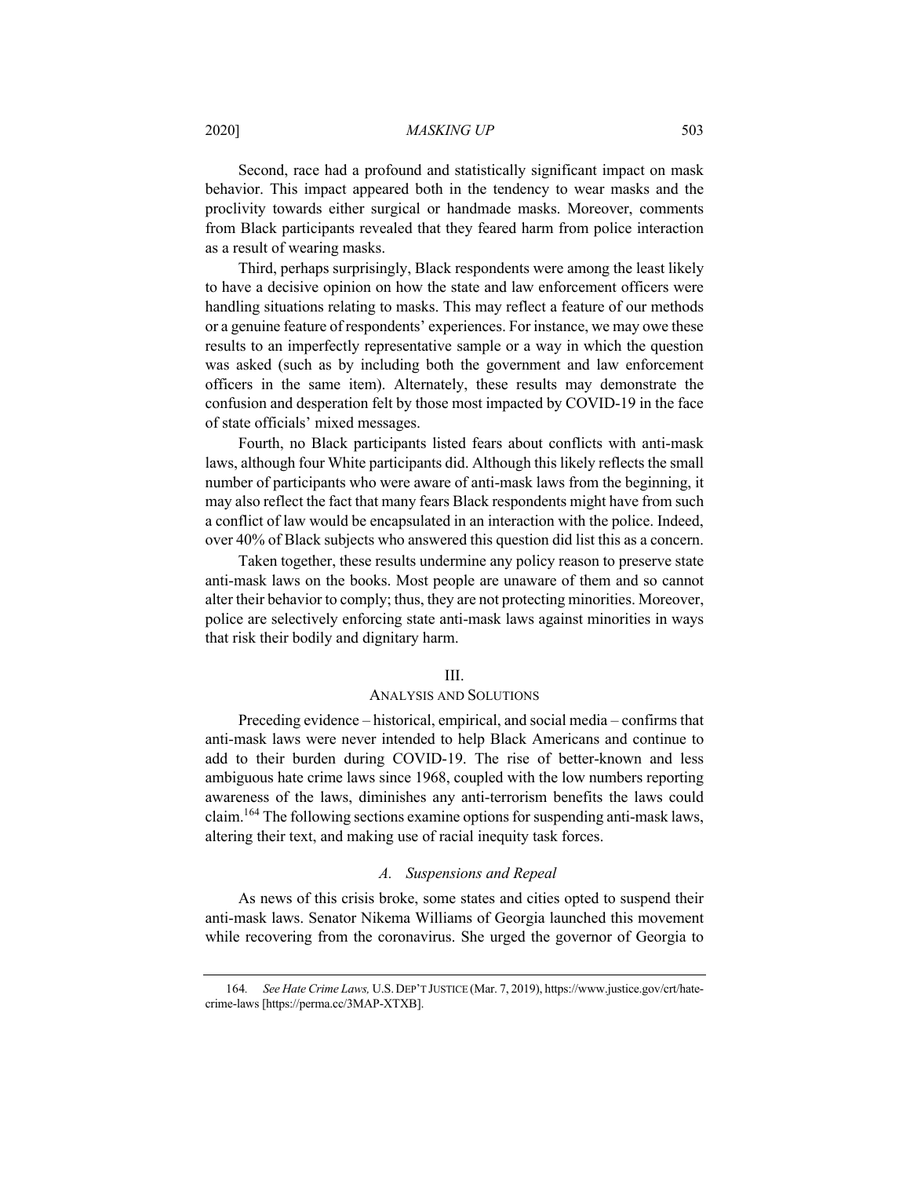Second, race had a profound and statistically significant impact on mask behavior. This impact appeared both in the tendency to wear masks and the proclivity towards either surgical or handmade masks. Moreover, comments from Black participants revealed that they feared harm from police interaction as a result of wearing masks.

Third, perhaps surprisingly, Black respondents were among the least likely to have a decisive opinion on how the state and law enforcement officers were handling situations relating to masks. This may reflect a feature of our methods or a genuine feature of respondents' experiences. For instance, we may owe these results to an imperfectly representative sample or a way in which the question was asked (such as by including both the government and law enforcement officers in the same item). Alternately, these results may demonstrate the confusion and desperation felt by those most impacted by COVID-19 in the face of state officials' mixed messages.

Fourth, no Black participants listed fears about conflicts with anti-mask laws, although four White participants did. Although this likely reflects the small number of participants who were aware of anti-mask laws from the beginning, it may also reflect the fact that many fears Black respondents might have from such a conflict of law would be encapsulated in an interaction with the police. Indeed, over 40% of Black subjects who answered this question did list this as a concern.

Taken together, these results undermine any policy reason to preserve state anti-mask laws on the books. Most people are unaware of them and so cannot alter their behavior to comply; thus, they are not protecting minorities. Moreover, police are selectively enforcing state anti-mask laws against minorities in ways that risk their bodily and dignitary harm.

## III.
## ANALYSIS AND SOLUTIONS

Preceding evidence – historical, empirical, and social media – confirms that anti-mask laws were never intended to help Black Americans and continue to add to their burden during COVID-19. The rise of better-known and less ambiguous hate crime laws since 1968, coupled with the low numbers reporting awareness of the laws, diminishes any anti-terrorism benefits the laws could claim.[164] The following sections examine options for suspending anti-mask laws, altering their text, and making use of racial inequity task forces.

### *A. Suspensions and Repeal*

As news of this crisis broke, some states and cities opted to suspend their anti-mask laws. Senator Nikema Williams of Georgia launched this movement while recovering from the coronavirus. She urged the governor of Georgia to

164. *See Hate Crime Laws,* U.S. DEP'T JUSTICE (Mar. 7, 2019), https://www.justice.gov/crt/hate-crime-laws [https://perma.cc/3MAP-XTXB].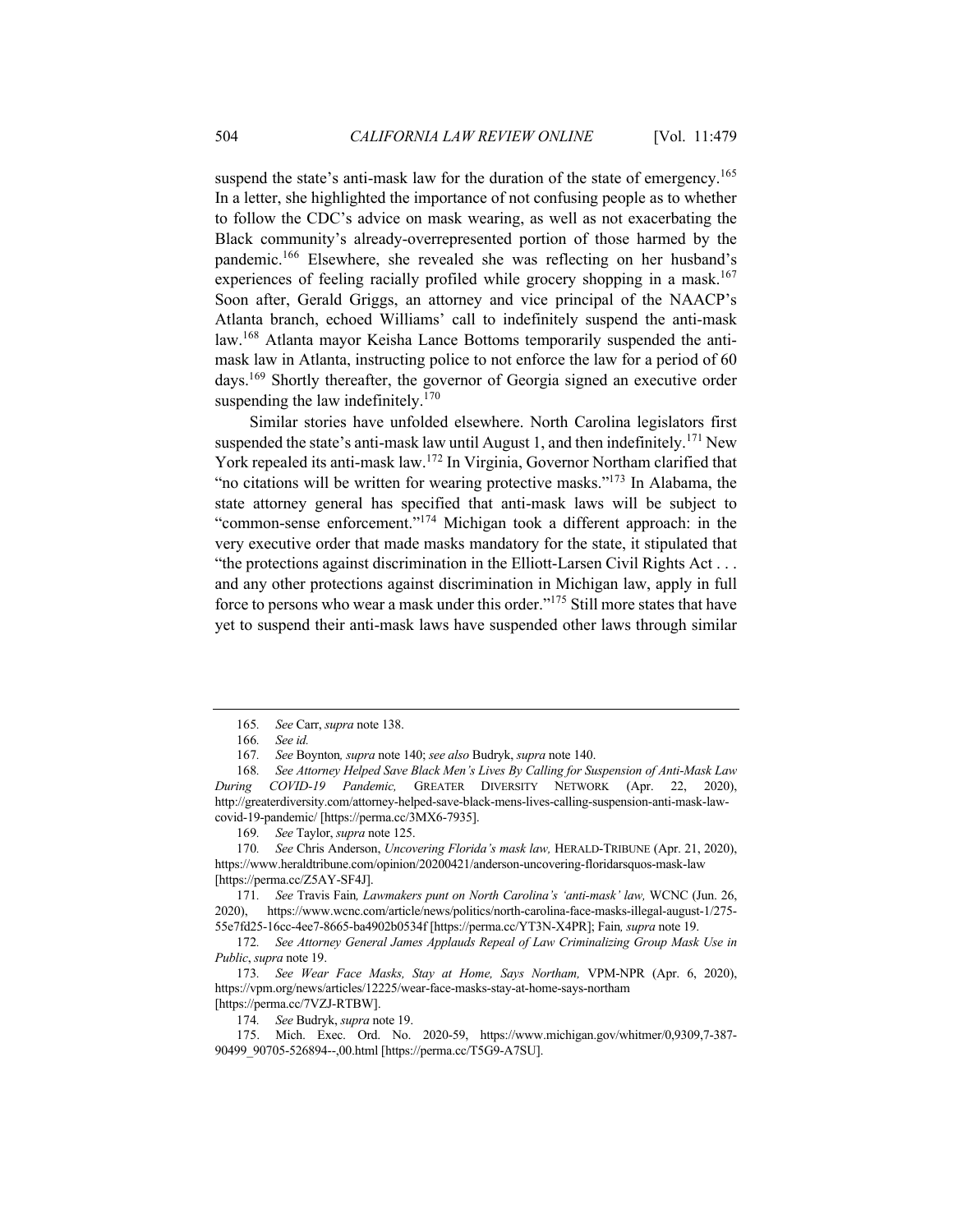suspend the state's anti-mask law for the duration of the state of emergency.[165] In a letter, she highlighted the importance of not confusing people as to whether to follow the CDC's advice on mask wearing, as well as not exacerbating the Black community's already-overrepresented portion of those harmed by the pandemic.[166] Elsewhere, she revealed she was reflecting on her husband's experiences of feeling racially profiled while grocery shopping in a mask.[167] Soon after, Gerald Griggs, an attorney and vice principal of the NAACP's Atlanta branch, echoed Williams' call to indefinitely suspend the anti-mask law.[168] Atlanta mayor Keisha Lance Bottoms temporarily suspended the anti-mask law in Atlanta, instructing police to not enforce the law for a period of 60 days.[169] Shortly thereafter, the governor of Georgia signed an executive order suspending the law indefinitely.[170]

Similar stories have unfolded elsewhere. North Carolina legislators first suspended the state's anti-mask law until August 1, and then indefinitely.[171] New York repealed its anti-mask law.[172] In Virginia, Governor Northam clarified that "no citations will be written for wearing protective masks."[173] In Alabama, the state attorney general has specified that anti-mask laws will be subject to "common-sense enforcement."[174] Michigan took a different approach: in the very executive order that made masks mandatory for the state, it stipulated that "the protections against discrimination in the Elliott-Larsen Civil Rights Act . . . and any other protections against discrimination in Michigan law, apply in full force to persons who wear a mask under this order."[175] Still more states that have yet to suspend their anti-mask laws have suspended other laws through similar

---

165. *See* Carr, *supra* note 138.

166. *See id.*

167. *See* Boynton*, supra* note 140; *see also* Budryk, *supra* note 140.

168. *See Attorney Helped Save Black Men's Lives By Calling for Suspension of Anti-Mask Law During COVID-19 Pandemic,* GREATER DIVERSITY NETWORK (Apr. 22, 2020), http://greaterdiversity.com/attorney-helped-save-black-mens-lives-calling-suspension-anti-mask-law-covid-19-pandemic/ [https://perma.cc/3MX6-7935].

169. *See* Taylor, *supra* note 125.

170. *See* Chris Anderson, *Uncovering Florida's mask law,* HERALD-TRIBUNE (Apr. 21, 2020), https://www.heraldtribune.com/opinion/20200421/anderson-uncovering-floridarsquos-mask-law [https://perma.cc/Z5AY-SF4J].

171. *See* Travis Fain*, Lawmakers punt on North Carolina's 'anti-mask' law,* WCNC (Jun. 26, 2020), https://www.wcnc.com/article/news/politics/north-carolina-face-masks-illegal-august-1/275-55e7fd25-16cc-4ee7-8665-ba4902b0534f [https://perma.cc/YT3N-X4PR]; Fain*, supra* note 19.

172. *See Attorney General James Applauds Repeal of Law Criminalizing Group Mask Use in Public*, *supra* note 19.

173. *See Wear Face Masks, Stay at Home, Says Northam,* VPM-NPR (Apr. 6, 2020), https://vpm.org/news/articles/12225/wear-face-masks-stay-at-home-says-northam [https://perma.cc/7VZJ-RTBW].

174. *See* Budryk, *supra* note 19.

175. Mich. Exec. Ord. No. 2020-59, https://www.michigan.gov/whitmer/0,9309,7-387-90499_90705-526894--,00.html [https://perma.cc/T5G9-A7SU].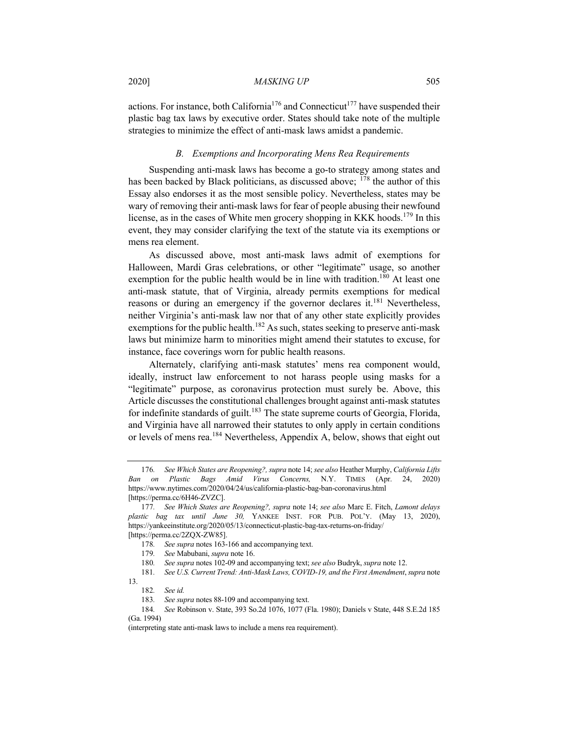actions. For instance, both California[176] and Connecticut[177] have suspended their plastic bag tax laws by executive order. States should take note of the multiple strategies to minimize the effect of anti-mask laws amidst a pandemic.

### *B. Exemptions and Incorporating Mens Rea Requirements*

Suspending anti-mask laws has become a go-to strategy among states and has been backed by Black politicians, as discussed above; [178] the author of this Essay also endorses it as the most sensible policy. Nevertheless, states may be wary of removing their anti-mask laws for fear of people abusing their newfound license, as in the cases of White men grocery shopping in KKK hoods.[179] In this event, they may consider clarifying the text of the statute via its exemptions or mens rea element.

As discussed above, most anti-mask laws admit of exemptions for Halloween, Mardi Gras celebrations, or other "legitimate" usage, so another exemption for the public health would be in line with tradition.[180] At least one anti-mask statute, that of Virginia, already permits exemptions for medical reasons or during an emergency if the governor declares it.[181] Nevertheless, neither Virginia's anti-mask law nor that of any other state explicitly provides exemptions for the public health.[182] As such, states seeking to preserve anti-mask laws but minimize harm to minorities might amend their statutes to excuse, for instance, face coverings worn for public health reasons.

Alternately, clarifying anti-mask statutes' mens rea component would, ideally, instruct law enforcement to not harass people using masks for a "legitimate" purpose, as coronavirus protection must surely be. Above, this Article discusses the constitutional challenges brought against anti-mask statutes for indefinite standards of guilt.[183] The state supreme courts of Georgia, Florida, and Virginia have all narrowed their statutes to only apply in certain conditions or levels of mens rea.[184] Nevertheless, Appendix A, below, shows that eight out

---

176. *See Which States are Reopening?, supra* note 14; *see also* Heather Murphy, *California Lifts Ban on Plastic Bags Amid Virus Concerns,* N.Y. TIMES (Apr. 24, 2020) https://www.nytimes.com/2020/04/24/us/california-plastic-bag-ban-coronavirus.html [https://perma.cc/6H46-ZVZC].

177. *See Which States are Reopening?, supra* note 14; *see also* Marc E. Fitch, *Lamont delays plastic bag tax until June 30,* YANKEE INST. FOR PUB. POL'Y. (May 13, 2020), https://yankeeinstitute.org/2020/05/13/connecticut-plastic-bag-tax-returns-on-friday/ [https://perma.cc/2ZQX-ZW85].

178. *See supra* notes 163-166 and accompanying text.

179. *See* Mabubani, *supra* note 16.

180. *See supra* notes 102-09 and accompanying text; *see also* Budryk, *supra* note 12.

181. *See U.S. Current Trend: Anti-Mask Laws, COVID-19, and the First Amendment*, *supra* note 13.

182. *See id.*

183. *See supra* notes 88-109 and accompanying text.

184. *See* Robinson v. State, 393 So.2d 1076, 1077 (Fla. 1980); Daniels v State, 448 S.E.2d 185 (Ga. 1994)
(interpreting state anti-mask laws to include a mens rea requirement).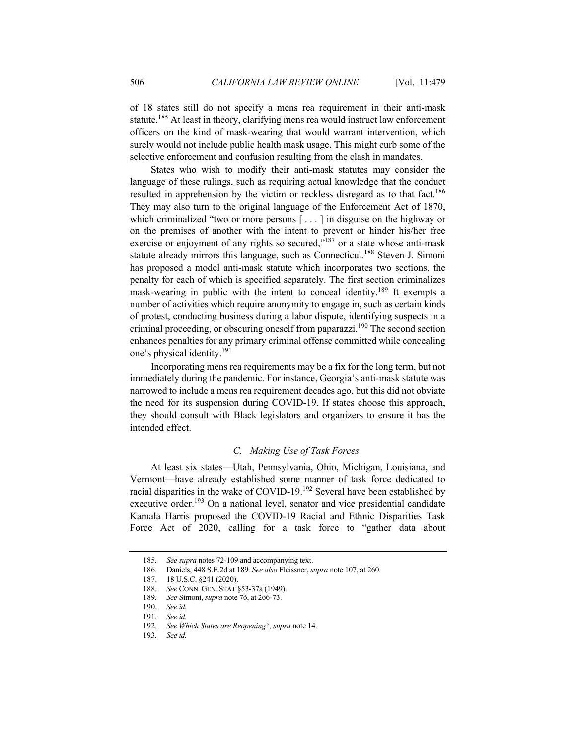of 18 states still do not specify a mens rea requirement in their anti-mask statute.[185] At least in theory, clarifying mens rea would instruct law enforcement officers on the kind of mask-wearing that would warrant intervention, which surely would not include public health mask usage. This might curb some of the selective enforcement and confusion resulting from the clash in mandates.

States who wish to modify their anti-mask statutes may consider the language of these rulings, such as requiring actual knowledge that the conduct resulted in apprehension by the victim or reckless disregard as to that fact.[186] They may also turn to the original language of the Enforcement Act of 1870, which criminalized "two or more persons [ . . . ] in disguise on the highway or on the premises of another with the intent to prevent or hinder his/her free exercise or enjoyment of any rights so secured,"[187] or a state whose anti-mask statute already mirrors this language, such as Connecticut.[188] Steven J. Simoni has proposed a model anti-mask statute which incorporates two sections, the penalty for each of which is specified separately. The first section criminalizes mask-wearing in public with the intent to conceal identity.[189] It exempts a number of activities which require anonymity to engage in, such as certain kinds of protest, conducting business during a labor dispute, identifying suspects in a criminal proceeding, or obscuring oneself from paparazzi.[190] The second section enhances penalties for any primary criminal offense committed while concealing one's physical identity.[191]

Incorporating mens rea requirements may be a fix for the long term, but not immediately during the pandemic. For instance, Georgia's anti-mask statute was narrowed to include a mens rea requirement decades ago, but this did not obviate the need for its suspension during COVID-19. If states choose this approach, they should consult with Black legislators and organizers to ensure it has the intended effect.

### C. *Making Use of Task Forces*

At least six states—Utah, Pennsylvania, Ohio, Michigan, Louisiana, and Vermont—have already established some manner of task force dedicated to racial disparities in the wake of COVID-19.[192] Several have been established by executive order.[193] On a national level, senator and vice presidential candidate Kamala Harris proposed the COVID-19 Racial and Ethnic Disparities Task Force Act of 2020, calling for a task force to "gather data about

---

185. *See supra* notes 72-109 and accompanying text.
186. Daniels, 448 S.E.2d at 189. *See also* Fleissner, *supra* note 107, at 260.
187. 18 U.S.C. §241 (2020).
188. *See* CONN. GEN. STAT §53-37a (1949).
189. *See* Simoni, *supra* note 76, at 266-73.
190. *See id.*
191. *See id.*
192. *See Which States are Reopening?, supra* note 14.
193. *See id.*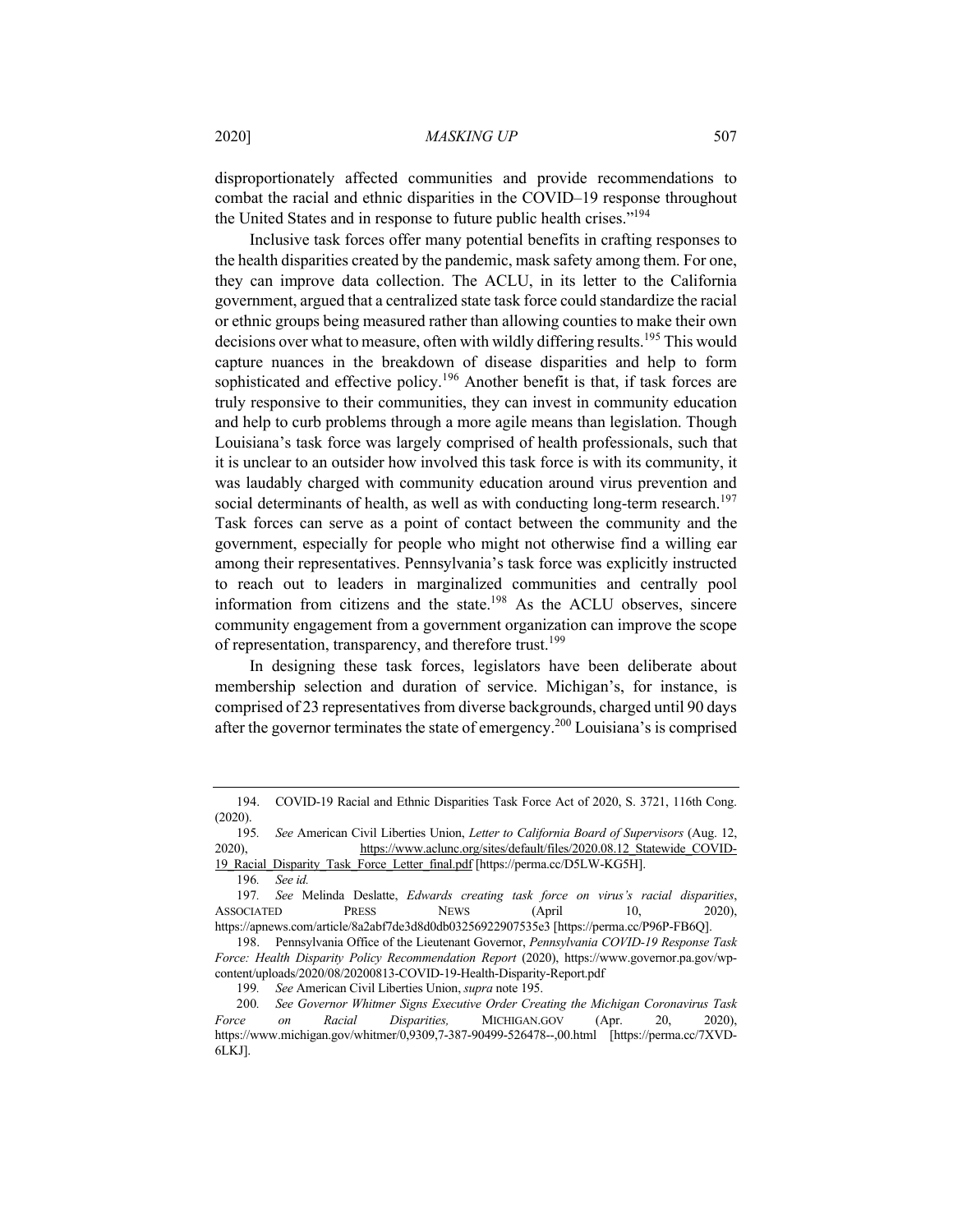disproportionately affected communities and provide recommendations to combat the racial and ethnic disparities in the COVID–19 response throughout the United States and in response to future public health crises."[194]

Inclusive task forces offer many potential benefits in crafting responses to the health disparities created by the pandemic, mask safety among them. For one, they can improve data collection. The ACLU, in its letter to the California government, argued that a centralized state task force could standardize the racial or ethnic groups being measured rather than allowing counties to make their own decisions over what to measure, often with wildly differing results.[195] This would capture nuances in the breakdown of disease disparities and help to form sophisticated and effective policy.[196] Another benefit is that, if task forces are truly responsive to their communities, they can invest in community education and help to curb problems through a more agile means than legislation. Though Louisiana's task force was largely comprised of health professionals, such that it is unclear to an outsider how involved this task force is with its community, it was laudably charged with community education around virus prevention and social determinants of health, as well as with conducting long-term research.[197] Task forces can serve as a point of contact between the community and the government, especially for people who might not otherwise find a willing ear among their representatives. Pennsylvania's task force was explicitly instructed to reach out to leaders in marginalized communities and centrally pool information from citizens and the state.[198] As the ACLU observes, sincere community engagement from a government organization can improve the scope of representation, transparency, and therefore trust.[199]

In designing these task forces, legislators have been deliberate about membership selection and duration of service. Michigan's, for instance, is comprised of 23 representatives from diverse backgrounds, charged until 90 days after the governor terminates the state of emergency.[200] Louisiana's is comprised

---

194. COVID-19 Racial and Ethnic Disparities Task Force Act of 2020, S. 3721, 116th Cong. (2020).

195. *See* American Civil Liberties Union, *Letter to California Board of Supervisors* (Aug. 12, 2020), https://www.aclunc.org/sites/default/files/2020.08.12_Statewide_COVID-19_Racial_Disparity_Task_Force_Letter_final.pdf [https://perma.cc/D5LW-KG5H].

196. *See id.*

197. *See* Melinda Deslatte, *Edwards creating task force on virus's racial disparities*, ASSOCIATED PRESS NEWS (April 10, 2020), https://apnews.com/article/8a2abf7de3d8d0db03256922907535e3 [https://perma.cc/P96P-FB6Q].

198. Pennsylvania Office of the Lieutenant Governor, *Pennsylvania COVID-19 Response Task Force: Health Disparity Policy Recommendation Report* (2020), https://www.governor.pa.gov/wp-content/uploads/2020/08/20200813-COVID-19-Health-Disparity-Report.pdf

199. *See* American Civil Liberties Union, *supra* note 195.

200. *See Governor Whitmer Signs Executive Order Creating the Michigan Coronavirus Task Force on Racial Disparities,* MICHIGAN.GOV (Apr. 20, 2020), https://www.michigan.gov/whitmer/0,9309,7-387-90499-526478--,00.html [https://perma.cc/7XVD-6LKJ].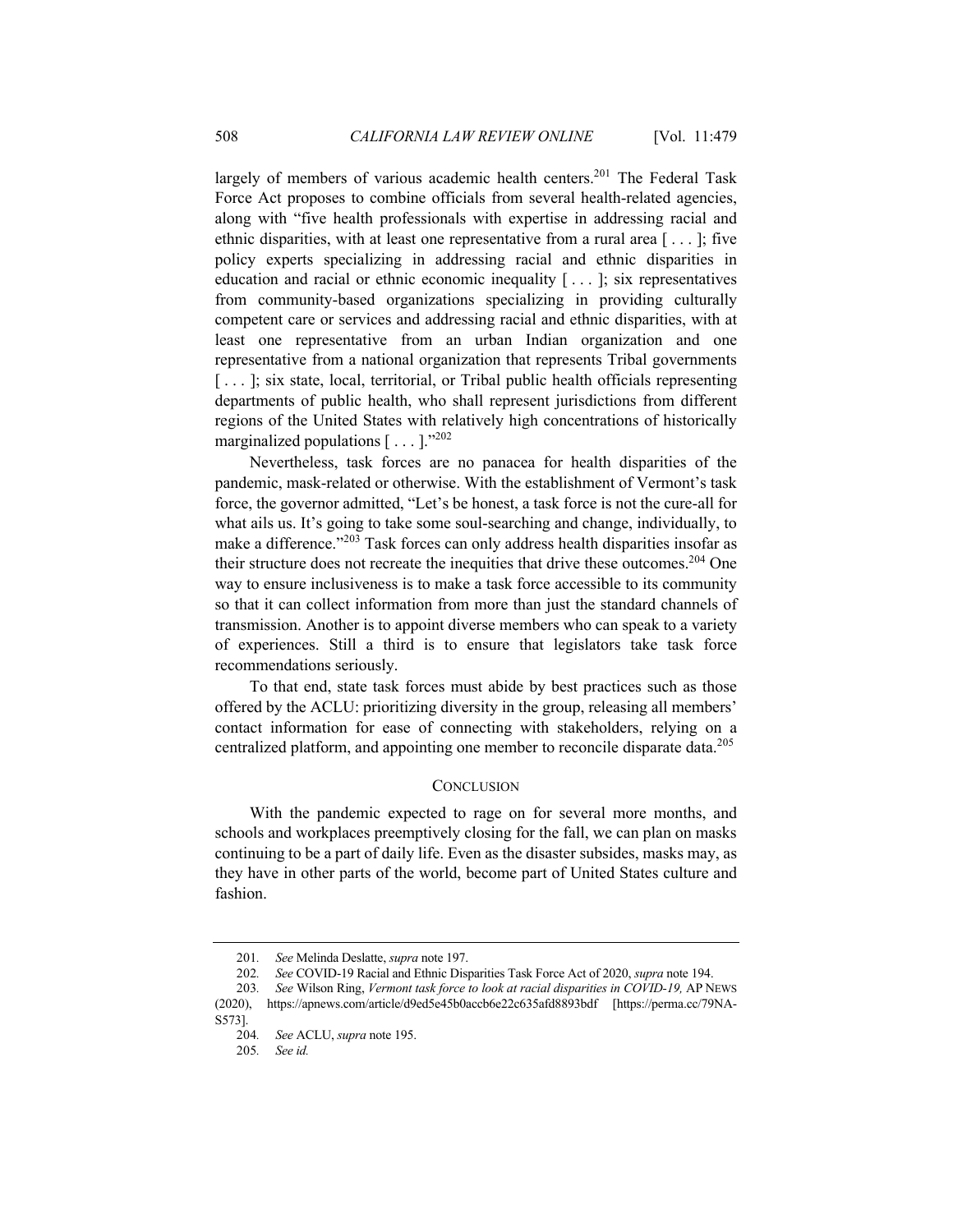largely of members of various academic health centers.[201] The Federal Task Force Act proposes to combine officials from several health-related agencies, along with "five health professionals with expertise in addressing racial and ethnic disparities, with at least one representative from a rural area [ . . . ]; five policy experts specializing in addressing racial and ethnic disparities in education and racial or ethnic economic inequality [ . . . ]; six representatives from community-based organizations specializing in providing culturally competent care or services and addressing racial and ethnic disparities, with at least one representative from an urban Indian organization and one representative from a national organization that represents Tribal governments [ . . . ]; six state, local, territorial, or Tribal public health officials representing departments of public health, who shall represent jurisdictions from different regions of the United States with relatively high concentrations of historically marginalized populations [ . . . ]."[202]

Nevertheless, task forces are no panacea for health disparities of the pandemic, mask-related or otherwise. With the establishment of Vermont's task force, the governor admitted, "Let's be honest, a task force is not the cure-all for what ails us. It's going to take some soul-searching and change, individually, to make a difference."[203] Task forces can only address health disparities insofar as their structure does not recreate the inequities that drive these outcomes.[204] One way to ensure inclusiveness is to make a task force accessible to its community so that it can collect information from more than just the standard channels of transmission. Another is to appoint diverse members who can speak to a variety of experiences. Still a third is to ensure that legislators take task force recommendations seriously.

To that end, state task forces must abide by best practices such as those offered by the ACLU: prioritizing diversity in the group, releasing all members' contact information for ease of connecting with stakeholders, relying on a centralized platform, and appointing one member to reconcile disparate data.[205]

## CONCLUSION

With the pandemic expected to rage on for several more months, and schools and workplaces preemptively closing for the fall, we can plan on masks continuing to be a part of daily life. Even as the disaster subsides, masks may, as they have in other parts of the world, become part of United States culture and fashion.

---

201. *See* Melinda Deslatte, *supra* note 197.

202. *See* COVID-19 Racial and Ethnic Disparities Task Force Act of 2020, *supra* note 194.

203. *See* Wilson Ring, *Vermont task force to look at racial disparities in COVID-19,* AP NEWS (2020), https://apnews.com/article/d9ed5e45b0accb6e22c635afd8893bdf [https://perma.cc/79NA-S573].

204. *See* ACLU, *supra* note 195.

205. *See id.*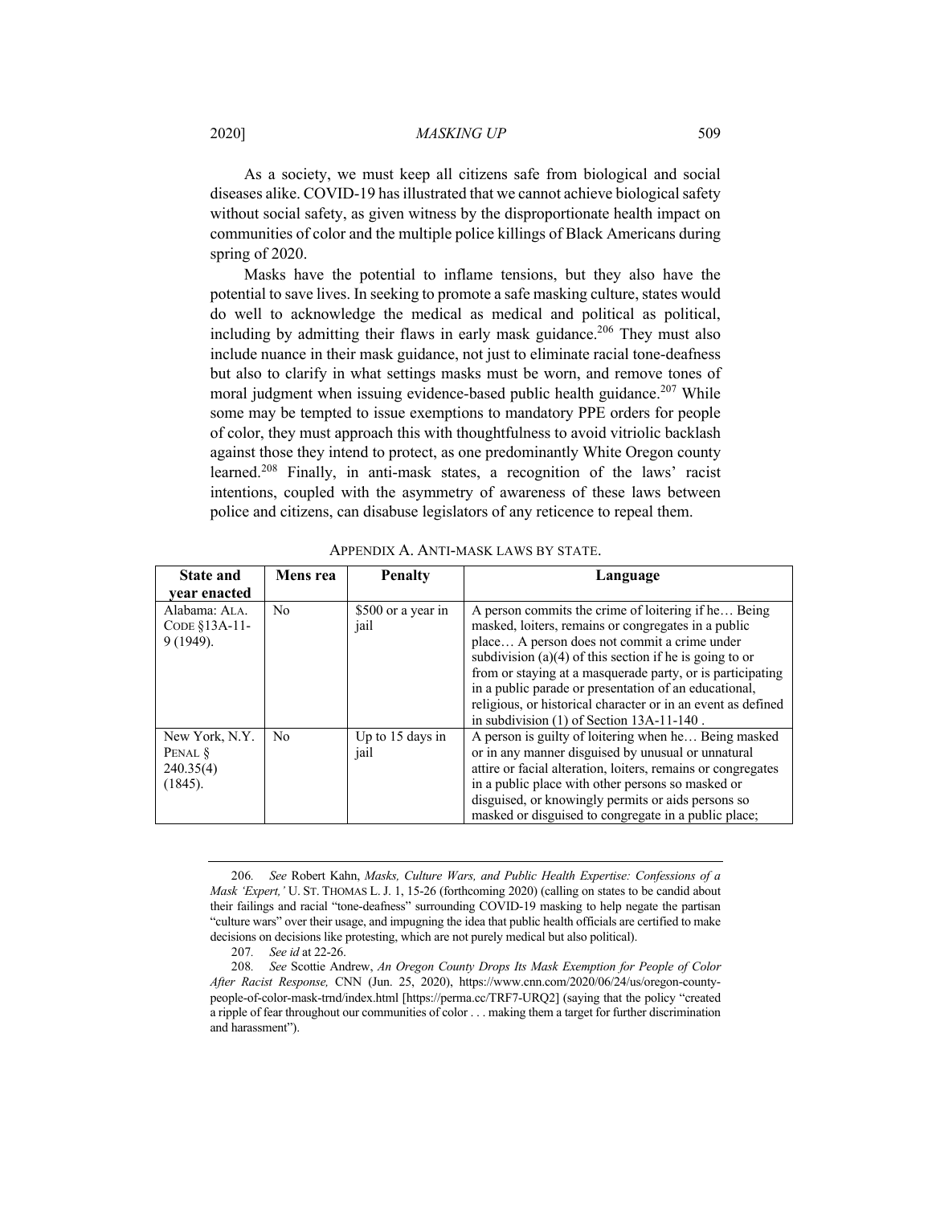As a society, we must keep all citizens safe from biological and social diseases alike. COVID-19 has illustrated that we cannot achieve biological safety without social safety, as given witness by the disproportionate health impact on communities of color and the multiple police killings of Black Americans during spring of 2020.

Masks have the potential to inflame tensions, but they also have the potential to save lives. In seeking to promote a safe masking culture, states would do well to acknowledge the medical as medical and political as political, including by admitting their flaws in early mask guidance.[206] They must also include nuance in their mask guidance, not just to eliminate racial tone-deafness but also to clarify in what settings masks must be worn, and remove tones of moral judgment when issuing evidence-based public health guidance.[207] While some may be tempted to issue exemptions to mandatory PPE orders for people of color, they must approach this with thoughtfulness to avoid vitriolic backlash against those they intend to protect, as one predominantly White Oregon county learned.[208] Finally, in anti-mask states, a recognition of the laws' racist intentions, coupled with the asymmetry of awareness of these laws between police and citizens, can disabuse legislators of any reticence to repeal them.

APPENDIX A. ANTI-MASK LAWS BY STATE.

| State and year enacted | Mens rea | Penalty | Language |
|---|---|---|---|
| Alabama: ALA. CODE §13A-11-9 (1949). | No | $500 or a year in jail | A person commits the crime of loitering if he… Being masked, loiters, remains or congregates in a public place… A person does not commit a crime under subdivision (a)(4) of this section if he is going to or from or staying at a masquerade party, or is participating in a public parade or presentation of an educational, religious, or historical character or in an event as defined in subdivision (1) of Section 13A-11-140 . |
| New York, N.Y. PENAL § 240.35(4) (1845). | No | Up to 15 days in jail | A person is guilty of loitering when he… Being masked or in any manner disguised by unusual or unnatural attire or facial alteration, loiters, remains or congregates in a public place with other persons so masked or disguised, or knowingly permits or aids persons so masked or disguised to congregate in a public place; |

206. *See* Robert Kahn, *Masks, Culture Wars, and Public Health Expertise: Confessions of a Mask 'Expert,'* U. ST. THOMAS L. J. 1, 15-26 (forthcoming 2020) (calling on states to be candid about their failings and racial "tone-deafness" surrounding COVID-19 masking to help negate the partisan "culture wars" over their usage, and impugning the idea that public health officials are certified to make decisions on decisions like protesting, which are not purely medical but also political).

207. *See id* at 22-26.

208. *See* Scottie Andrew, *An Oregon County Drops Its Mask Exemption for People of Color After Racist Response,* CNN (Jun. 25, 2020), https://www.cnn.com/2020/06/24/us/oregon-county-people-of-color-mask-trnd/index.html [https://perma.cc/TRF7-URQ2] (saying that the policy "created a ripple of fear throughout our communities of color . . . making them a target for further discrimination and harassment").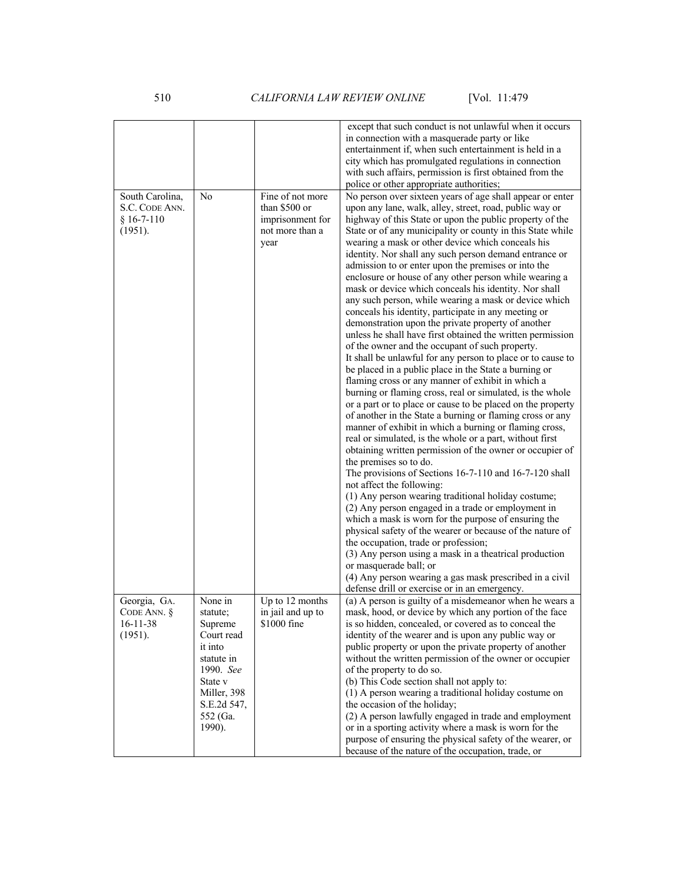| | | | except that such conduct is not unlawful when it occurs in connection with a masquerade party or like entertainment if, when such entertainment is held in a city which has promulgated regulations in connection with such affairs, permission is first obtained from the police or other appropriate authorities; |
|---|---|---|---|
| South Carolina, S.C. CODE ANN. § 16-7-110 (1951). | No | Fine of not more than $500 or imprisonment for not more than a year | No person over sixteen years of age shall appear or enter upon any lane, walk, alley, street, road, public way or highway of this State or upon the public property of the State or of any municipality or county in this State while wearing a mask or other device which conceals his identity. Nor shall any such person demand entrance or admission to or enter upon the premises or into the enclosure or house of any other person while wearing a mask or device which conceals his identity. Nor shall any such person, while wearing a mask or device which conceals his identity, participate in any meeting or demonstration upon the private property of another unless he shall have first obtained the written permission of the owner and the occupant of such property.<br>It shall be unlawful for any person to place or to cause to be placed in a public place in the State a burning or flaming cross or any manner of exhibit in which a burning or flaming cross, real or simulated, is the whole or a part or to place or cause to be placed on the property of another in the State a burning or flaming cross or any manner of exhibit in which a burning or flaming cross, real or simulated, is the whole or a part, without first obtaining written permission of the owner or occupier of the premises so to do.<br>The provisions of Sections 16-7-110 and 16-7-120 shall not affect the following:<br>(1) Any person wearing traditional holiday costume;<br>(2) Any person engaged in a trade or employment in which a mask is worn for the purpose of ensuring the physical safety of the wearer or because of the nature of the occupation, trade or profession;<br>(3) Any person using a mask in a theatrical production or masquerade ball; or<br>(4) Any person wearing a gas mask prescribed in a civil defense drill or exercise or in an emergency. |
| Georgia, GA. CODE ANN. § 16-11-38 (1951). | None in statute; Supreme Court read it into statute in 1990. *See* State v Miller, 398 S.E.2d 547, 552 (Ga. 1990). | Up to 12 months in jail and up to $1000 fine | (a) A person is guilty of a misdemeanor when he wears a mask, hood, or device by which any portion of the face is so hidden, concealed, or covered as to conceal the identity of the wearer and is upon any public way or public property or upon the private property of another without the written permission of the owner or occupier of the property to do so.<br>(b) This Code section shall not apply to:<br>(1) A person wearing a traditional holiday costume on the occasion of the holiday;<br>(2) A person lawfully engaged in trade and employment or in a sporting activity where a mask is worn for the purpose of ensuring the physical safety of the wearer, or because of the nature of the occupation, trade, or |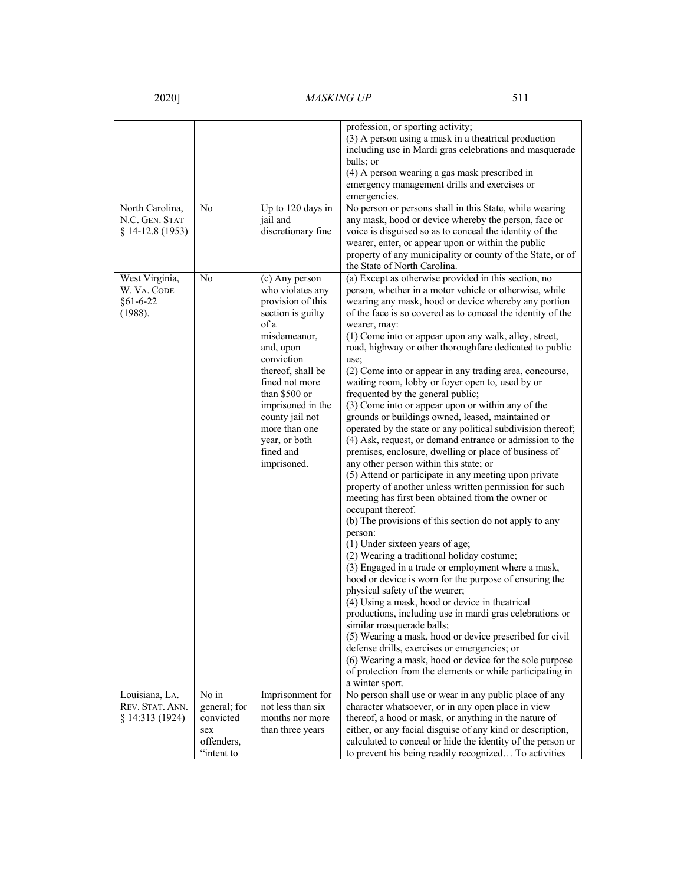| | | | profession, or sporting activity;<br>(3) A person using a mask in a theatrical production including use in Mardi gras celebrations and masquerade balls; or<br>(4) A person wearing a gas mask prescribed in emergency management drills and exercises or emergencies. |
|---|---|---|---|
| North Carolina, N.C. GEN. STAT § 14-12.8 (1953) | No | Up to 120 days in jail and discretionary fine | No person or persons shall in this State, while wearing any mask, hood or device whereby the person, face or voice is disguised so as to conceal the identity of the wearer, enter, or appear upon or within the public property of any municipality or county of the State, or of the State of North Carolina. |
| West Virginia, W. VA. CODE §61-6-22 (1988). | No | (c) Any person who violates any provision of this section is guilty of a misdemeanor, and, upon conviction thereof, shall be fined not more than $500 or imprisoned in the county jail not more than one year, or both fined and imprisoned. | (a) Except as otherwise provided in this section, no person, whether in a motor vehicle or otherwise, while wearing any mask, hood or device whereby any portion of the face is so covered as to conceal the identity of the wearer, may:<br>(1) Come into or appear upon any walk, alley, street, road, highway or other thoroughfare dedicated to public use;<br>(2) Come into or appear in any trading area, concourse, waiting room, lobby or foyer open to, used by or frequented by the general public;<br>(3) Come into or appear upon or within any of the grounds or buildings owned, leased, maintained or operated by the state or any political subdivision thereof;<br>(4) Ask, request, or demand entrance or admission to the premises, enclosure, dwelling or place of business of any other person within this state; or<br>(5) Attend or participate in any meeting upon private property of another unless written permission for such meeting has first been obtained from the owner or occupant thereof.<br>(b) The provisions of this section do not apply to any person:<br>(1) Under sixteen years of age;<br>(2) Wearing a traditional holiday costume;<br>(3) Engaged in a trade or employment where a mask, hood or device is worn for the purpose of ensuring the physical safety of the wearer;<br>(4) Using a mask, hood or device in theatrical productions, including use in mardi gras celebrations or similar masquerade balls;<br>(5) Wearing a mask, hood or device prescribed for civil defense drills, exercises or emergencies; or<br>(6) Wearing a mask, hood or device for the sole purpose of protection from the elements or while participating in a winter sport. |
| Louisiana, LA. REV. STAT. ANN. § 14:313 (1924) | No in general; for convicted sex offenders, "intent to | Imprisonment for not less than six months nor more than three years | No person shall use or wear in any public place of any character whatsoever, or in any open place in view thereof, a hood or mask, or anything in the nature of either, or any facial disguise of any kind or description, calculated to conceal or hide the identity of the person or to prevent his being readily recognized… To activities |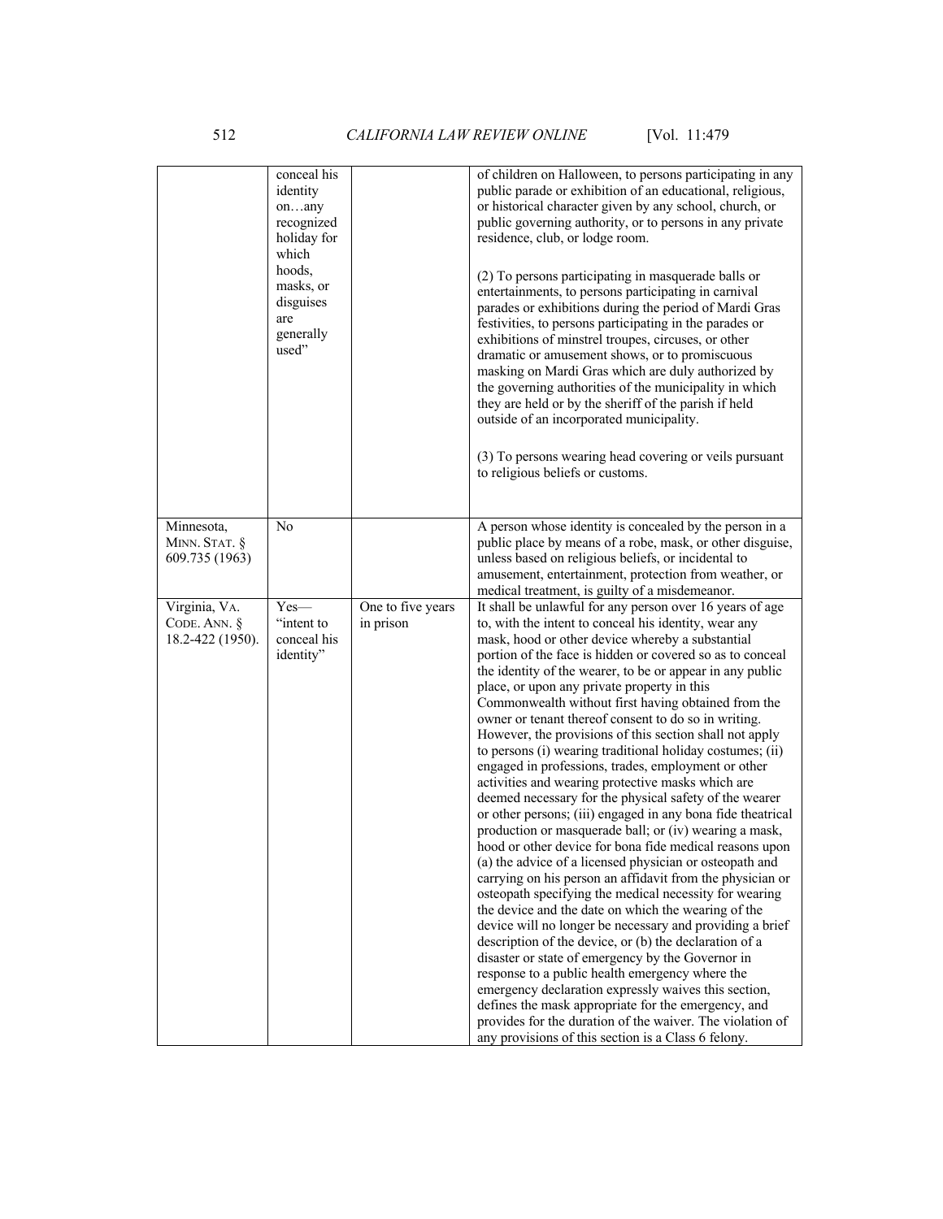| | conceal his identity on…any recognized holiday for which hoods, masks, or disguises are generally used" | | of children on Halloween, to persons participating in any public parade or exhibition of an educational, religious, or historical character given by any school, church, or public governing authority, or to persons in any private residence, club, or lodge room.<br><br>(2) To persons participating in masquerade balls or entertainments, to persons participating in carnival parades or exhibitions during the period of Mardi Gras festivities, to persons participating in the parades or exhibitions of minstrel troupes, circuses, or other dramatic or amusement shows, or to promiscuous masking on Mardi Gras which are duly authorized by the governing authorities of the municipality in which they are held or by the sheriff of the parish if held outside of an incorporated municipality.<br><br>(3) To persons wearing head covering or veils pursuant to religious beliefs or customs. |
|---|---|---|---|
| Minnesota, MINN. STAT. § 609.735 (1963) | No | | A person whose identity is concealed by the person in a public place by means of a robe, mask, or other disguise, unless based on religious beliefs, or incidental to amusement, entertainment, protection from weather, or medical treatment, is guilty of a misdemeanor. |
| Virginia, VA. CODE. ANN. § 18.2-422 (1950). | Yes—"intent to conceal his identity" | One to five years in prison | It shall be unlawful for any person over 16 years of age to, with the intent to conceal his identity, wear any mask, hood or other device whereby a substantial portion of the face is hidden or covered so as to conceal the identity of the wearer, to be or appear in any public place, or upon any private property in this Commonwealth without first having obtained from the owner or tenant thereof consent to do so in writing. However, the provisions of this section shall not apply to persons (i) wearing traditional holiday costumes; (ii) engaged in professions, trades, employment or other activities and wearing protective masks which are deemed necessary for the physical safety of the wearer or other persons; (iii) engaged in any bona fide theatrical production or masquerade ball; or (iv) wearing a mask, hood or other device for bona fide medical reasons upon (a) the advice of a licensed physician or osteopath and carrying on his person an affidavit from the physician or osteopath specifying the medical necessity for wearing the device and the date on which the wearing of the device will no longer be necessary and providing a brief description of the device, or (b) the declaration of a disaster or state of emergency by the Governor in response to a public health emergency where the emergency declaration expressly waives this section, defines the mask appropriate for the emergency, and provides for the duration of the waiver. The violation of any provisions of this section is a Class 6 felony. |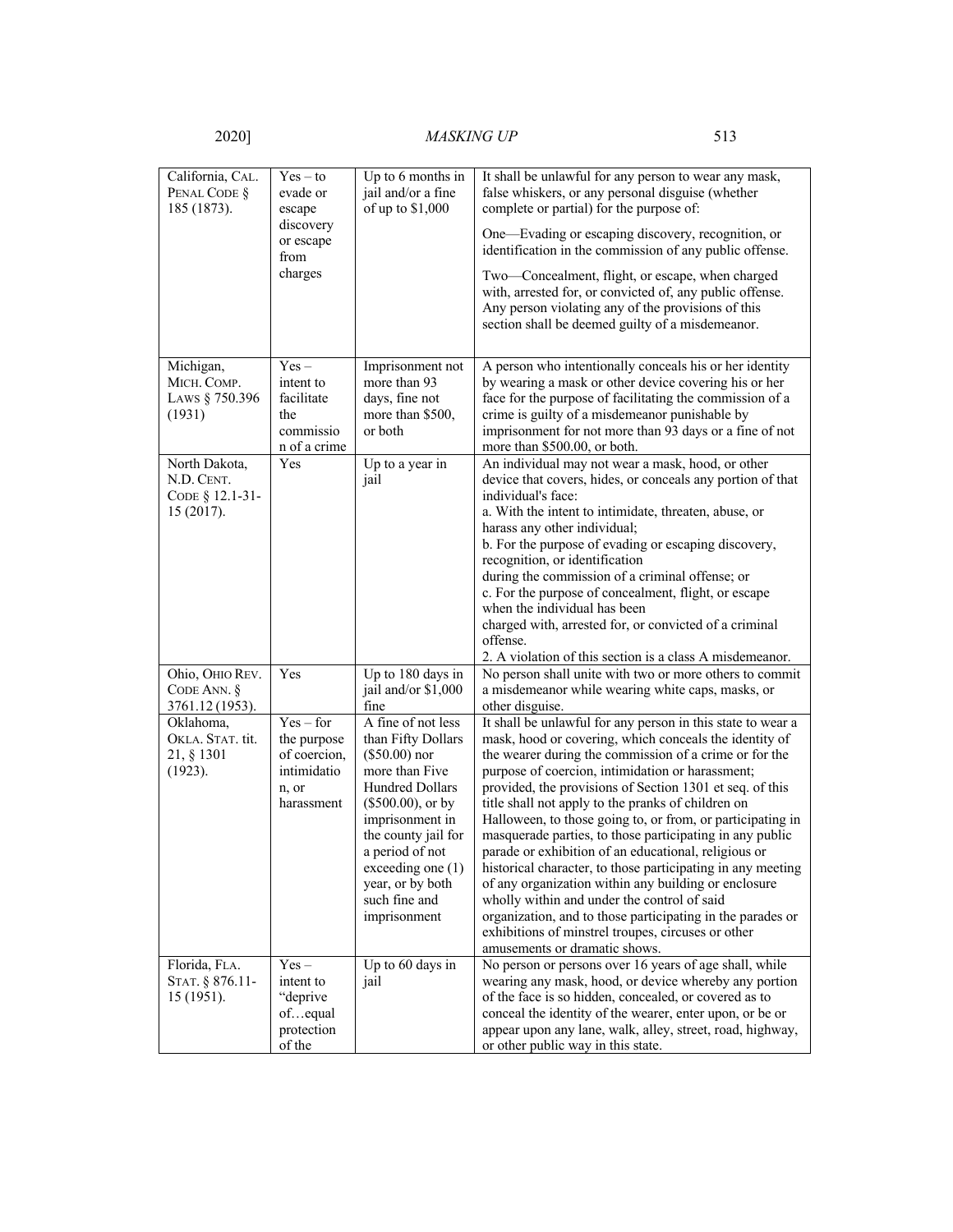| California, CAL. PENAL CODE § 185 (1873). | Yes – to evade or escape discovery or escape from charges | Up to 6 months in jail and/or a fine of up to $1,000 | It shall be unlawful for any person to wear any mask, false whiskers, or any personal disguise (whether complete or partial) for the purpose of: One—Evading or escaping discovery, recognition, or identification in the commission of any public offense. Two—Concealment, flight, or escape, when charged with, arrested for, or convicted of, any public offense. Any person violating any of the provisions of this section shall be deemed guilty of a misdemeanor. |
|---|---|---|---|
| Michigan, MICH. COMP. LAWS § 750.396 (1931) | Yes – intent to facilitate the commission of a crime | Imprisonment not more than 93 days, fine not more than $500, or both | A person who intentionally conceals his or her identity by wearing a mask or other device covering his or her face for the purpose of facilitating the commission of a crime is guilty of a misdemeanor punishable by imprisonment for not more than 93 days or a fine of not more than $500.00, or both. |
| North Dakota, N.D. CENT. CODE § 12.1-31-15 (2017). | Yes | Up to a year in jail | An individual may not wear a mask, hood, or other device that covers, hides, or conceals any portion of that individual's face: a. With the intent to intimidate, threaten, abuse, or harass any other individual; b. For the purpose of evading or escaping discovery, recognition, or identification during the commission of a criminal offense; or c. For the purpose of concealment, flight, or escape when the individual has been charged with, arrested for, or convicted of a criminal offense. 2. A violation of this section is a class A misdemeanor. |
| Ohio, OHIO REV. CODE ANN. § 3761.12 (1953). | Yes | Up to 180 days in jail and/or $1,000 fine | No person shall unite with two or more others to commit a misdemeanor while wearing white caps, masks, or other disguise. |
| Oklahoma, OKLA. STAT. tit. 21, § 1301 (1923). | Yes – for the purpose of coercion, intimidation, or harassment | A fine of not less than Fifty Dollars ($50.00) nor more than Five Hundred Dollars ($500.00), or by imprisonment in the county jail for a period of not exceeding one (1) year, or by both such fine and imprisonment | It shall be unlawful for any person in this state to wear a mask, hood or covering, which conceals the identity of the wearer during the commission of a crime or for the purpose of coercion, intimidation or harassment; provided, the provisions of Section 1301 et seq. of this title shall not apply to the pranks of children on Halloween, to those going to, or from, or participating in masquerade parties, to those participating in any public parade or exhibition of an educational, religious or historical character, to those participating in any meeting of any organization within any building or enclosure wholly within and under the control of said organization, and to those participating in the parades or exhibitions of minstrel troupes, circuses or other amusements or dramatic shows. |
| Florida, FLA. STAT. § 876.11-15 (1951). | Yes – intent to "deprive of…equal protection of the | Up to 60 days in jail | No person or persons over 16 years of age shall, while wearing any mask, hood, or device whereby any portion of the face is so hidden, concealed, or covered as to conceal the identity of the wearer, enter upon, or be or appear upon any lane, walk, alley, street, road, highway, or other public way in this state. |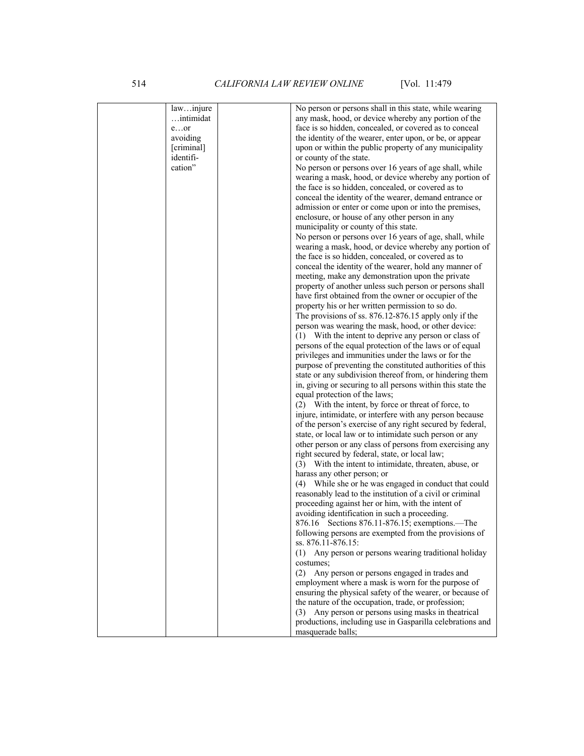| | | | |
|---|---|---|---|
| | law…injure …intimidate…or avoiding [criminal] identification" | | No person or persons shall in this state, while wearing any mask, hood, or device whereby any portion of the face is so hidden, concealed, or covered as to conceal the identity of the wearer, enter upon, or be, or appear upon or within the public property of any municipality or county of the state.<br>No person or persons over 16 years of age shall, while wearing a mask, hood, or device whereby any portion of the face is so hidden, concealed, or covered as to conceal the identity of the wearer, demand entrance or admission or enter or come upon or into the premises, enclosure, or house of any other person in any municipality or county of this state.<br>No person or persons over 16 years of age, shall, while wearing a mask, hood, or device whereby any portion of the face is so hidden, concealed, or covered as to conceal the identity of the wearer, hold any manner of meeting, make any demonstration upon the private property of another unless such person or persons shall have first obtained from the owner or occupier of the property his or her written permission to so do.<br>The provisions of ss. 876.12-876.15 apply only if the person was wearing the mask, hood, or other device:<br>(1) With the intent to deprive any person or class of persons of the equal protection of the laws or of equal privileges and immunities under the laws or for the purpose of preventing the constituted authorities of this state or any subdivision thereof from, or hindering them in, giving or securing to all persons within this state the equal protection of the laws;<br>(2) With the intent, by force or threat of force, to injure, intimidate, or interfere with any person because of the person's exercise of any right secured by federal, state, or local law or to intimidate such person or any other person or any class of persons from exercising any right secured by federal, state, or local law;<br>(3) With the intent to intimidate, threaten, abuse, or harass any other person; or<br>(4) While she or he was engaged in conduct that could reasonably lead to the institution of a civil or criminal proceeding against her or him, with the intent of avoiding identification in such a proceeding.<br>876.16 Sections 876.11-876.15; exemptions.—The following persons are exempted from the provisions of ss. 876.11-876.15:<br>(1) Any person or persons wearing traditional holiday costumes;<br>(2) Any person or persons engaged in trades and employment where a mask is worn for the purpose of ensuring the physical safety of the wearer, or because of the nature of the occupation, trade, or profession;<br>(3) Any person or persons using masks in theatrical productions, including use in Gasparilla celebrations and masquerade balls; |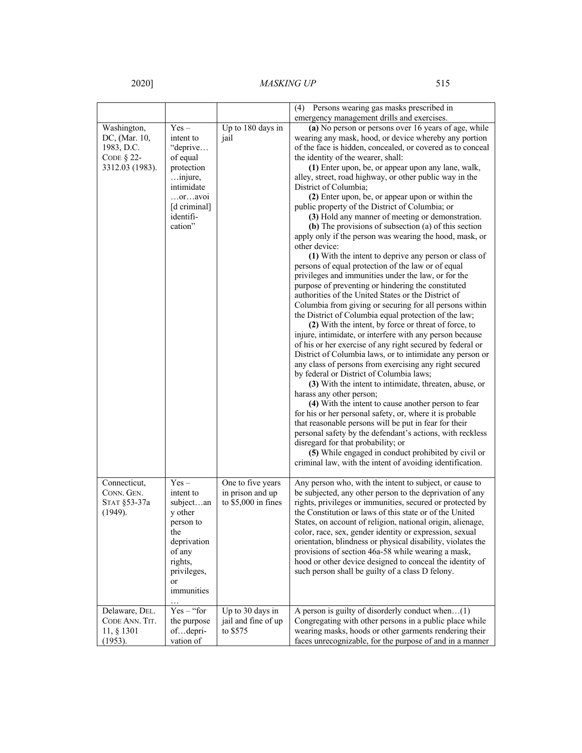| | | | (4) Persons wearing gas masks prescribed in emergency management drills and exercises. |
|---|---|---|---|
| Washington, DC, (Mar. 10, 1983, D.C. CODE § 22-3312.03 (1983). | Yes – intent to "deprive… of equal protection …injure, intimidate …or…avoi [d criminal] identification" | Up to 180 days in jail | **(a)** No person or persons over 16 years of age, while wearing any mask, hood, or device whereby any portion of the face is hidden, concealed, or covered as to conceal the identity of the wearer, shall: **(1)** Enter upon, be, or appear upon any lane, walk, alley, street, road highway, or other public way in the District of Columbia; **(2)** Enter upon, be, or appear upon or within the public property of the District of Columbia; or **(3)** Hold any manner of meeting or demonstration. **(b)** The provisions of subsection (a) of this section apply only if the person was wearing the hood, mask, or other device: **(1)** With the intent to deprive any person or class of persons of equal protection of the law or of equal privileges and immunities under the law, or for the purpose of preventing or hindering the constituted authorities of the United States or the District of Columbia from giving or securing for all persons within the District of Columbia equal protection of the law; **(2)** With the intent, by force or threat of force, to injure, intimidate, or interfere with any person because of his or her exercise of any right secured by federal or District of Columbia laws, or to intimidate any person or any class of persons from exercising any right secured by federal or District of Columbia laws; **(3)** With the intent to intimidate, threaten, abuse, or harass any other person; **(4)** With the intent to cause another person to fear for his or her personal safety, or, where it is probable that reasonable persons will be put in fear for their personal safety by the defendant's actions, with reckless disregard for that probability; or **(5)** While engaged in conduct prohibited by civil or criminal law, with the intent of avoiding identification. |
| Connecticut, CONN. GEN. STAT §53-37a (1949). | Yes – intent to subject…any other person to the deprivation of any rights, privileges, or immunities … | One to five years in prison and up to $5,000 in fines | Any person who, with the intent to subject, or cause to be subjected, any other person to the deprivation of any rights, privileges or immunities, secured or protected by the Constitution or laws of this state or of the United States, on account of religion, national origin, alienage, color, race, sex, gender identity or expression, sexual orientation, blindness or physical disability, violates the provisions of section 46a-58 while wearing a mask, hood or other device designed to conceal the identity of such person shall be guilty of a class D felony. |
| Delaware, DEL. CODE ANN. TIT. 11, § 1301 (1953). | Yes – "for the purpose of…deprivation of | Up to 30 days in jail and fine of up to $575 | A person is guilty of disorderly conduct when…(1) Congregating with other persons in a public place while wearing masks, hoods or other garments rendering their faces unrecognizable, for the purpose of and in a manner |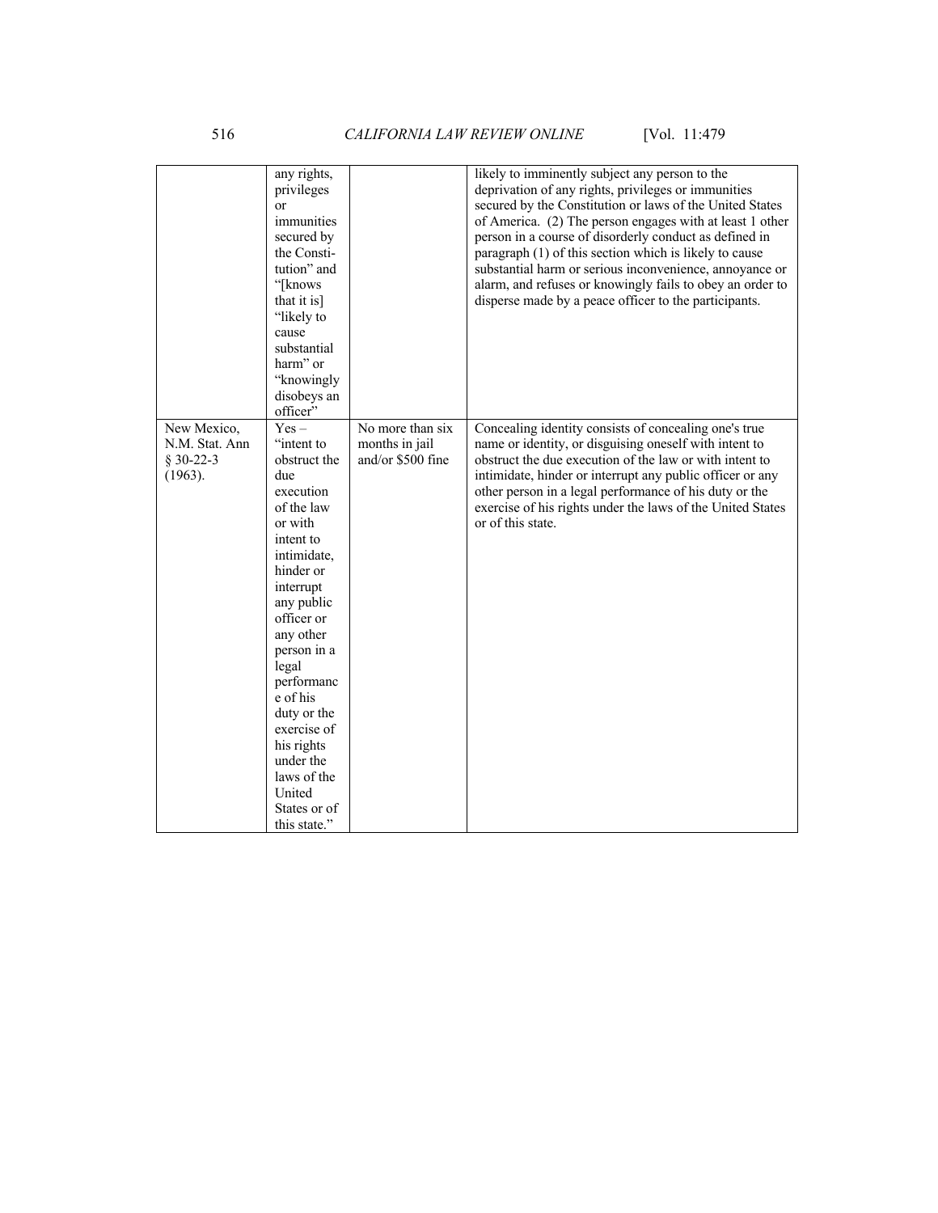| | | | |
|---|---|---|---|
| | any rights, privileges or immunities secured by the Constitution" and "[knows that it is] "likely to cause substantial harm" or "knowingly disobeys an officer" | | likely to imminently subject any person to the deprivation of any rights, privileges or immunities secured by the Constitution or laws of the United States of America. (2) The person engages with at least 1 other person in a course of disorderly conduct as defined in paragraph (1) of this section which is likely to cause substantial harm or serious inconvenience, annoyance or alarm, and refuses or knowingly fails to obey an order to disperse made by a peace officer to the participants. |
| New Mexico, N.M. Stat. Ann § 30-22-3 (1963). | Yes – "intent to obstruct the due execution of the law or with intent to intimidate, hinder or interrupt any public officer or any other person in a legal performance of his duty or the exercise of his rights under the laws of the United States or of this state." | No more than six months in jail and/or $500 fine | Concealing identity consists of concealing one's true name or identity, or disguising oneself with intent to obstruct the due execution of the law or with intent to intimidate, hinder or interrupt any public officer or any other person in a legal performance of his duty or the exercise of his rights under the laws of the United States or of this state. |